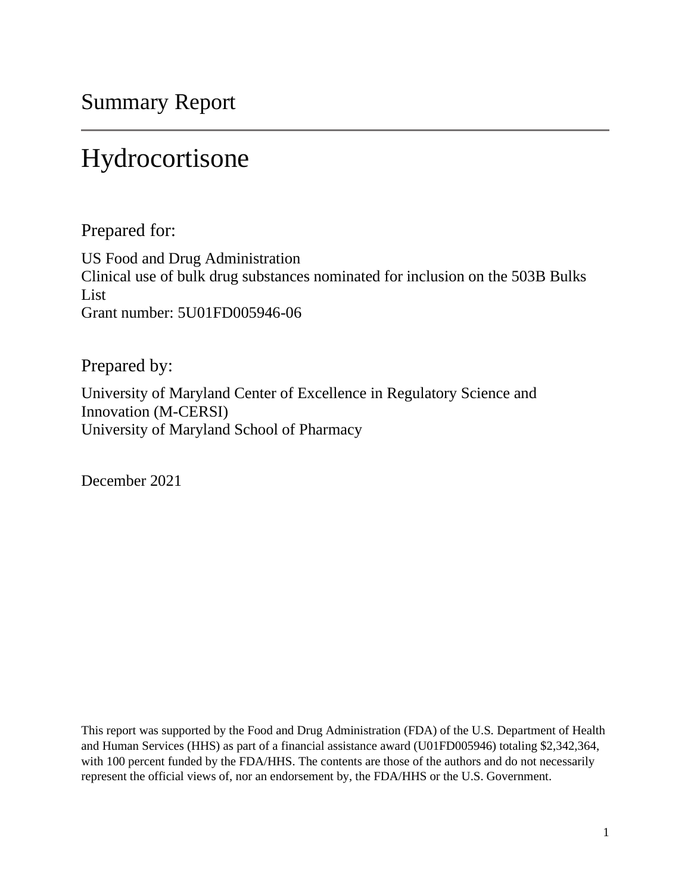Summary Report

# Hydrocortisone

## Prepared for:

US Food and Drug Administration
Clinical use of bulk drug substances nominated for inclusion on the 503B Bulks List
Grant number: 5U01FD005946-06

## Prepared by:

University of Maryland Center of Excellence in Regulatory Science and Innovation (M-CERSI)
University of Maryland School of Pharmacy

December 2021

This report was supported by the Food and Drug Administration (FDA) of the U.S. Department of Health and Human Services (HHS) as part of a financial assistance award (U01FD005946) totaling $2,342,364, with 100 percent funded by the FDA/HHS. The contents are those of the authors and do not necessarily represent the official views of, nor an endorsement by, the FDA/HHS or the U.S. Government.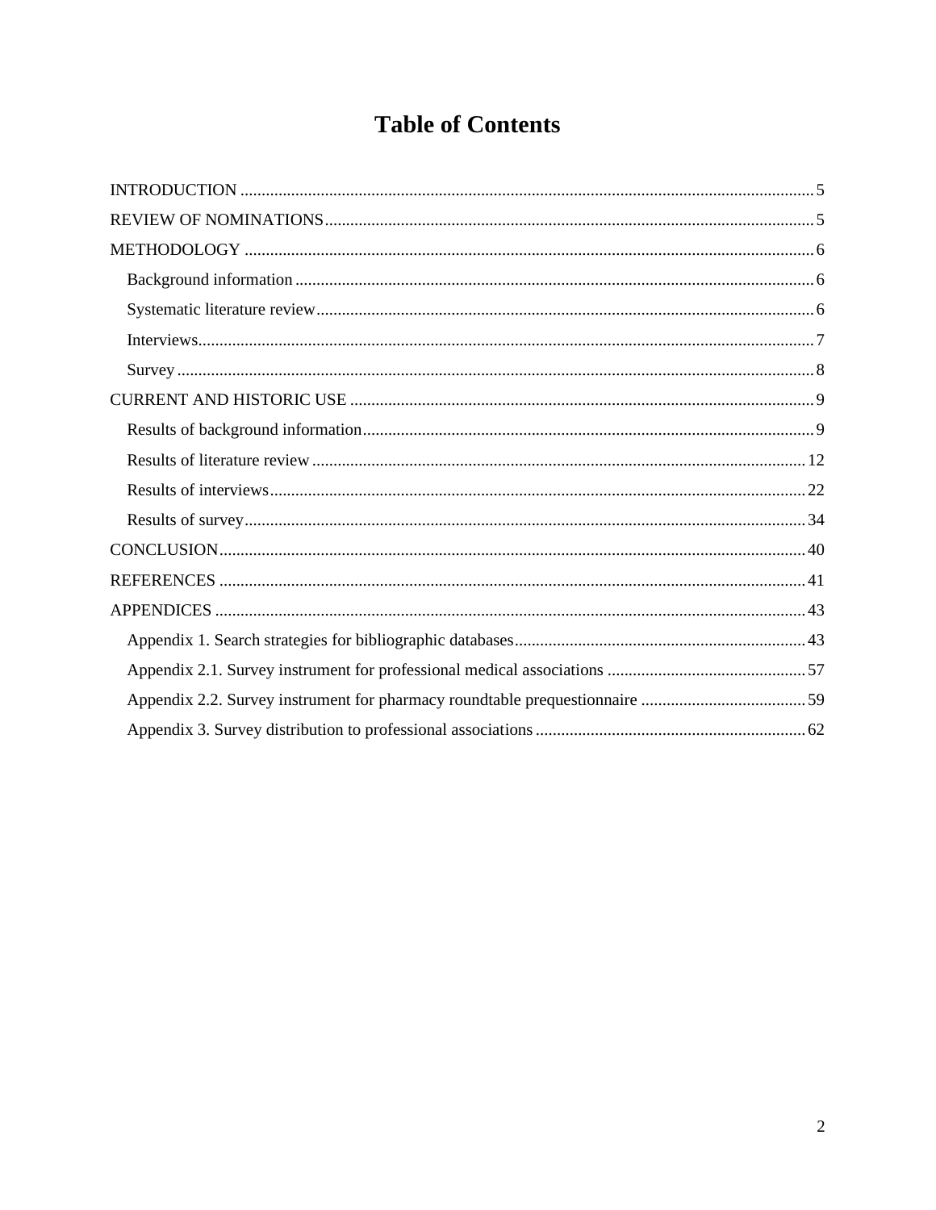# Table of Contents

INTRODUCTION .......... 5

REVIEW OF NOMINATIONS .......... 5

METHODOLOGY .......... 6

- Background information .......... 6
- Systematic literature review .......... 6
- Interviews .......... 7
- Survey .......... 8

CURRENT AND HISTORIC USE .......... 9

- Results of background information .......... 9
- Results of literature review .......... 12
- Results of interviews .......... 22
- Results of survey .......... 34

CONCLUSION .......... 40

REFERENCES .......... 41

APPENDICES .......... 43

- Appendix 1. Search strategies for bibliographic databases .......... 43
- Appendix 2.1. Survey instrument for professional medical associations .......... 57
- Appendix 2.2. Survey instrument for pharmacy roundtable prequestionnaire .......... 59
- Appendix 3. Survey distribution to professional associations .......... 62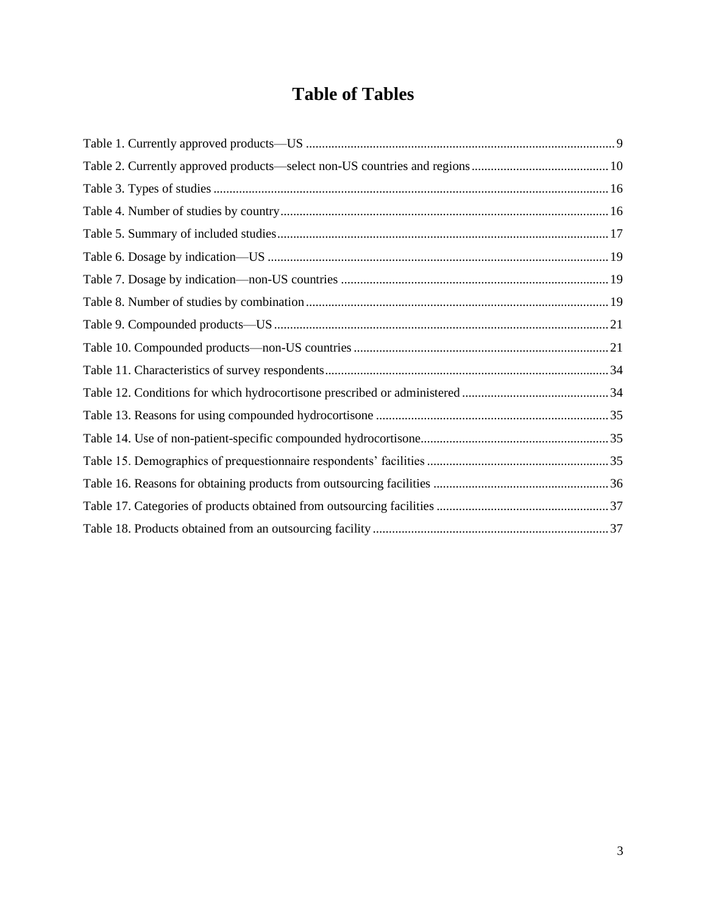# Table of Tables

Table 1. Currently approved products—US ... 9
Table 2. Currently approved products—select non-US countries and regions ... 10
Table 3. Types of studies ... 16
Table 4. Number of studies by country ... 16
Table 5. Summary of included studies ... 17
Table 6. Dosage by indication—US ... 19
Table 7. Dosage by indication—non-US countries ... 19
Table 8. Number of studies by combination ... 19
Table 9. Compounded products—US ... 21
Table 10. Compounded products—non-US countries ... 21
Table 11. Characteristics of survey respondents ... 34
Table 12. Conditions for which hydrocortisone prescribed or administered ... 34
Table 13. Reasons for using compounded hydrocortisone ... 35
Table 14. Use of non-patient-specific compounded hydrocortisone ... 35
Table 15. Demographics of prequestionnaire respondents' facilities ... 35
Table 16. Reasons for obtaining products from outsourcing facilities ... 36
Table 17. Categories of products obtained from outsourcing facilities ... 37
Table 18. Products obtained from an outsourcing facility ... 37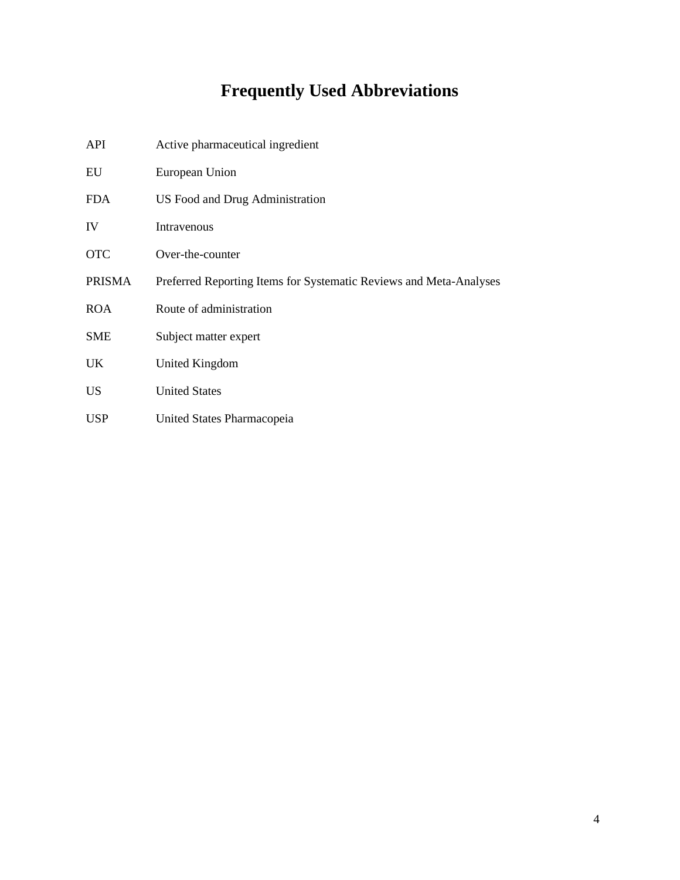# Frequently Used Abbreviations

| | |
|---|---|
| API | Active pharmaceutical ingredient |
| EU | European Union |
| FDA | US Food and Drug Administration |
| IV | Intravenous |
| OTC | Over-the-counter |
| PRISMA | Preferred Reporting Items for Systematic Reviews and Meta-Analyses |
| ROA | Route of administration |
| SME | Subject matter expert |
| UK | United Kingdom |
| US | United States |
| USP | United States Pharmacopeia |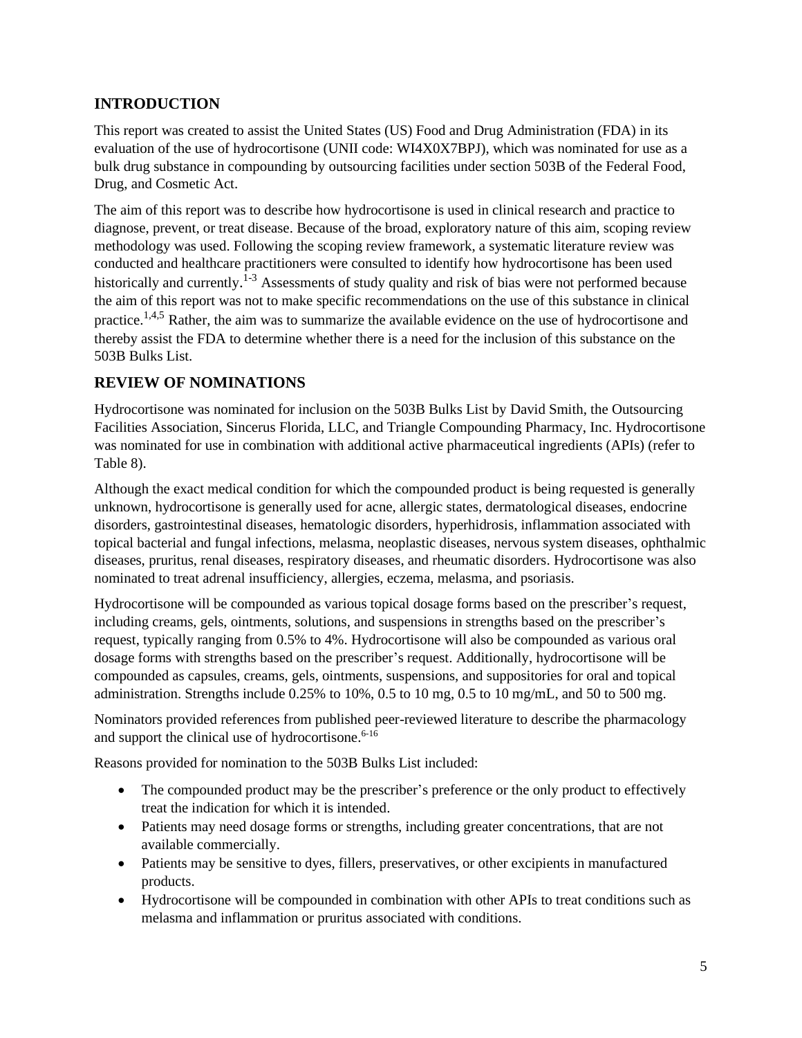## INTRODUCTION

This report was created to assist the United States (US) Food and Drug Administration (FDA) in its evaluation of the use of hydrocortisone (UNII code: WI4X0X7BPJ), which was nominated for use as a bulk drug substance in compounding by outsourcing facilities under section 503B of the Federal Food, Drug, and Cosmetic Act.

The aim of this report was to describe how hydrocortisone is used in clinical research and practice to diagnose, prevent, or treat disease. Because of the broad, exploratory nature of this aim, scoping review methodology was used. Following the scoping review framework, a systematic literature review was conducted and healthcare practitioners were consulted to identify how hydrocortisone has been used historically and currently.[1-3] Assessments of study quality and risk of bias were not performed because the aim of this report was not to make specific recommendations on the use of this substance in clinical practice.[1,4,5] Rather, the aim was to summarize the available evidence on the use of hydrocortisone and thereby assist the FDA to determine whether there is a need for the inclusion of this substance on the 503B Bulks List.

## REVIEW OF NOMINATIONS

Hydrocortisone was nominated for inclusion on the 503B Bulks List by David Smith, the Outsourcing Facilities Association, Sincerus Florida, LLC, and Triangle Compounding Pharmacy, Inc. Hydrocortisone was nominated for use in combination with additional active pharmaceutical ingredients (APIs) (refer to Table 8).

Although the exact medical condition for which the compounded product is being requested is generally unknown, hydrocortisone is generally used for acne, allergic states, dermatological diseases, endocrine disorders, gastrointestinal diseases, hematologic disorders, hyperhidrosis, inflammation associated with topical bacterial and fungal infections, melasma, neoplastic diseases, nervous system diseases, ophthalmic diseases, pruritus, renal diseases, respiratory diseases, and rheumatic disorders. Hydrocortisone was also nominated to treat adrenal insufficiency, allergies, eczema, melasma, and psoriasis.

Hydrocortisone will be compounded as various topical dosage forms based on the prescriber's request, including creams, gels, ointments, solutions, and suspensions in strengths based on the prescriber's request, typically ranging from 0.5% to 4%. Hydrocortisone will also be compounded as various oral dosage forms with strengths based on the prescriber's request. Additionally, hydrocortisone will be compounded as capsules, creams, gels, ointments, suspensions, and suppositories for oral and topical administration. Strengths include 0.25% to 10%, 0.5 to 10 mg, 0.5 to 10 mg/mL, and 50 to 500 mg.

Nominators provided references from published peer-reviewed literature to describe the pharmacology and support the clinical use of hydrocortisone.[6-16]

Reasons provided for nomination to the 503B Bulks List included:

- The compounded product may be the prescriber's preference or the only product to effectively treat the indication for which it is intended.
- Patients may need dosage forms or strengths, including greater concentrations, that are not available commercially.
- Patients may be sensitive to dyes, fillers, preservatives, or other excipients in manufactured products.
- Hydrocortisone will be compounded in combination with other APIs to treat conditions such as melasma and inflammation or pruritus associated with conditions.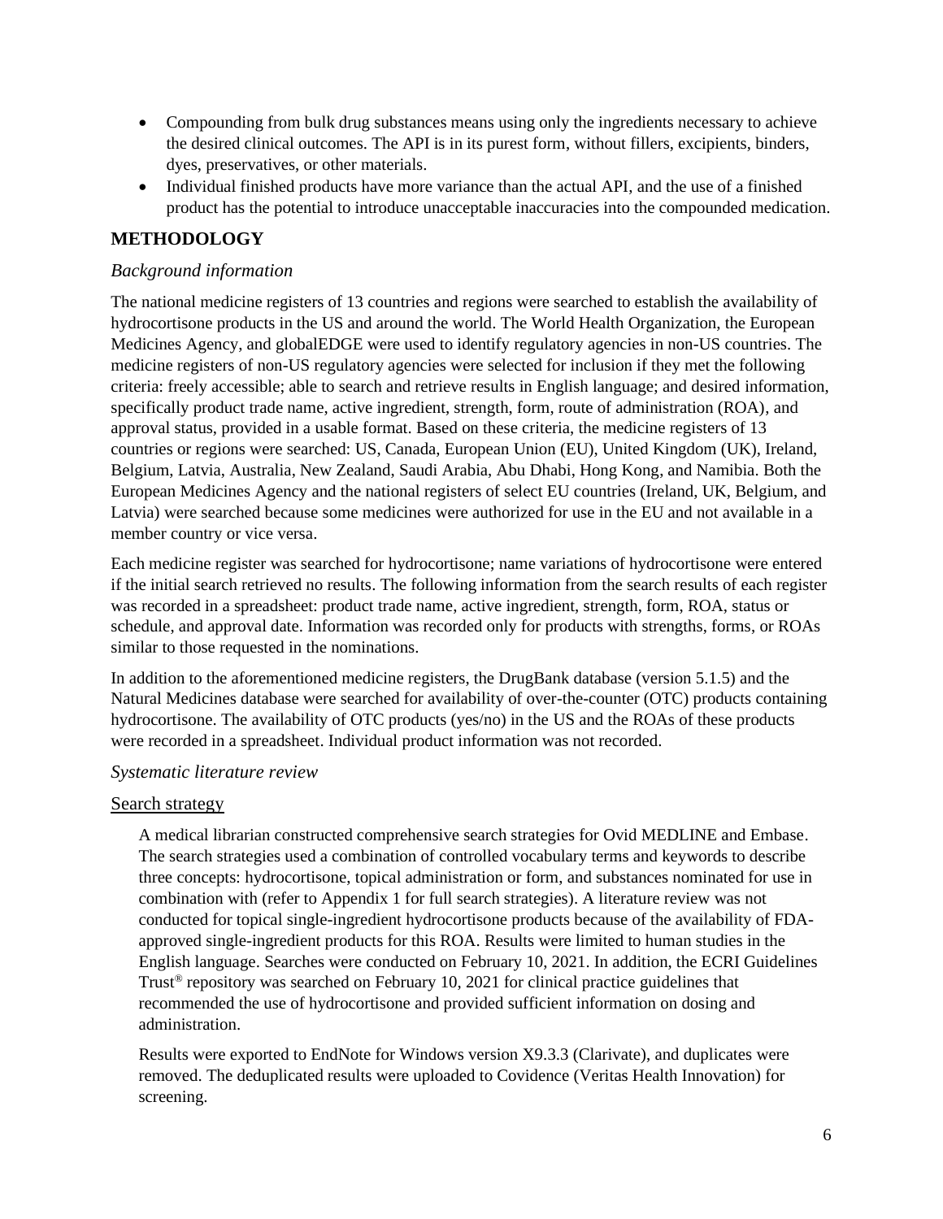- Compounding from bulk drug substances means using only the ingredients necessary to achieve the desired clinical outcomes. The API is in its purest form, without fillers, excipients, binders, dyes, preservatives, or other materials.
- Individual finished products have more variance than the actual API, and the use of a finished product has the potential to introduce unacceptable inaccuracies into the compounded medication.

## METHODOLOGY

### *Background information*

The national medicine registers of 13 countries and regions were searched to establish the availability of hydrocortisone products in the US and around the world. The World Health Organization, the European Medicines Agency, and globalEDGE were used to identify regulatory agencies in non-US countries. The medicine registers of non-US regulatory agencies were selected for inclusion if they met the following criteria: freely accessible; able to search and retrieve results in English language; and desired information, specifically product trade name, active ingredient, strength, form, route of administration (ROA), and approval status, provided in a usable format. Based on these criteria, the medicine registers of 13 countries or regions were searched: US, Canada, European Union (EU), United Kingdom (UK), Ireland, Belgium, Latvia, Australia, New Zealand, Saudi Arabia, Abu Dhabi, Hong Kong, and Namibia. Both the European Medicines Agency and the national registers of select EU countries (Ireland, UK, Belgium, and Latvia) were searched because some medicines were authorized for use in the EU and not available in a member country or vice versa.

Each medicine register was searched for hydrocortisone; name variations of hydrocortisone were entered if the initial search retrieved no results. The following information from the search results of each register was recorded in a spreadsheet: product trade name, active ingredient, strength, form, ROA, status or schedule, and approval date. Information was recorded only for products with strengths, forms, or ROAs similar to those requested in the nominations.

In addition to the aforementioned medicine registers, the DrugBank database (version 5.1.5) and the Natural Medicines database were searched for availability of over-the-counter (OTC) products containing hydrocortisone. The availability of OTC products (yes/no) in the US and the ROAs of these products were recorded in a spreadsheet. Individual product information was not recorded.

### *Systematic literature review*

#### Search strategy

A medical librarian constructed comprehensive search strategies for Ovid MEDLINE and Embase. The search strategies used a combination of controlled vocabulary terms and keywords to describe three concepts: hydrocortisone, topical administration or form, and substances nominated for use in combination with (refer to Appendix 1 for full search strategies). A literature review was not conducted for topical single-ingredient hydrocortisone products because of the availability of FDA-approved single-ingredient products for this ROA. Results were limited to human studies in the English language. Searches were conducted on February 10, 2021. In addition, the ECRI Guidelines Trust® repository was searched on February 10, 2021 for clinical practice guidelines that recommended the use of hydrocortisone and provided sufficient information on dosing and administration.

Results were exported to EndNote for Windows version X9.3.3 (Clarivate), and duplicates were removed. The deduplicated results were uploaded to Covidence (Veritas Health Innovation) for screening.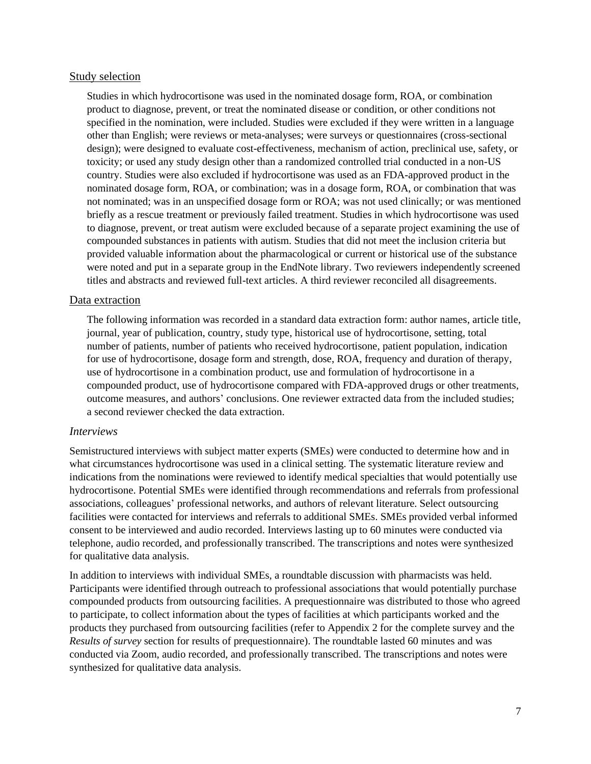#### Study selection

Studies in which hydrocortisone was used in the nominated dosage form, ROA, or combination product to diagnose, prevent, or treat the nominated disease or condition, or other conditions not specified in the nomination, were included. Studies were excluded if they were written in a language other than English; were reviews or meta-analyses; were surveys or questionnaires (cross-sectional design); were designed to evaluate cost-effectiveness, mechanism of action, preclinical use, safety, or toxicity; or used any study design other than a randomized controlled trial conducted in a non-US country. Studies were also excluded if hydrocortisone was used as an FDA-approved product in the nominated dosage form, ROA, or combination; was in a dosage form, ROA, or combination that was not nominated; was in an unspecified dosage form or ROA; was not used clinically; or was mentioned briefly as a rescue treatment or previously failed treatment. Studies in which hydrocortisone was used to diagnose, prevent, or treat autism were excluded because of a separate project examining the use of compounded substances in patients with autism. Studies that did not meet the inclusion criteria but provided valuable information about the pharmacological or current or historical use of the substance were noted and put in a separate group in the EndNote library. Two reviewers independently screened titles and abstracts and reviewed full-text articles. A third reviewer reconciled all disagreements.

#### Data extraction

The following information was recorded in a standard data extraction form: author names, article title, journal, year of publication, country, study type, historical use of hydrocortisone, setting, total number of patients, number of patients who received hydrocortisone, patient population, indication for use of hydrocortisone, dosage form and strength, dose, ROA, frequency and duration of therapy, use of hydrocortisone in a combination product, use and formulation of hydrocortisone in a compounded product, use of hydrocortisone compared with FDA-approved drugs or other treatments, outcome measures, and authors' conclusions. One reviewer extracted data from the included studies; a second reviewer checked the data extraction.

### *Interviews*

Semistructured interviews with subject matter experts (SMEs) were conducted to determine how and in what circumstances hydrocortisone was used in a clinical setting. The systematic literature review and indications from the nominations were reviewed to identify medical specialties that would potentially use hydrocortisone. Potential SMEs were identified through recommendations and referrals from professional associations, colleagues' professional networks, and authors of relevant literature. Select outsourcing facilities were contacted for interviews and referrals to additional SMEs. SMEs provided verbal informed consent to be interviewed and audio recorded. Interviews lasting up to 60 minutes were conducted via telephone, audio recorded, and professionally transcribed. The transcriptions and notes were synthesized for qualitative data analysis.

In addition to interviews with individual SMEs, a roundtable discussion with pharmacists was held. Participants were identified through outreach to professional associations that would potentially purchase compounded products from outsourcing facilities. A prequestionnaire was distributed to those who agreed to participate, to collect information about the types of facilities at which participants worked and the products they purchased from outsourcing facilities (refer to Appendix 2 for the complete survey and the *Results of survey* section for results of prequestionnaire). The roundtable lasted 60 minutes and was conducted via Zoom, audio recorded, and professionally transcribed. The transcriptions and notes were synthesized for qualitative data analysis.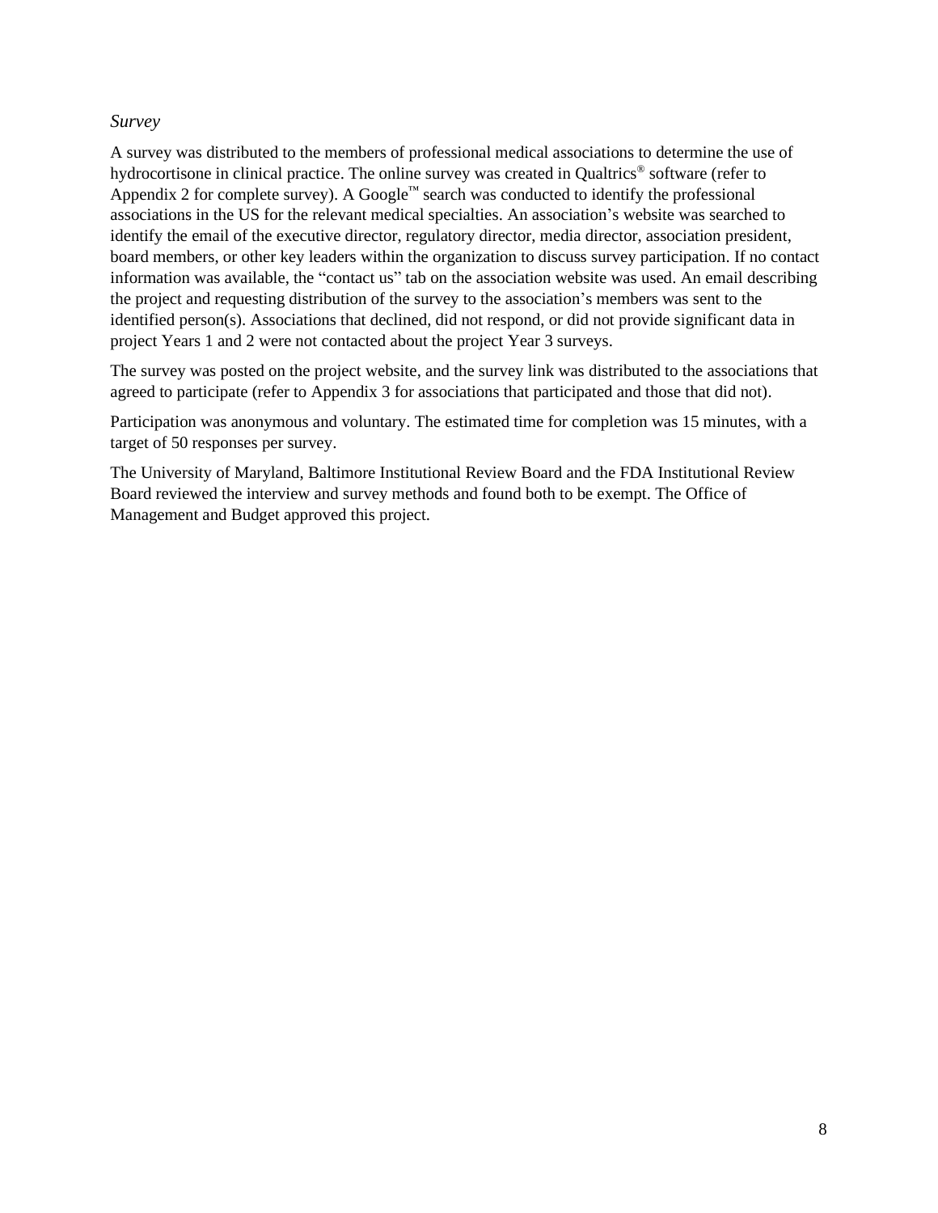*Survey*

A survey was distributed to the members of professional medical associations to determine the use of hydrocortisone in clinical practice. The online survey was created in Qualtrics® software (refer to Appendix 2 for complete survey). A Google™ search was conducted to identify the professional associations in the US for the relevant medical specialties. An association's website was searched to identify the email of the executive director, regulatory director, media director, association president, board members, or other key leaders within the organization to discuss survey participation. If no contact information was available, the "contact us" tab on the association website was used. An email describing the project and requesting distribution of the survey to the association's members was sent to the identified person(s). Associations that declined, did not respond, or did not provide significant data in project Years 1 and 2 were not contacted about the project Year 3 surveys.

The survey was posted on the project website, and the survey link was distributed to the associations that agreed to participate (refer to Appendix 3 for associations that participated and those that did not).

Participation was anonymous and voluntary. The estimated time for completion was 15 minutes, with a target of 50 responses per survey.

The University of Maryland, Baltimore Institutional Review Board and the FDA Institutional Review Board reviewed the interview and survey methods and found both to be exempt. The Office of Management and Budget approved this project.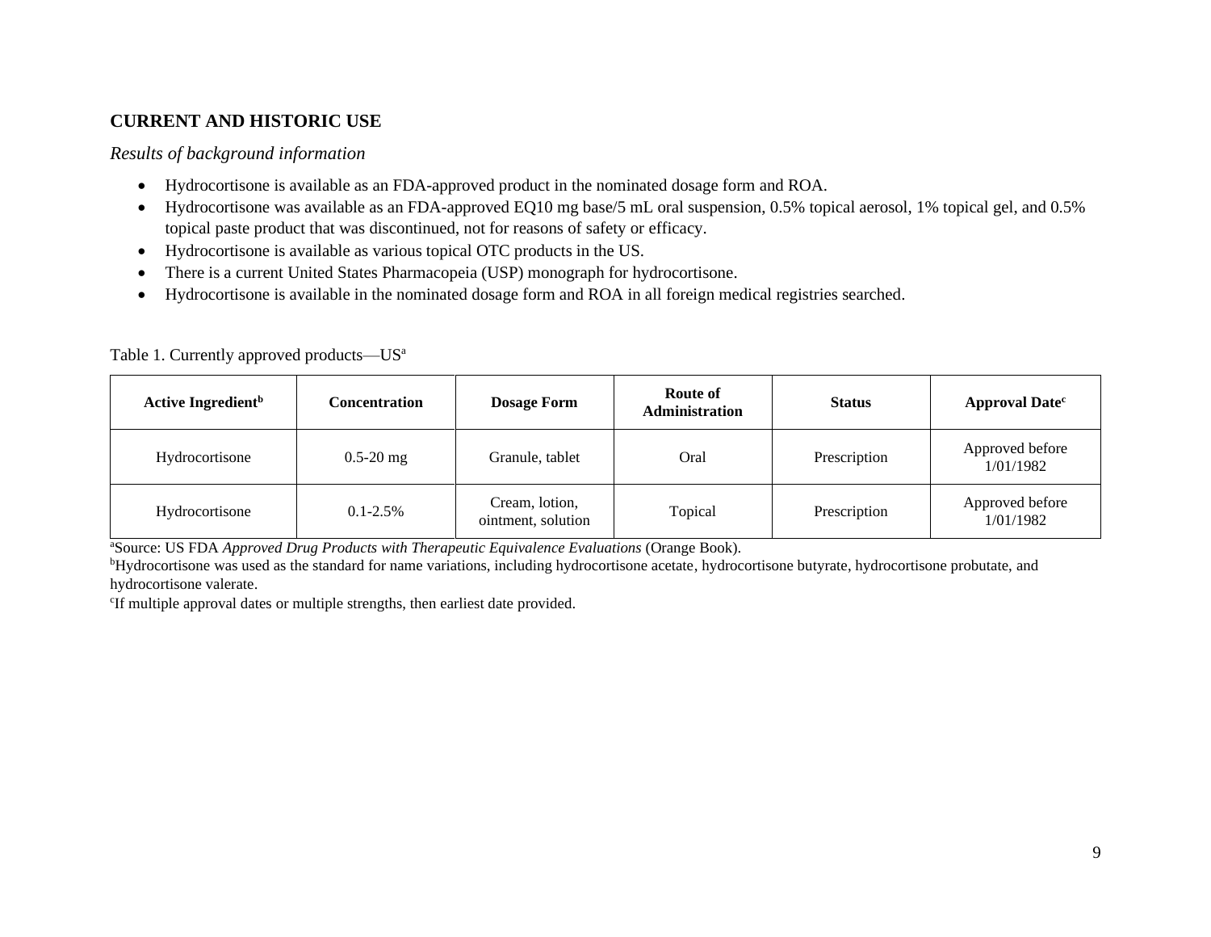## CURRENT AND HISTORIC USE

*Results of background information*

- Hydrocortisone is available as an FDA-approved product in the nominated dosage form and ROA.
- Hydrocortisone was available as an FDA-approved EQ10 mg base/5 mL oral suspension, 0.5% topical aerosol, 1% topical gel, and 0.5% topical paste product that was discontinued, not for reasons of safety or efficacy.
- Hydrocortisone is available as various topical OTC products in the US.
- There is a current United States Pharmacopeia (USP) monograph for hydrocortisone.
- Hydrocortisone is available in the nominated dosage form and ROA in all foreign medical registries searched.

Table 1. Currently approved products—US[a]

| Active Ingredient[b] | Concentration | Dosage Form | Route of Administration | Status | Approval Date[c] |
|---|---|---|---|---|---|
| Hydrocortisone | 0.5-20 mg | Granule, tablet | Oral | Prescription | Approved before 1/01/1982 |
| Hydrocortisone | 0.1-2.5% | Cream, lotion, ointment, solution | Topical | Prescription | Approved before 1/01/1982 |

[a]Source: US FDA *Approved Drug Products with Therapeutic Equivalence Evaluations* (Orange Book).
[b]Hydrocortisone was used as the standard for name variations, including hydrocortisone acetate, hydrocortisone butyrate, hydrocortisone probutate, and hydrocortisone valerate.
[c]If multiple approval dates or multiple strengths, then earliest date provided.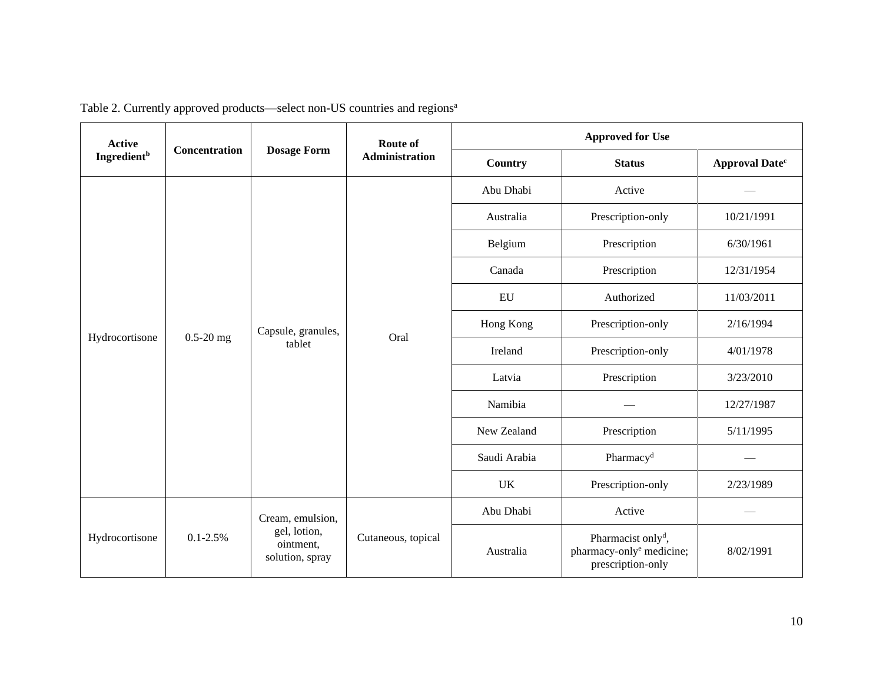Table 2. Currently approved products—select non-US countries and regions[a]

| Active Ingredient[b] | Concentration | Dosage Form | Route of Administration | Approved for Use | | |
|---|---|---|---|---|---|---|
| | | | | Country | Status | Approval Date[c] |
| Hydrocortisone | 0.5-20 mg | Capsule, granules, tablet | Oral | Abu Dhabi | Active | — |
| | | | | Australia | Prescription-only | 10/21/1991 |
| | | | | Belgium | Prescription | 6/30/1961 |
| | | | | Canada | Prescription | 12/31/1954 |
| | | | | EU | Authorized | 11/03/2011 |
| | | | | Hong Kong | Prescription-only | 2/16/1994 |
| | | | | Ireland | Prescription-only | 4/01/1978 |
| | | | | Latvia | Prescription | 3/23/2010 |
| | | | | Namibia | — | 12/27/1987 |
| | | | | New Zealand | Prescription | 5/11/1995 |
| | | | | Saudi Arabia | Pharmacy[d] | — |
| | | | | UK | Prescription-only | 2/23/1989 |
| Hydrocortisone | 0.1-2.5% | Cream, emulsion, gel, lotion, ointment, solution, spray | Cutaneous, topical | Abu Dhabi | Active | — |
| | | | | Australia | Pharmacist only[d], pharmacy-only[e] medicine; prescription-only | 8/02/1991 |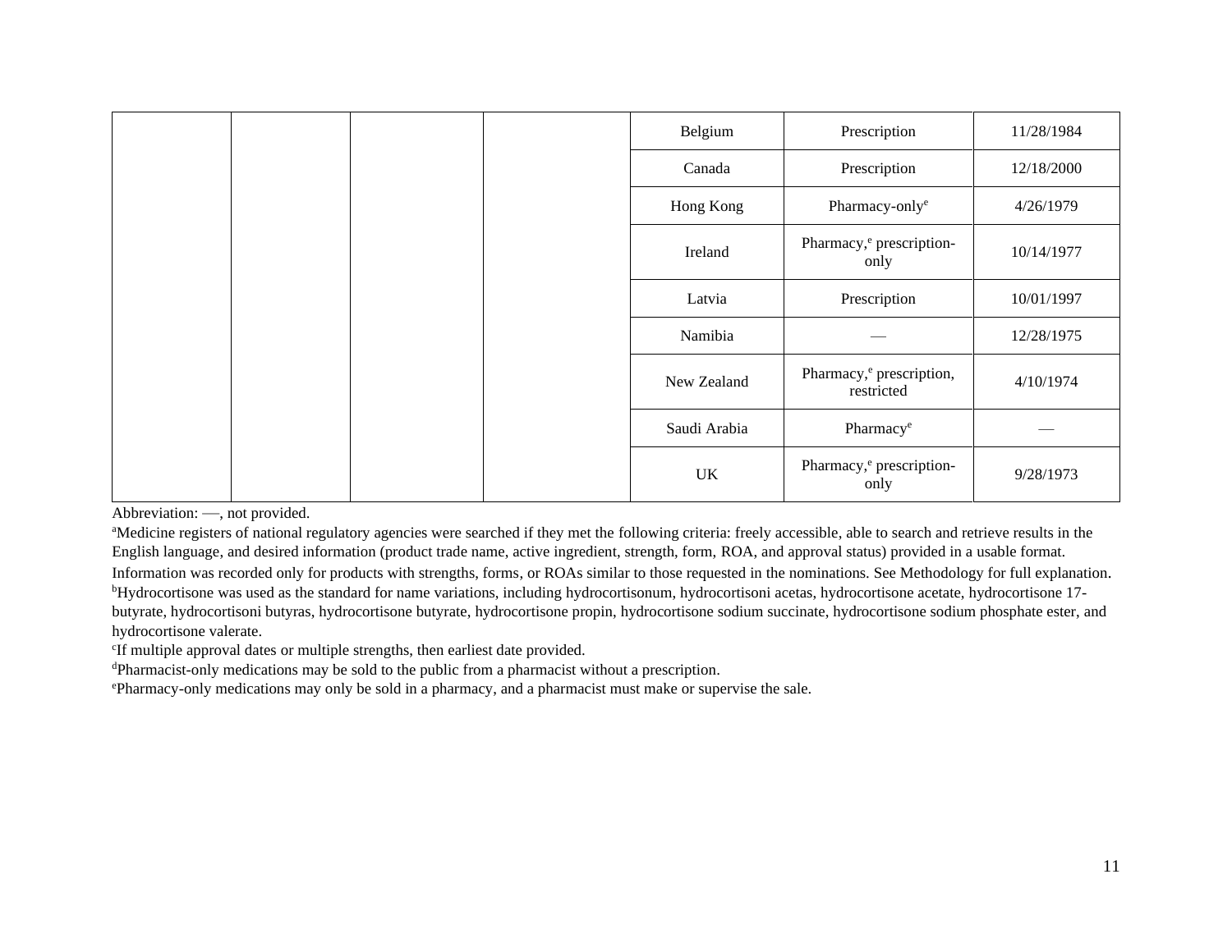|  |  |  |  | Belgium | Prescription | 11/28/1984 |
|---|---|---|---|---|---|---|
|  |  |  |  | Canada | Prescription | 12/18/2000 |
|  |  |  |  | Hong Kong | Pharmacy-only[e] | 4/26/1979 |
|  |  |  |  | Ireland | Pharmacy,[e] prescription-only | 10/14/1977 |
|  |  |  |  | Latvia | Prescription | 10/01/1997 |
|  |  |  |  | Namibia | — | 12/28/1975 |
|  |  |  |  | New Zealand | Pharmacy,[e] prescription, restricted | 4/10/1974 |
|  |  |  |  | Saudi Arabia | Pharmacy[e] | — |
|  |  |  |  | UK | Pharmacy,[e] prescription-only | 9/28/1973 |

Abbreviation: —, not provided.

[a]Medicine registers of national regulatory agencies were searched if they met the following criteria: freely accessible, able to search and retrieve results in the English language, and desired information (product trade name, active ingredient, strength, form, ROA, and approval status) provided in a usable format. Information was recorded only for products with strengths, forms, or ROAs similar to those requested in the nominations. See Methodology for full explanation.

[b]Hydrocortisone was used as the standard for name variations, including hydrocortisonum, hydrocortisoni acetas, hydrocortisone acetate, hydrocortisone 17-butyrate, hydrocortisoni butyras, hydrocortisone butyrate, hydrocortisone propin, hydrocortisone sodium succinate, hydrocortisone sodium phosphate ester, and hydrocortisone valerate.

[c]If multiple approval dates or multiple strengths, then earliest date provided.

[d]Pharmacist-only medications may be sold to the public from a pharmacist without a prescription.

[e]Pharmacy-only medications may only be sold in a pharmacy, and a pharmacist must make or supervise the sale.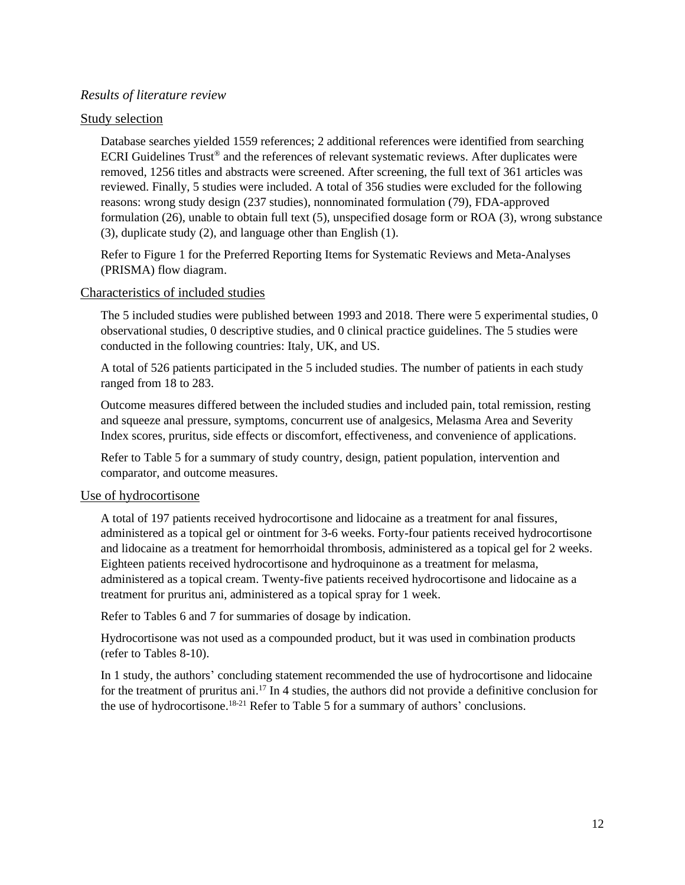*Results of literature review*

## Study selection

Database searches yielded 1559 references; 2 additional references were identified from searching ECRI Guidelines Trust® and the references of relevant systematic reviews. After duplicates were removed, 1256 titles and abstracts were screened. After screening, the full text of 361 articles was reviewed. Finally, 5 studies were included. A total of 356 studies were excluded for the following reasons: wrong study design (237 studies), nonnominated formulation (79), FDA-approved formulation (26), unable to obtain full text (5), unspecified dosage form or ROA (3), wrong substance (3), duplicate study (2), and language other than English (1).

Refer to Figure 1 for the Preferred Reporting Items for Systematic Reviews and Meta-Analyses (PRISMA) flow diagram.

## Characteristics of included studies

The 5 included studies were published between 1993 and 2018. There were 5 experimental studies, 0 observational studies, 0 descriptive studies, and 0 clinical practice guidelines. The 5 studies were conducted in the following countries: Italy, UK, and US.

A total of 526 patients participated in the 5 included studies. The number of patients in each study ranged from 18 to 283.

Outcome measures differed between the included studies and included pain, total remission, resting and squeeze anal pressure, symptoms, concurrent use of analgesics, Melasma Area and Severity Index scores, pruritus, side effects or discomfort, effectiveness, and convenience of applications.

Refer to Table 5 for a summary of study country, design, patient population, intervention and comparator, and outcome measures.

## Use of hydrocortisone

A total of 197 patients received hydrocortisone and lidocaine as a treatment for anal fissures, administered as a topical gel or ointment for 3-6 weeks. Forty-four patients received hydrocortisone and lidocaine as a treatment for hemorrhoidal thrombosis, administered as a topical gel for 2 weeks. Eighteen patients received hydrocortisone and hydroquinone as a treatment for melasma, administered as a topical cream. Twenty-five patients received hydrocortisone and lidocaine as a treatment for pruritus ani, administered as a topical spray for 1 week.

Refer to Tables 6 and 7 for summaries of dosage by indication.

Hydrocortisone was not used as a compounded product, but it was used in combination products (refer to Tables 8-10).

In 1 study, the authors' concluding statement recommended the use of hydrocortisone and lidocaine for the treatment of pruritus ani.[17] In 4 studies, the authors did not provide a definitive conclusion for the use of hydrocortisone.[18-21] Refer to Table 5 for a summary of authors' conclusions.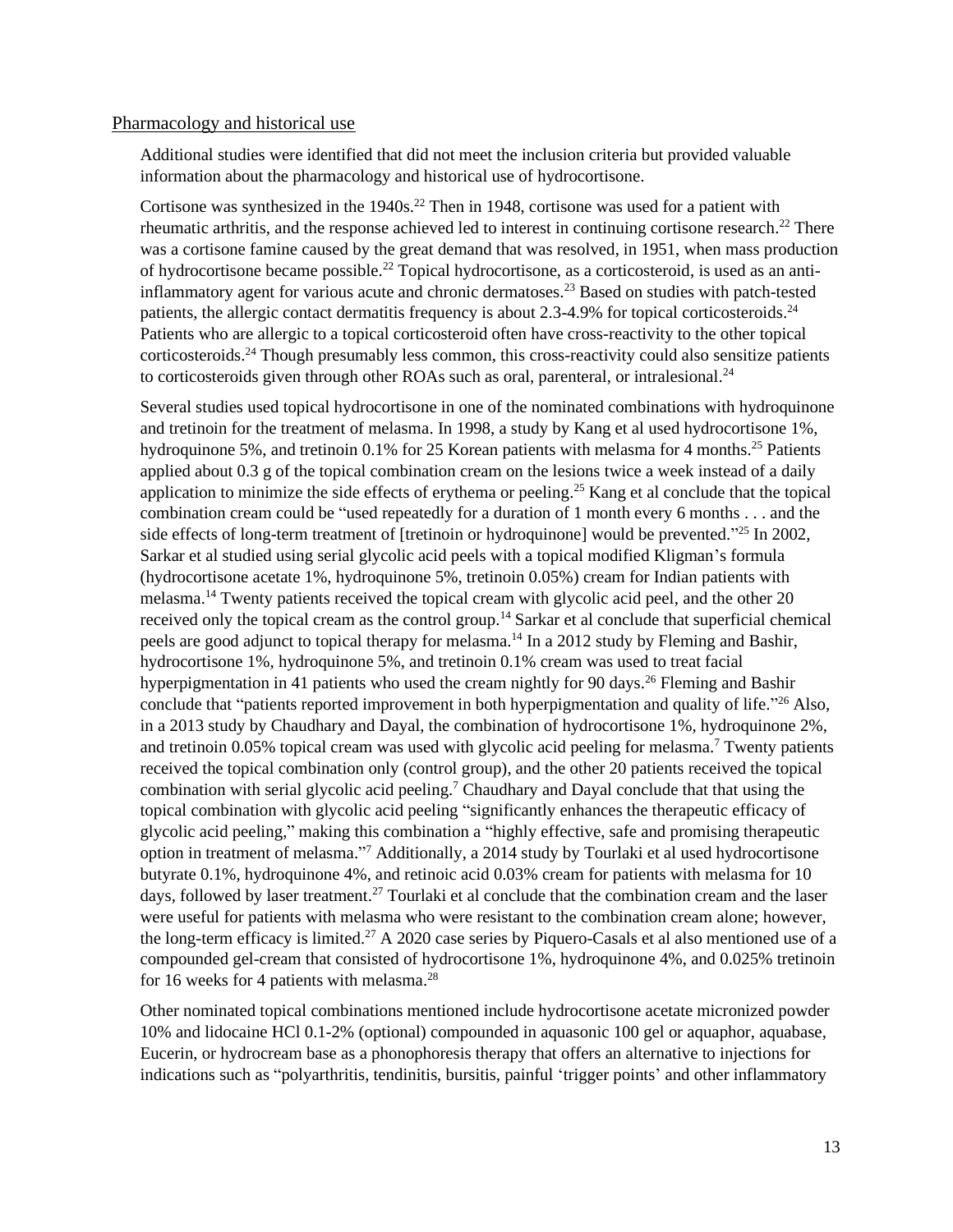## Pharmacology and historical use

Additional studies were identified that did not meet the inclusion criteria but provided valuable information about the pharmacology and historical use of hydrocortisone.

Cortisone was synthesized in the 1940s.[22] Then in 1948, cortisone was used for a patient with rheumatic arthritis, and the response achieved led to interest in continuing cortisone research.[22] There was a cortisone famine caused by the great demand that was resolved, in 1951, when mass production of hydrocortisone became possible.[22] Topical hydrocortisone, as a corticosteroid, is used as an anti-inflammatory agent for various acute and chronic dermatoses.[23] Based on studies with patch-tested patients, the allergic contact dermatitis frequency is about 2.3-4.9% for topical corticosteroids.[24] Patients who are allergic to a topical corticosteroid often have cross-reactivity to the other topical corticosteroids.[24] Though presumably less common, this cross-reactivity could also sensitize patients to corticosteroids given through other ROAs such as oral, parenteral, or intralesional.[24]

Several studies used topical hydrocortisone in one of the nominated combinations with hydroquinone and tretinoin for the treatment of melasma. In 1998, a study by Kang et al used hydrocortisone 1%, hydroquinone 5%, and tretinoin 0.1% for 25 Korean patients with melasma for 4 months.[25] Patients applied about 0.3 g of the topical combination cream on the lesions twice a week instead of a daily application to minimize the side effects of erythema or peeling.[25] Kang et al conclude that the topical combination cream could be "used repeatedly for a duration of 1 month every 6 months . . . and the side effects of long-term treatment of [tretinoin or hydroquinone] would be prevented."[25] In 2002, Sarkar et al studied using serial glycolic acid peels with a topical modified Kligman's formula (hydrocortisone acetate 1%, hydroquinone 5%, tretinoin 0.05%) cream for Indian patients with melasma.[14] Twenty patients received the topical cream with glycolic acid peel, and the other 20 received only the topical cream as the control group.[14] Sarkar et al conclude that superficial chemical peels are good adjunct to topical therapy for melasma.[14] In a 2012 study by Fleming and Bashir, hydrocortisone 1%, hydroquinone 5%, and tretinoin 0.1% cream was used to treat facial hyperpigmentation in 41 patients who used the cream nightly for 90 days.[26] Fleming and Bashir conclude that "patients reported improvement in both hyperpigmentation and quality of life."[26] Also, in a 2013 study by Chaudhary and Dayal, the combination of hydrocortisone 1%, hydroquinone 2%, and tretinoin 0.05% topical cream was used with glycolic acid peeling for melasma.[7] Twenty patients received the topical combination only (control group), and the other 20 patients received the topical combination with serial glycolic acid peeling.[7] Chaudhary and Dayal conclude that that using the topical combination with glycolic acid peeling "significantly enhances the therapeutic efficacy of glycolic acid peeling," making this combination a "highly effective, safe and promising therapeutic option in treatment of melasma."[7] Additionally, a 2014 study by Tourlaki et al used hydrocortisone butyrate 0.1%, hydroquinone 4%, and retinoic acid 0.03% cream for patients with melasma for 10 days, followed by laser treatment.[27] Tourlaki et al conclude that the combination cream and the laser were useful for patients with melasma who were resistant to the combination cream alone; however, the long-term efficacy is limited.[27] A 2020 case series by Piquero-Casals et al also mentioned use of a compounded gel-cream that consisted of hydrocortisone 1%, hydroquinone 4%, and 0.025% tretinoin for 16 weeks for 4 patients with melasma.[28]

Other nominated topical combinations mentioned include hydrocortisone acetate micronized powder 10% and lidocaine HCl 0.1-2% (optional) compounded in aquasonic 100 gel or aquaphor, aquabase, Eucerin, or hydrocream base as a phonophoresis therapy that offers an alternative to injections for indications such as "polyarthritis, tendinitis, bursitis, painful 'trigger points' and other inflammatory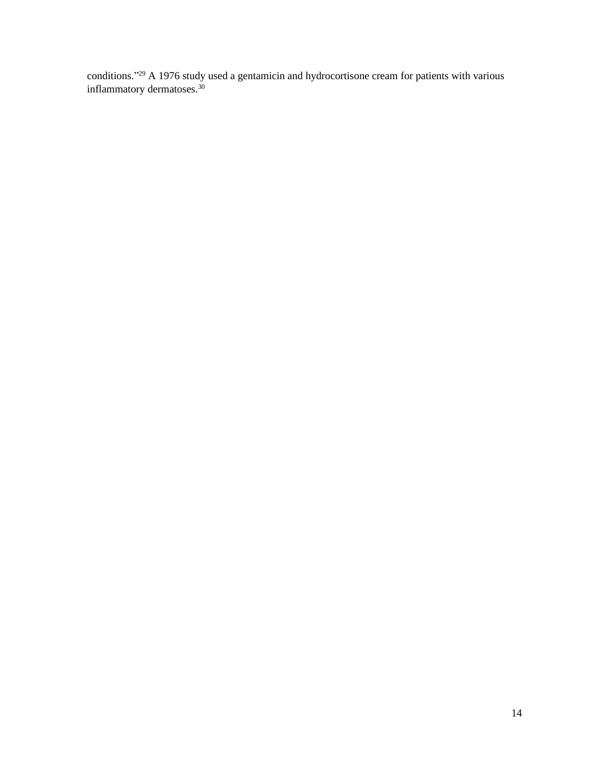conditions."[29] A 1976 study used a gentamicin and hydrocortisone cream for patients with various inflammatory dermatoses.[30]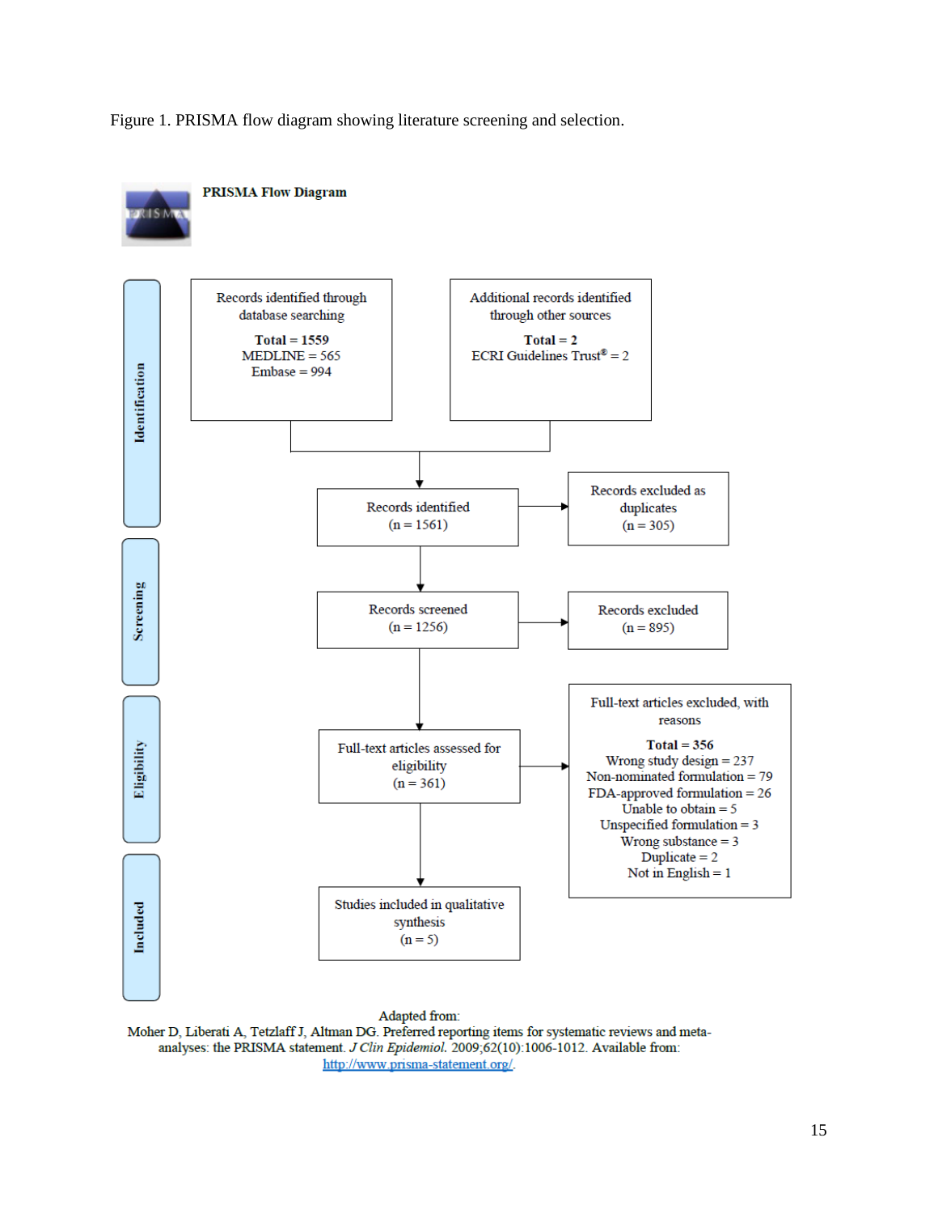Figure 1. PRISMA flow diagram showing literature screening and selection.

**PRISMA Flow Diagram**

**Identification**

Records identified through database searching

**Total = 1559**
MEDLINE = 565
Embase = 994

Additional records identified through other sources

**Total = 2**
ECRI Guidelines Trust® = 2

Records identified
(n = 1561)

Records excluded as duplicates
(n = 305)

**Screening**

Records screened
(n = 1256)

Records excluded
(n = 895)

**Eligibility**

Full-text articles assessed for eligibility
(n = 361)

Full-text articles excluded, with reasons

**Total = 356**
Wrong study design = 237
Non-nominated formulation = 79
FDA-approved formulation = 26
Unable to obtain = 5
Unspecified formulation = 3
Wrong substance = 3
Duplicate = 2
Not in English = 1

**Included**

Studies included in qualitative synthesis
(n = 5)

Adapted from:
Moher D, Liberati A, Tetzlaff J, Altman DG. Preferred reporting items for systematic reviews and meta-analyses: the PRISMA statement. *J Clin Epidemiol.* 2009;62(10):1006-1012. Available from: http://www.prisma-statement.org/.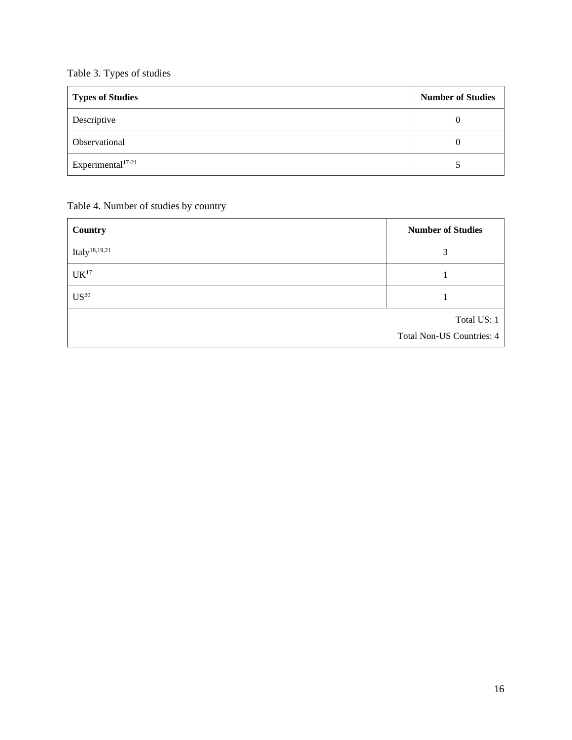Table 3. Types of studies

| Types of Studies | Number of Studies |
| --- | --- |
| Descriptive | 0 |
| Observational | 0 |
| Experimental[17-21] | 5 |

Table 4. Number of studies by country

| Country | Number of Studies |
| --- | --- |
| Italy[18,19,21] | 3 |
| UK[17] | 1 |
| US[20] | 1 |
| | Total US: 1<br>Total Non-US Countries: 4 |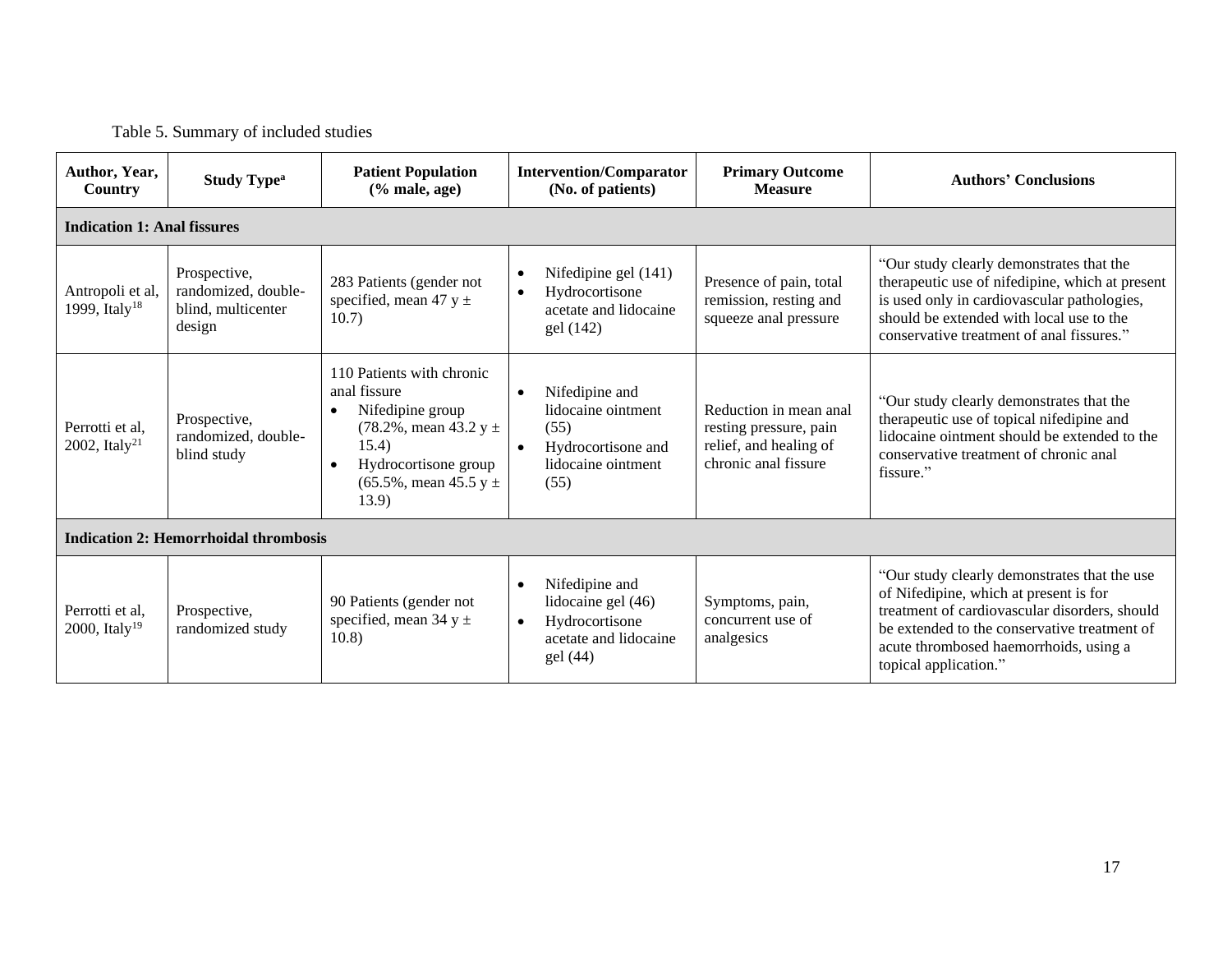Table 5. Summary of included studies

| Author, Year, Country | Study Type[a] | Patient Population (% male, age) | Intervention/Comparator (No. of patients) | Primary Outcome Measure | Authors' Conclusions |
|---|---|---|---|---|---|
| **Indication 1: Anal fissures** | | | | | |
| Antropoli et al, 1999, Italy[18] | Prospective, randomized, double-blind, multicenter design | 283 Patients (gender not specified, mean 47 y ± 10.7) | • Nifedipine gel (141)<br>• Hydrocortisone acetate and lidocaine gel (142) | Presence of pain, total remission, resting and squeeze anal pressure | "Our study clearly demonstrates that the therapeutic use of nifedipine, which at present is used only in cardiovascular pathologies, should be extended with local use to the conservative treatment of anal fissures." |
| Perrotti et al, 2002, Italy[21] | Prospective, randomized, double-blind study | 110 Patients with chronic anal fissure<br>• Nifedipine group (78.2%, mean 43.2 y ± 15.4)<br>• Hydrocortisone group (65.5%, mean 45.5 y ± 13.9) | • Nifedipine and lidocaine ointment (55)<br>• Hydrocortisone and lidocaine ointment (55) | Reduction in mean anal resting pressure, pain relief, and healing of chronic anal fissure | "Our study clearly demonstrates that the therapeutic use of topical nifedipine and lidocaine ointment should be extended to the conservative treatment of chronic anal fissure." |
| **Indication 2: Hemorrhoidal thrombosis** | | | | | |
| Perrotti et al, 2000, Italy[19] | Prospective, randomized study | 90 Patients (gender not specified, mean 34 y ± 10.8) | • Nifedipine and lidocaine gel (46)<br>• Hydrocortisone acetate and lidocaine gel (44) | Symptoms, pain, concurrent use of analgesics | "Our study clearly demonstrates that the use of Nifedipine, which at present is for treatment of cardiovascular disorders, should be extended to the conservative treatment of acute thrombosed haemorrhoids, using a topical application." |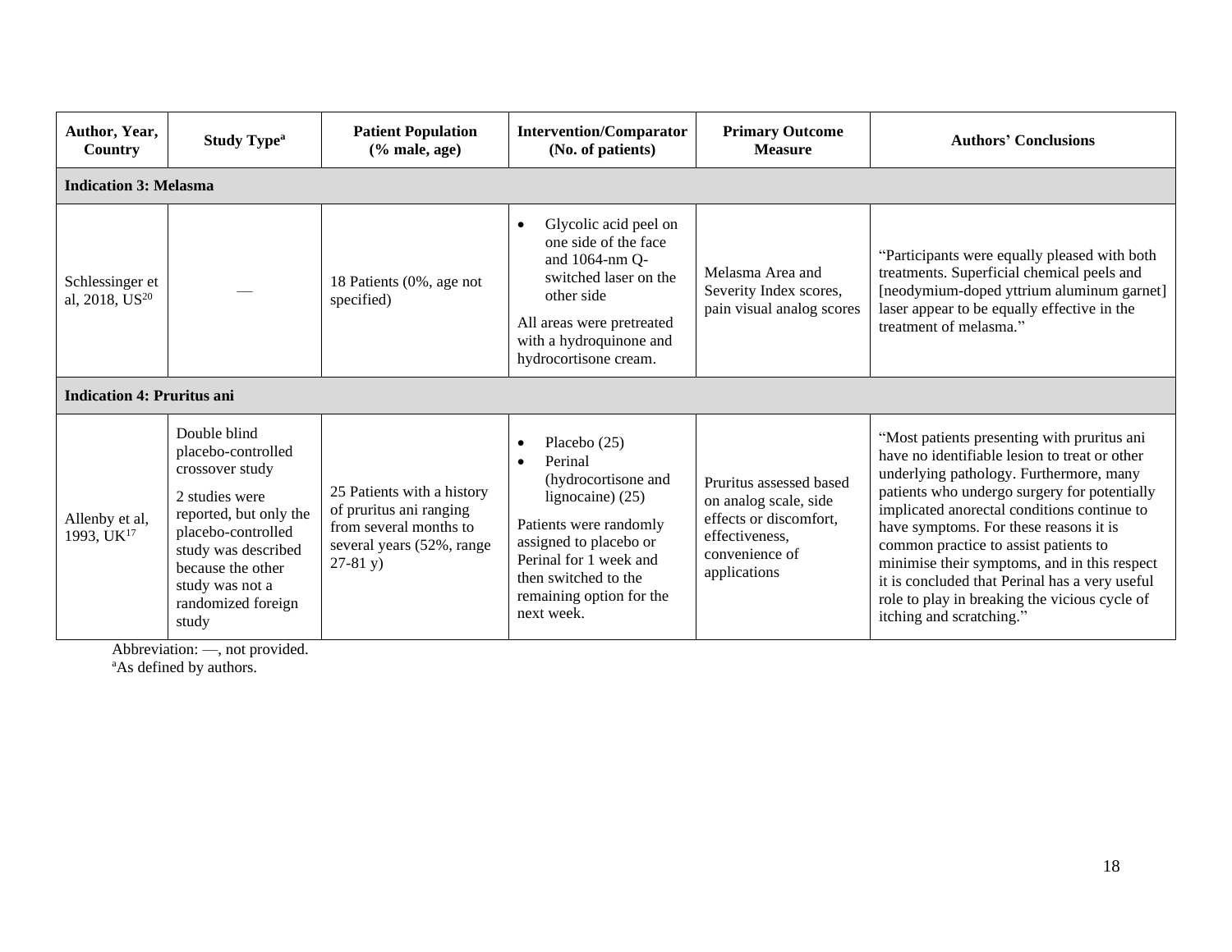| Author, Year, Country | Study Type[a] | Patient Population (% male, age) | Intervention/Comparator (No. of patients) | Primary Outcome Measure | Authors' Conclusions |
| --- | --- | --- | --- | --- | --- |
| **Indication 3: Melasma** | | | | | |
| Schlessinger et al, 2018, US[20] | — | 18 Patients (0%, age not specified) | • Glycolic acid peel on one side of the face and 1064-nm Q-switched laser on the other side<br>All areas were pretreated with a hydroquinone and hydrocortisone cream. | Melasma Area and Severity Index scores, pain visual analog scores | "Participants were equally pleased with both treatments. Superficial chemical peels and [neodymium-doped yttrium aluminum garnet] laser appear to be equally effective in the treatment of melasma." |
| **Indication 4: Pruritus ani** | | | | | |
| Allenby et al, 1993, UK[17] | Double blind placebo-controlled crossover study<br>2 studies were reported, but only the placebo-controlled study was described because the other study was not a randomized foreign study | 25 Patients with a history of pruritus ani ranging from several months to several years (52%, range 27-81 y) | • Placebo (25)<br>• Perinal (hydrocortisone and lignocaine) (25)<br>Patients were randomly assigned to placebo or Perinal for 1 week and then switched to the remaining option for the next week. | Pruritus assessed based on analog scale, side effects or discomfort, effectiveness, convenience of applications | "Most patients presenting with pruritus ani have no identifiable lesion to treat or other underlying pathology. Furthermore, many patients who undergo surgery for potentially implicated anorectal conditions continue to have symptoms. For these reasons it is common practice to assist patients to minimise their symptoms, and in this respect it is concluded that Perinal has a very useful role to play in breaking the vicious cycle of itching and scratching." |

Abbreviation: —, not provided.
[a]As defined by authors.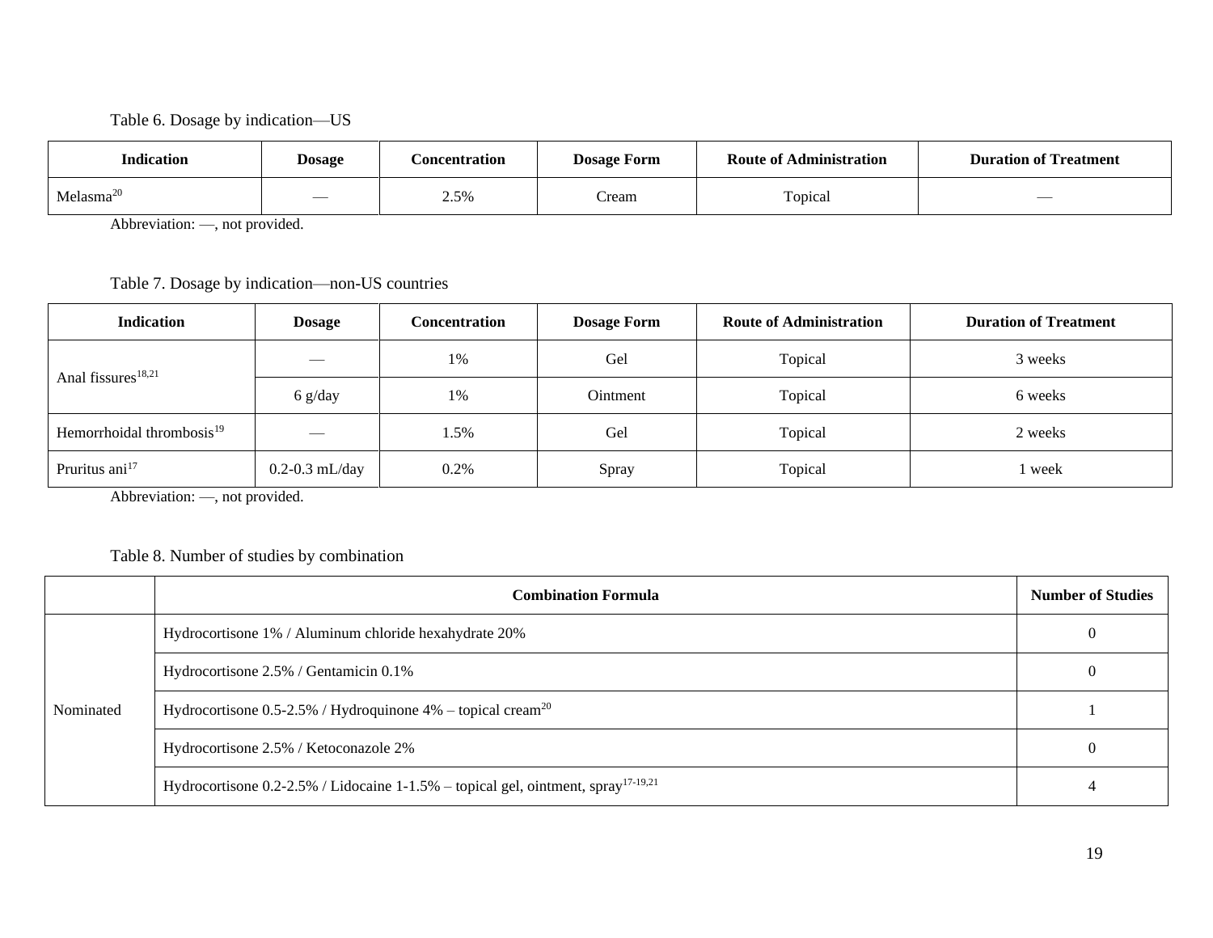Table 6. Dosage by indication—US

| Indication | Dosage | Concentration | Dosage Form | Route of Administration | Duration of Treatment |
|---|---|---|---|---|---|
| Melasma[20] | — | 2.5% | Cream | Topical | — |

Abbreviation: —, not provided.

Table 7. Dosage by indication—non-US countries

| Indication | Dosage | Concentration | Dosage Form | Route of Administration | Duration of Treatment |
|---|---|---|---|---|---|
| Anal fissures[18,21] | — | 1% | Gel | Topical | 3 weeks |
| | 6 g/day | 1% | Ointment | Topical | 6 weeks |
| Hemorrhoidal thrombosis[19] | — | 1.5% | Gel | Topical | 2 weeks |
| Pruritus ani[17] | 0.2-0.3 mL/day | 0.2% | Spray | Topical | 1 week |

Abbreviation: —, not provided.

Table 8. Number of studies by combination

| | Combination Formula | Number of Studies |
|---|---|---|
| Nominated | Hydrocortisone 1% / Aluminum chloride hexahydrate 20% | 0 |
| | Hydrocortisone 2.5% / Gentamicin 0.1% | 0 |
| | Hydrocortisone 0.5-2.5% / Hydroquinone 4% – topical cream[20] | 1 |
| | Hydrocortisone 2.5% / Ketoconazole 2% | 0 |
| | Hydrocortisone 0.2-2.5% / Lidocaine 1-1.5% – topical gel, ointment, spray[17-19,21] | 4 |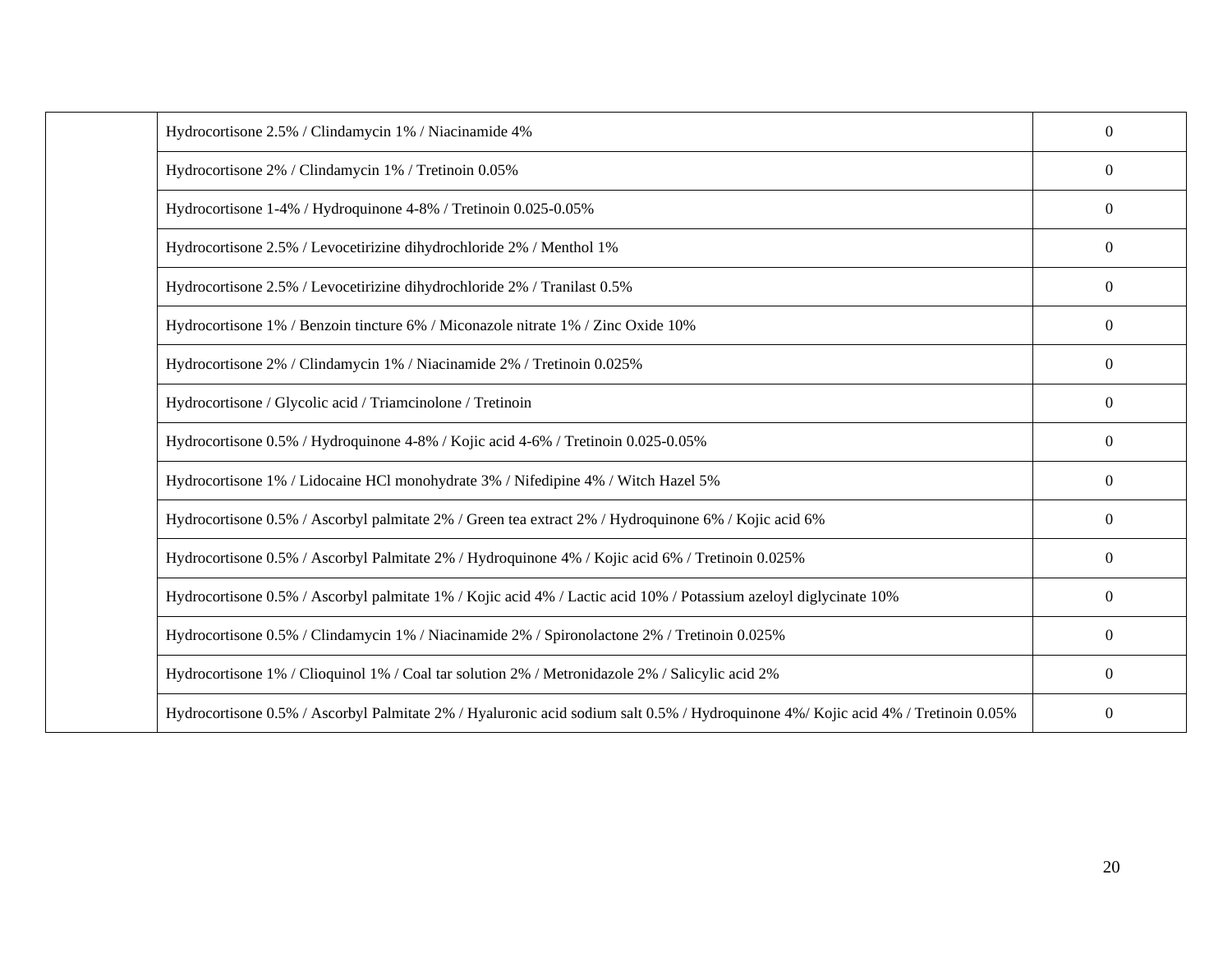| | | |
|---|---|---|
| | Hydrocortisone 2.5% / Clindamycin 1% / Niacinamide 4% | 0 |
| | Hydrocortisone 2% / Clindamycin 1% / Tretinoin 0.05% | 0 |
| | Hydrocortisone 1-4% / Hydroquinone 4-8% / Tretinoin 0.025-0.05% | 0 |
| | Hydrocortisone 2.5% / Levocetirizine dihydrochloride 2% / Menthol 1% | 0 |
| | Hydrocortisone 2.5% / Levocetirizine dihydrochloride 2% / Tranilast 0.5% | 0 |
| | Hydrocortisone 1% / Benzoin tincture 6% / Miconazole nitrate 1% / Zinc Oxide 10% | 0 |
| | Hydrocortisone 2% / Clindamycin 1% / Niacinamide 2% / Tretinoin 0.025% | 0 |
| | Hydrocortisone / Glycolic acid / Triamcinolone / Tretinoin | 0 |
| | Hydrocortisone 0.5% / Hydroquinone 4-8% / Kojic acid 4-6% / Tretinoin 0.025-0.05% | 0 |
| | Hydrocortisone 1% / Lidocaine HCl monohydrate 3% / Nifedipine 4% / Witch Hazel 5% | 0 |
| | Hydrocortisone 0.5% / Ascorbyl palmitate 2% / Green tea extract 2% / Hydroquinone 6% / Kojic acid 6% | 0 |
| | Hydrocortisone 0.5% / Ascorbyl Palmitate 2% / Hydroquinone 4% / Kojic acid 6% / Tretinoin 0.025% | 0 |
| | Hydrocortisone 0.5% / Ascorbyl palmitate 1% / Kojic acid 4% / Lactic acid 10% / Potassium azeloyl diglycinate 10% | 0 |
| | Hydrocortisone 0.5% / Clindamycin 1% / Niacinamide 2% / Spironolactone 2% / Tretinoin 0.025% | 0 |
| | Hydrocortisone 1% / Clioquinol 1% / Coal tar solution 2% / Metronidazole 2% / Salicylic acid 2% | 0 |
| | Hydrocortisone 0.5% / Ascorbyl Palmitate 2% / Hyaluronic acid sodium salt 0.5% / Hydroquinone 4%/ Kojic acid 4% / Tretinoin 0.05% | 0 |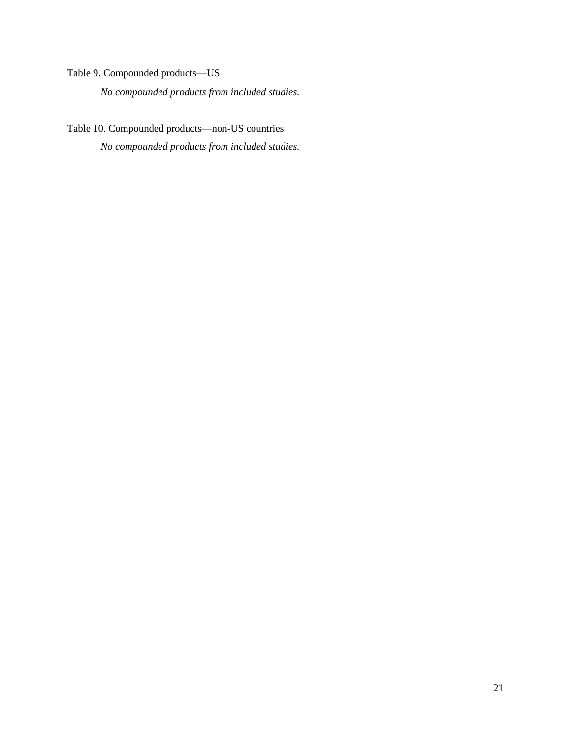Table 9. Compounded products—US

*No compounded products from included studies.*

Table 10. Compounded products—non-US countries

*No compounded products from included studies.*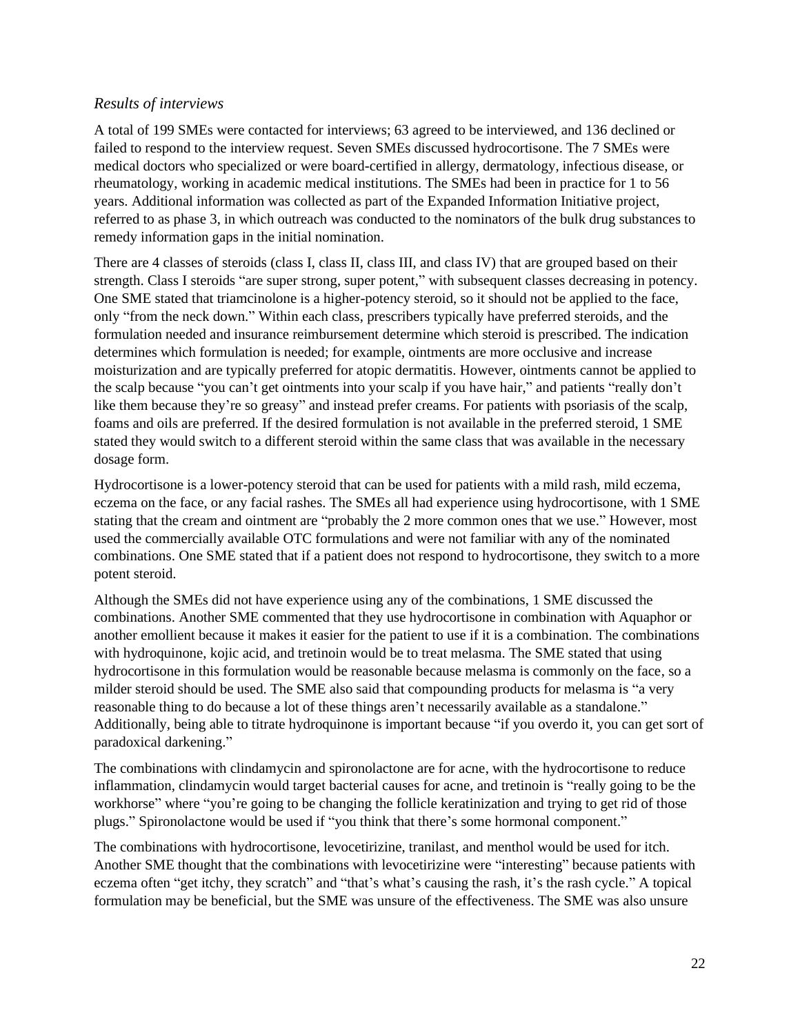*Results of interviews*

A total of 199 SMEs were contacted for interviews; 63 agreed to be interviewed, and 136 declined or failed to respond to the interview request. Seven SMEs discussed hydrocortisone. The 7 SMEs were medical doctors who specialized or were board-certified in allergy, dermatology, infectious disease, or rheumatology, working in academic medical institutions. The SMEs had been in practice for 1 to 56 years. Additional information was collected as part of the Expanded Information Initiative project, referred to as phase 3, in which outreach was conducted to the nominators of the bulk drug substances to remedy information gaps in the initial nomination.

There are 4 classes of steroids (class I, class II, class III, and class IV) that are grouped based on their strength. Class I steroids "are super strong, super potent," with subsequent classes decreasing in potency. One SME stated that triamcinolone is a higher-potency steroid, so it should not be applied to the face, only "from the neck down." Within each class, prescribers typically have preferred steroids, and the formulation needed and insurance reimbursement determine which steroid is prescribed. The indication determines which formulation is needed; for example, ointments are more occlusive and increase moisturization and are typically preferred for atopic dermatitis. However, ointments cannot be applied to the scalp because "you can't get ointments into your scalp if you have hair," and patients "really don't like them because they're so greasy" and instead prefer creams. For patients with psoriasis of the scalp, foams and oils are preferred. If the desired formulation is not available in the preferred steroid, 1 SME stated they would switch to a different steroid within the same class that was available in the necessary dosage form.

Hydrocortisone is a lower-potency steroid that can be used for patients with a mild rash, mild eczema, eczema on the face, or any facial rashes. The SMEs all had experience using hydrocortisone, with 1 SME stating that the cream and ointment are "probably the 2 more common ones that we use." However, most used the commercially available OTC formulations and were not familiar with any of the nominated combinations. One SME stated that if a patient does not respond to hydrocortisone, they switch to a more potent steroid.

Although the SMEs did not have experience using any of the combinations, 1 SME discussed the combinations. Another SME commented that they use hydrocortisone in combination with Aquaphor or another emollient because it makes it easier for the patient to use if it is a combination. The combinations with hydroquinone, kojic acid, and tretinoin would be to treat melasma. The SME stated that using hydrocortisone in this formulation would be reasonable because melasma is commonly on the face, so a milder steroid should be used. The SME also said that compounding products for melasma is "a very reasonable thing to do because a lot of these things aren't necessarily available as a standalone." Additionally, being able to titrate hydroquinone is important because "if you overdo it, you can get sort of paradoxical darkening."

The combinations with clindamycin and spironolactone are for acne, with the hydrocortisone to reduce inflammation, clindamycin would target bacterial causes for acne, and tretinoin is "really going to be the workhorse" where "you're going to be changing the follicle keratinization and trying to get rid of those plugs." Spironolactone would be used if "you think that there's some hormonal component."

The combinations with hydrocortisone, levocetirizine, tranilast, and menthol would be used for itch. Another SME thought that the combinations with levocetirizine were "interesting" because patients with eczema often "get itchy, they scratch" and "that's what's causing the rash, it's the rash cycle." A topical formulation may be beneficial, but the SME was unsure of the effectiveness. The SME was also unsure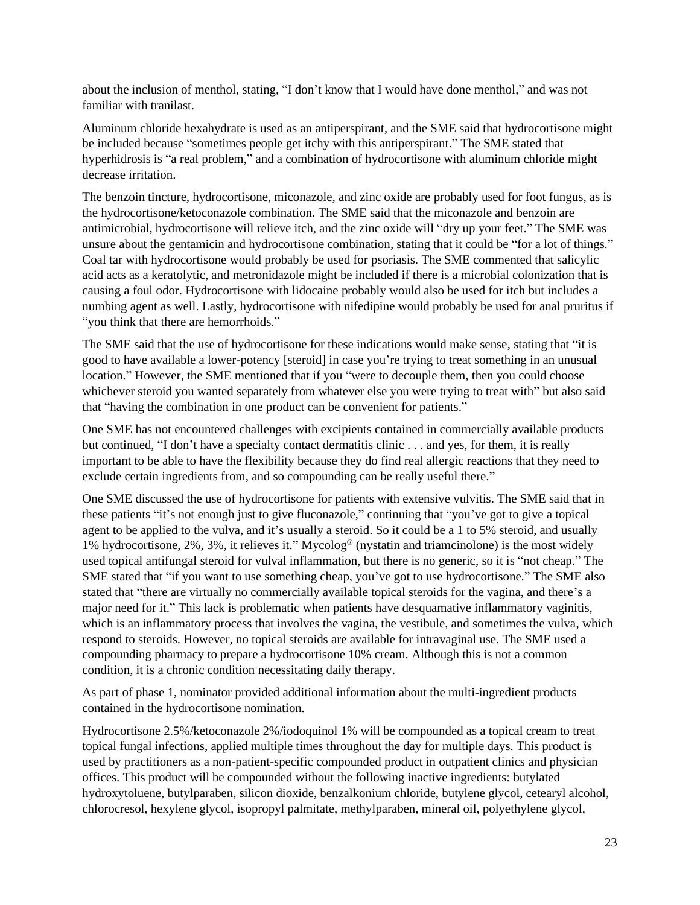about the inclusion of menthol, stating, "I don't know that I would have done menthol," and was not familiar with tranilast.

Aluminum chloride hexahydrate is used as an antiperspirant, and the SME said that hydrocortisone might be included because "sometimes people get itchy with this antiperspirant." The SME stated that hyperhidrosis is "a real problem," and a combination of hydrocortisone with aluminum chloride might decrease irritation.

The benzoin tincture, hydrocortisone, miconazole, and zinc oxide are probably used for foot fungus, as is the hydrocortisone/ketoconazole combination. The SME said that the miconazole and benzoin are antimicrobial, hydrocortisone will relieve itch, and the zinc oxide will "dry up your feet." The SME was unsure about the gentamicin and hydrocortisone combination, stating that it could be "for a lot of things." Coal tar with hydrocortisone would probably be used for psoriasis. The SME commented that salicylic acid acts as a keratolytic, and metronidazole might be included if there is a microbial colonization that is causing a foul odor. Hydrocortisone with lidocaine probably would also be used for itch but includes a numbing agent as well. Lastly, hydrocortisone with nifedipine would probably be used for anal pruritus if "you think that there are hemorrhoids."

The SME said that the use of hydrocortisone for these indications would make sense, stating that "it is good to have available a lower-potency [steroid] in case you're trying to treat something in an unusual location." However, the SME mentioned that if you "were to decouple them, then you could choose whichever steroid you wanted separately from whatever else you were trying to treat with" but also said that "having the combination in one product can be convenient for patients."

One SME has not encountered challenges with excipients contained in commercially available products but continued, "I don't have a specialty contact dermatitis clinic . . . and yes, for them, it is really important to be able to have the flexibility because they do find real allergic reactions that they need to exclude certain ingredients from, and so compounding can be really useful there."

One SME discussed the use of hydrocortisone for patients with extensive vulvitis. The SME said that in these patients "it's not enough just to give fluconazole," continuing that "you've got to give a topical agent to be applied to the vulva, and it's usually a steroid. So it could be a 1 to 5% steroid, and usually 1% hydrocortisone, 2%, 3%, it relieves it." Mycolog® (nystatin and triamcinolone) is the most widely used topical antifungal steroid for vulval inflammation, but there is no generic, so it is "not cheap." The SME stated that "if you want to use something cheap, you've got to use hydrocortisone." The SME also stated that "there are virtually no commercially available topical steroids for the vagina, and there's a major need for it." This lack is problematic when patients have desquamative inflammatory vaginitis, which is an inflammatory process that involves the vagina, the vestibule, and sometimes the vulva, which respond to steroids. However, no topical steroids are available for intravaginal use. The SME used a compounding pharmacy to prepare a hydrocortisone 10% cream. Although this is not a common condition, it is a chronic condition necessitating daily therapy.

As part of phase 1, nominator provided additional information about the multi-ingredient products contained in the hydrocortisone nomination.

Hydrocortisone 2.5%/ketoconazole 2%/iodoquinol 1% will be compounded as a topical cream to treat topical fungal infections, applied multiple times throughout the day for multiple days. This product is used by practitioners as a non-patient-specific compounded product in outpatient clinics and physician offices. This product will be compounded without the following inactive ingredients: butylated hydroxytoluene, butylparaben, silicon dioxide, benzalkonium chloride, butylene glycol, cetearyl alcohol, chlorocresol, hexylene glycol, isopropyl palmitate, methylparaben, mineral oil, polyethylene glycol,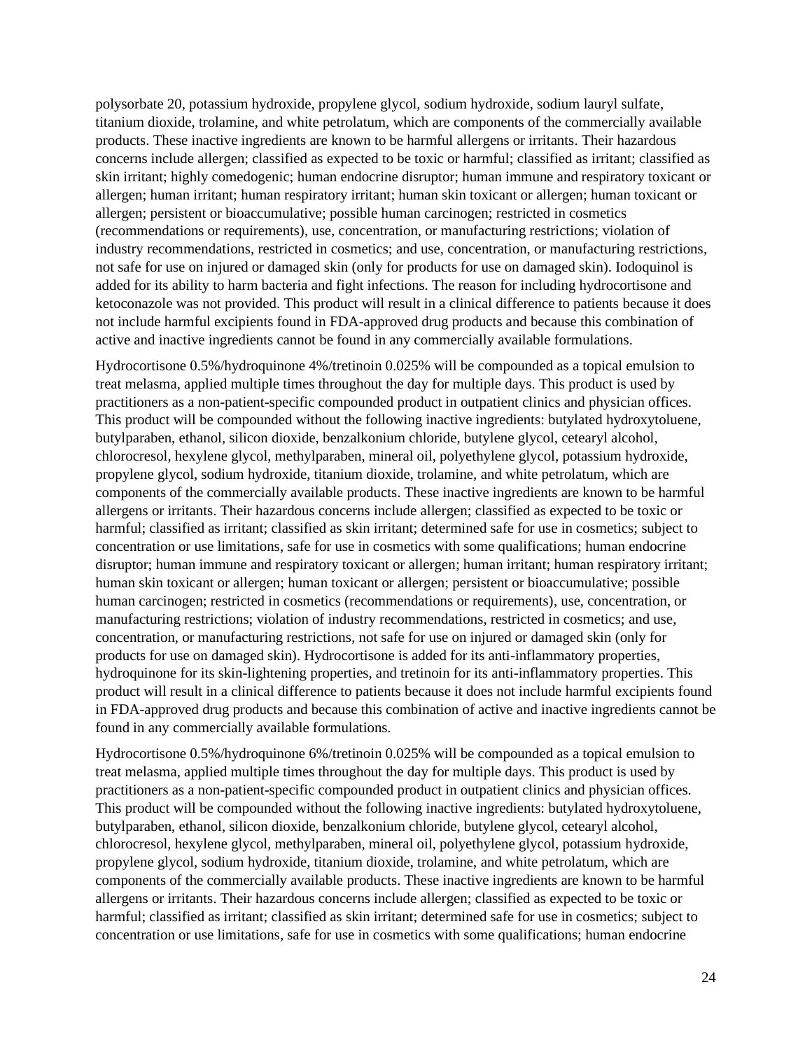polysorbate 20, potassium hydroxide, propylene glycol, sodium hydroxide, sodium lauryl sulfate, titanium dioxide, trolamine, and white petrolatum, which are components of the commercially available products. These inactive ingredients are known to be harmful allergens or irritants. Their hazardous concerns include allergen; classified as expected to be toxic or harmful; classified as irritant; classified as skin irritant; highly comedogenic; human endocrine disruptor; human immune and respiratory toxicant or allergen; human irritant; human respiratory irritant; human skin toxicant or allergen; human toxicant or allergen; persistent or bioaccumulative; possible human carcinogen; restricted in cosmetics (recommendations or requirements), use, concentration, or manufacturing restrictions; violation of industry recommendations, restricted in cosmetics; and use, concentration, or manufacturing restrictions, not safe for use on injured or damaged skin (only for products for use on damaged skin). Iodoquinol is added for its ability to harm bacteria and fight infections. The reason for including hydrocortisone and ketoconazole was not provided. This product will result in a clinical difference to patients because it does not include harmful excipients found in FDA-approved drug products and because this combination of active and inactive ingredients cannot be found in any commercially available formulations.

Hydrocortisone 0.5%/hydroquinone 4%/tretinoin 0.025% will be compounded as a topical emulsion to treat melasma, applied multiple times throughout the day for multiple days. This product is used by practitioners as a non-patient-specific compounded product in outpatient clinics and physician offices. This product will be compounded without the following inactive ingredients: butylated hydroxytoluene, butylparaben, ethanol, silicon dioxide, benzalkonium chloride, butylene glycol, cetearyl alcohol, chlorocresol, hexylene glycol, methylparaben, mineral oil, polyethylene glycol, potassium hydroxide, propylene glycol, sodium hydroxide, titanium dioxide, trolamine, and white petrolatum, which are components of the commercially available products. These inactive ingredients are known to be harmful allergens or irritants. Their hazardous concerns include allergen; classified as expected to be toxic or harmful; classified as irritant; classified as skin irritant; determined safe for use in cosmetics; subject to concentration or use limitations, safe for use in cosmetics with some qualifications; human endocrine disruptor; human immune and respiratory toxicant or allergen; human irritant; human respiratory irritant; human skin toxicant or allergen; human toxicant or allergen; persistent or bioaccumulative; possible human carcinogen; restricted in cosmetics (recommendations or requirements), use, concentration, or manufacturing restrictions; violation of industry recommendations, restricted in cosmetics; and use, concentration, or manufacturing restrictions, not safe for use on injured or damaged skin (only for products for use on damaged skin). Hydrocortisone is added for its anti-inflammatory properties, hydroquinone for its skin-lightening properties, and tretinoin for its anti-inflammatory properties. This product will result in a clinical difference to patients because it does not include harmful excipients found in FDA-approved drug products and because this combination of active and inactive ingredients cannot be found in any commercially available formulations.

Hydrocortisone 0.5%/hydroquinone 6%/tretinoin 0.025% will be compounded as a topical emulsion to treat melasma, applied multiple times throughout the day for multiple days. This product is used by practitioners as a non-patient-specific compounded product in outpatient clinics and physician offices. This product will be compounded without the following inactive ingredients: butylated hydroxytoluene, butylparaben, ethanol, silicon dioxide, benzalkonium chloride, butylene glycol, cetearyl alcohol, chlorocresol, hexylene glycol, methylparaben, mineral oil, polyethylene glycol, potassium hydroxide, propylene glycol, sodium hydroxide, titanium dioxide, trolamine, and white petrolatum, which are components of the commercially available products. These inactive ingredients are known to be harmful allergens or irritants. Their hazardous concerns include allergen; classified as expected to be toxic or harmful; classified as irritant; classified as skin irritant; determined safe for use in cosmetics; subject to concentration or use limitations, safe for use in cosmetics with some qualifications; human endocrine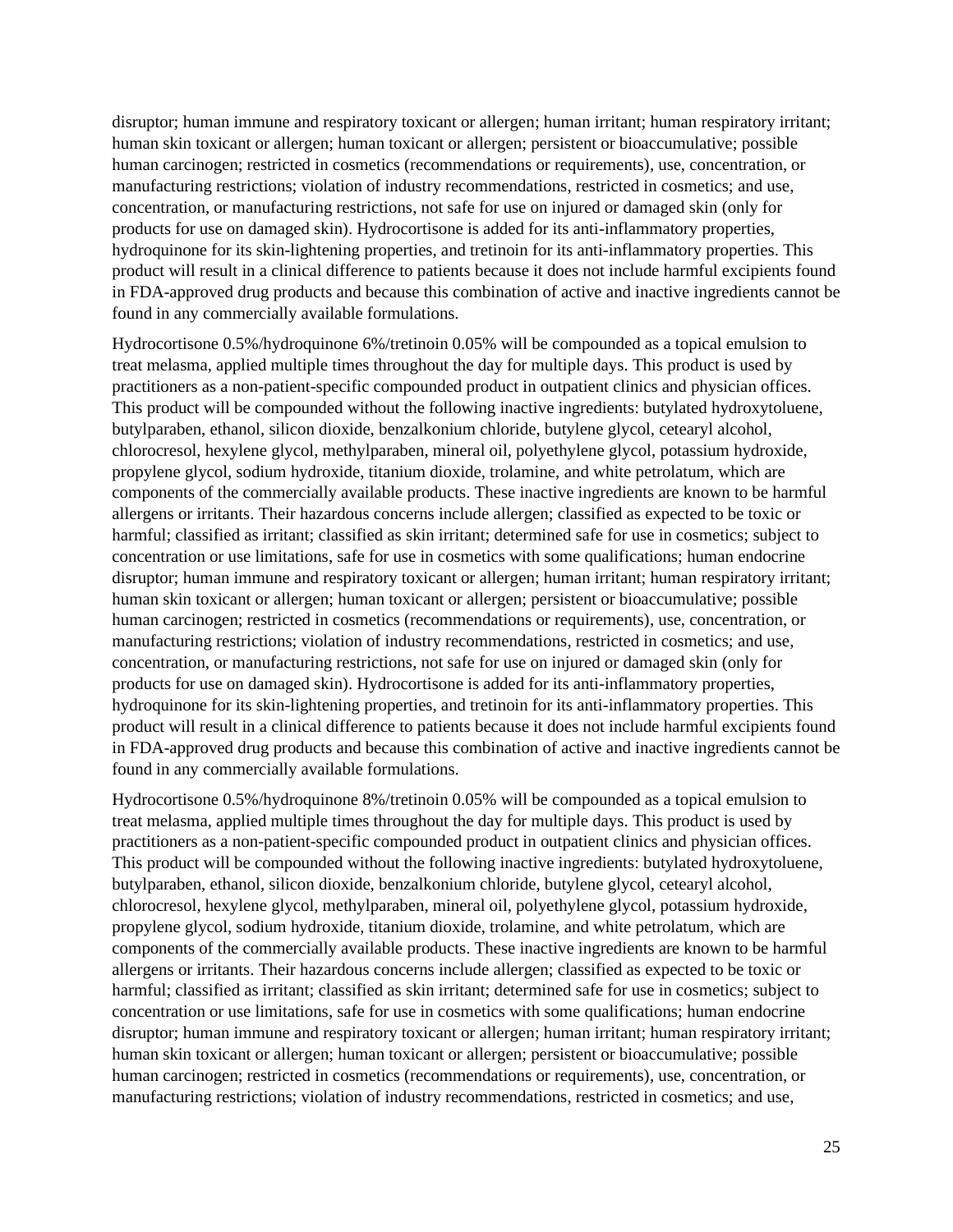disruptor; human immune and respiratory toxicant or allergen; human irritant; human respiratory irritant; human skin toxicant or allergen; human toxicant or allergen; persistent or bioaccumulative; possible human carcinogen; restricted in cosmetics (recommendations or requirements), use, concentration, or manufacturing restrictions; violation of industry recommendations, restricted in cosmetics; and use, concentration, or manufacturing restrictions, not safe for use on injured or damaged skin (only for products for use on damaged skin). Hydrocortisone is added for its anti-inflammatory properties, hydroquinone for its skin-lightening properties, and tretinoin for its anti-inflammatory properties. This product will result in a clinical difference to patients because it does not include harmful excipients found in FDA-approved drug products and because this combination of active and inactive ingredients cannot be found in any commercially available formulations.

Hydrocortisone 0.5%/hydroquinone 6%/tretinoin 0.05% will be compounded as a topical emulsion to treat melasma, applied multiple times throughout the day for multiple days. This product is used by practitioners as a non-patient-specific compounded product in outpatient clinics and physician offices. This product will be compounded without the following inactive ingredients: butylated hydroxytoluene, butylparaben, ethanol, silicon dioxide, benzalkonium chloride, butylene glycol, cetearyl alcohol, chlorocresol, hexylene glycol, methylparaben, mineral oil, polyethylene glycol, potassium hydroxide, propylene glycol, sodium hydroxide, titanium dioxide, trolamine, and white petrolatum, which are components of the commercially available products. These inactive ingredients are known to be harmful allergens or irritants. Their hazardous concerns include allergen; classified as expected to be toxic or harmful; classified as irritant; classified as skin irritant; determined safe for use in cosmetics; subject to concentration or use limitations, safe for use in cosmetics with some qualifications; human endocrine disruptor; human immune and respiratory toxicant or allergen; human irritant; human respiratory irritant; human skin toxicant or allergen; human toxicant or allergen; persistent or bioaccumulative; possible human carcinogen; restricted in cosmetics (recommendations or requirements), use, concentration, or manufacturing restrictions; violation of industry recommendations, restricted in cosmetics; and use, concentration, or manufacturing restrictions, not safe for use on injured or damaged skin (only for products for use on damaged skin). Hydrocortisone is added for its anti-inflammatory properties, hydroquinone for its skin-lightening properties, and tretinoin for its anti-inflammatory properties. This product will result in a clinical difference to patients because it does not include harmful excipients found in FDA-approved drug products and because this combination of active and inactive ingredients cannot be found in any commercially available formulations.

Hydrocortisone 0.5%/hydroquinone 8%/tretinoin 0.05% will be compounded as a topical emulsion to treat melasma, applied multiple times throughout the day for multiple days. This product is used by practitioners as a non-patient-specific compounded product in outpatient clinics and physician offices. This product will be compounded without the following inactive ingredients: butylated hydroxytoluene, butylparaben, ethanol, silicon dioxide, benzalkonium chloride, butylene glycol, cetearyl alcohol, chlorocresol, hexylene glycol, methylparaben, mineral oil, polyethylene glycol, potassium hydroxide, propylene glycol, sodium hydroxide, titanium dioxide, trolamine, and white petrolatum, which are components of the commercially available products. These inactive ingredients are known to be harmful allergens or irritants. Their hazardous concerns include allergen; classified as expected to be toxic or harmful; classified as irritant; classified as skin irritant; determined safe for use in cosmetics; subject to concentration or use limitations, safe for use in cosmetics with some qualifications; human endocrine disruptor; human immune and respiratory toxicant or allergen; human irritant; human respiratory irritant; human skin toxicant or allergen; human toxicant or allergen; persistent or bioaccumulative; possible human carcinogen; restricted in cosmetics (recommendations or requirements), use, concentration, or manufacturing restrictions; violation of industry recommendations, restricted in cosmetics; and use,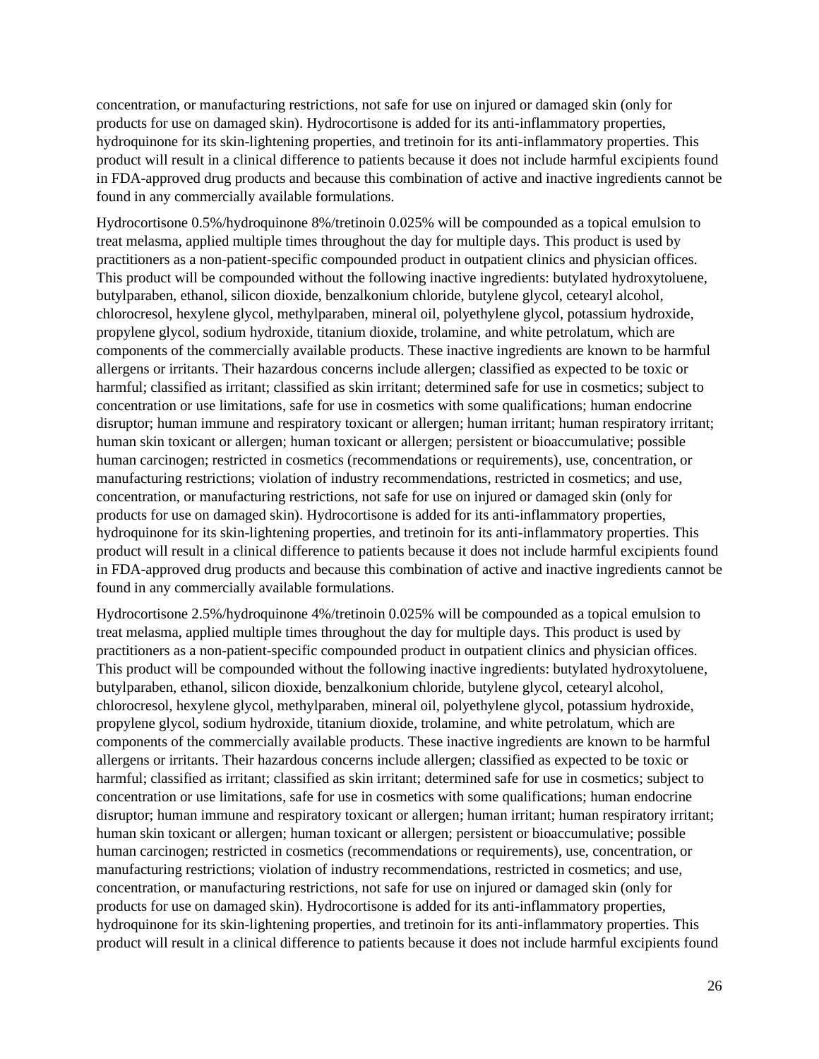concentration, or manufacturing restrictions, not safe for use on injured or damaged skin (only for products for use on damaged skin). Hydrocortisone is added for its anti-inflammatory properties, hydroquinone for its skin-lightening properties, and tretinoin for its anti-inflammatory properties. This product will result in a clinical difference to patients because it does not include harmful excipients found in FDA-approved drug products and because this combination of active and inactive ingredients cannot be found in any commercially available formulations.

Hydrocortisone 0.5%/hydroquinone 8%/tretinoin 0.025% will be compounded as a topical emulsion to treat melasma, applied multiple times throughout the day for multiple days. This product is used by practitioners as a non-patient-specific compounded product in outpatient clinics and physician offices. This product will be compounded without the following inactive ingredients: butylated hydroxytoluene, butylparaben, ethanol, silicon dioxide, benzalkonium chloride, butylene glycol, cetearyl alcohol, chlorocresol, hexylene glycol, methylparaben, mineral oil, polyethylene glycol, potassium hydroxide, propylene glycol, sodium hydroxide, titanium dioxide, trolamine, and white petrolatum, which are components of the commercially available products. These inactive ingredients are known to be harmful allergens or irritants. Their hazardous concerns include allergen; classified as expected to be toxic or harmful; classified as irritant; classified as skin irritant; determined safe for use in cosmetics; subject to concentration or use limitations, safe for use in cosmetics with some qualifications; human endocrine disruptor; human immune and respiratory toxicant or allergen; human irritant; human respiratory irritant; human skin toxicant or allergen; human toxicant or allergen; persistent or bioaccumulative; possible human carcinogen; restricted in cosmetics (recommendations or requirements), use, concentration, or manufacturing restrictions; violation of industry recommendations, restricted in cosmetics; and use, concentration, or manufacturing restrictions, not safe for use on injured or damaged skin (only for products for use on damaged skin). Hydrocortisone is added for its anti-inflammatory properties, hydroquinone for its skin-lightening properties, and tretinoin for its anti-inflammatory properties. This product will result in a clinical difference to patients because it does not include harmful excipients found in FDA-approved drug products and because this combination of active and inactive ingredients cannot be found in any commercially available formulations.

Hydrocortisone 2.5%/hydroquinone 4%/tretinoin 0.025% will be compounded as a topical emulsion to treat melasma, applied multiple times throughout the day for multiple days. This product is used by practitioners as a non-patient-specific compounded product in outpatient clinics and physician offices. This product will be compounded without the following inactive ingredients: butylated hydroxytoluene, butylparaben, ethanol, silicon dioxide, benzalkonium chloride, butylene glycol, cetearyl alcohol, chlorocresol, hexylene glycol, methylparaben, mineral oil, polyethylene glycol, potassium hydroxide, propylene glycol, sodium hydroxide, titanium dioxide, trolamine, and white petrolatum, which are components of the commercially available products. These inactive ingredients are known to be harmful allergens or irritants. Their hazardous concerns include allergen; classified as expected to be toxic or harmful; classified as irritant; classified as skin irritant; determined safe for use in cosmetics; subject to concentration or use limitations, safe for use in cosmetics with some qualifications; human endocrine disruptor; human immune and respiratory toxicant or allergen; human irritant; human respiratory irritant; human skin toxicant or allergen; human toxicant or allergen; persistent or bioaccumulative; possible human carcinogen; restricted in cosmetics (recommendations or requirements), use, concentration, or manufacturing restrictions; violation of industry recommendations, restricted in cosmetics; and use, concentration, or manufacturing restrictions, not safe for use on injured or damaged skin (only for products for use on damaged skin). Hydrocortisone is added for its anti-inflammatory properties, hydroquinone for its skin-lightening properties, and tretinoin for its anti-inflammatory properties. This product will result in a clinical difference to patients because it does not include harmful excipients found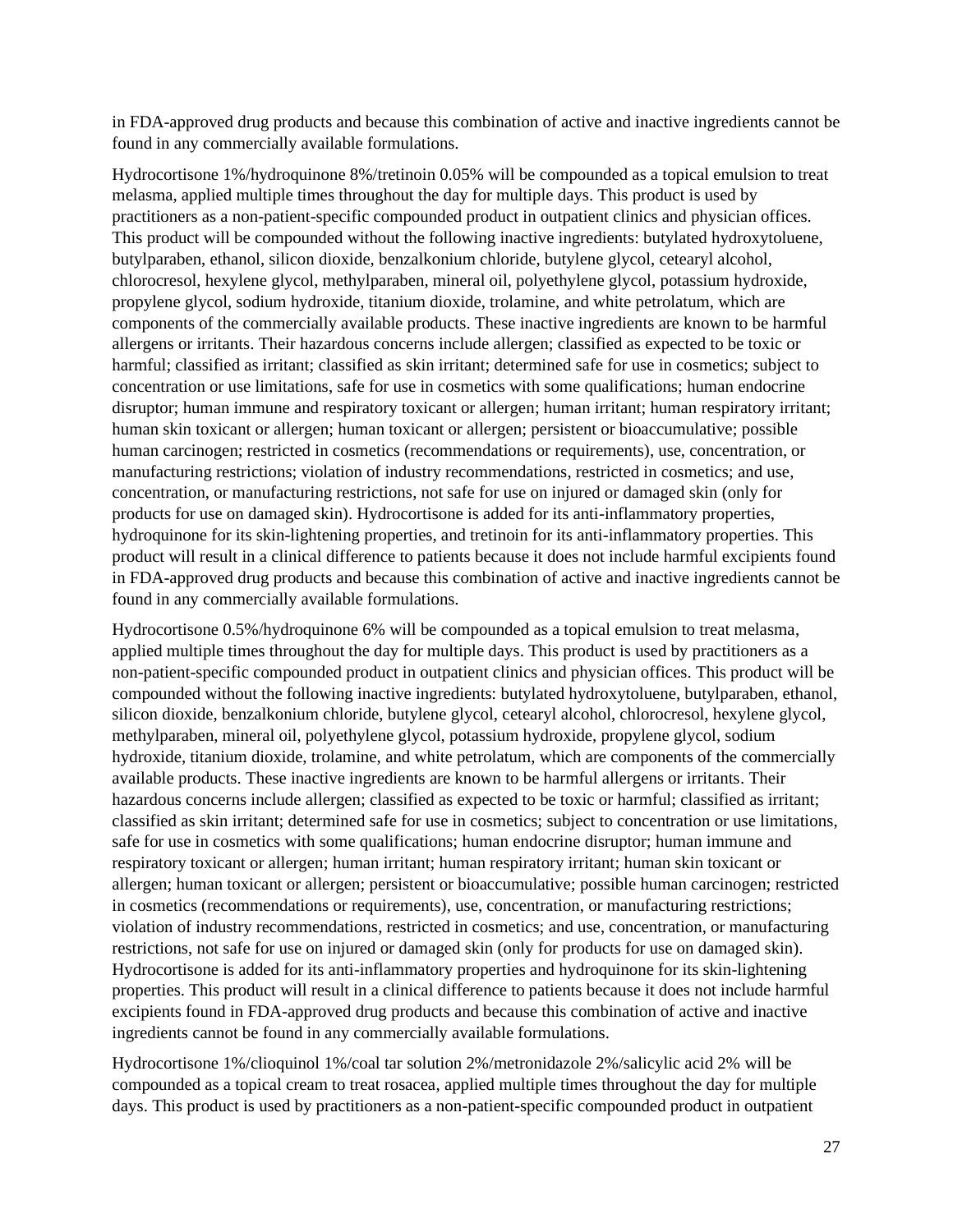in FDA-approved drug products and because this combination of active and inactive ingredients cannot be found in any commercially available formulations.

Hydrocortisone 1%/hydroquinone 8%/tretinoin 0.05% will be compounded as a topical emulsion to treat melasma, applied multiple times throughout the day for multiple days. This product is used by practitioners as a non-patient-specific compounded product in outpatient clinics and physician offices. This product will be compounded without the following inactive ingredients: butylated hydroxytoluene, butylparaben, ethanol, silicon dioxide, benzalkonium chloride, butylene glycol, cetearyl alcohol, chlorocresol, hexylene glycol, methylparaben, mineral oil, polyethylene glycol, potassium hydroxide, propylene glycol, sodium hydroxide, titanium dioxide, trolamine, and white petrolatum, which are components of the commercially available products. These inactive ingredients are known to be harmful allergens or irritants. Their hazardous concerns include allergen; classified as expected to be toxic or harmful; classified as irritant; classified as skin irritant; determined safe for use in cosmetics; subject to concentration or use limitations, safe for use in cosmetics with some qualifications; human endocrine disruptor; human immune and respiratory toxicant or allergen; human irritant; human respiratory irritant; human skin toxicant or allergen; human toxicant or allergen; persistent or bioaccumulative; possible human carcinogen; restricted in cosmetics (recommendations or requirements), use, concentration, or manufacturing restrictions; violation of industry recommendations, restricted in cosmetics; and use, concentration, or manufacturing restrictions, not safe for use on injured or damaged skin (only for products for use on damaged skin). Hydrocortisone is added for its anti-inflammatory properties, hydroquinone for its skin-lightening properties, and tretinoin for its anti-inflammatory properties. This product will result in a clinical difference to patients because it does not include harmful excipients found in FDA-approved drug products and because this combination of active and inactive ingredients cannot be found in any commercially available formulations.

Hydrocortisone 0.5%/hydroquinone 6% will be compounded as a topical emulsion to treat melasma, applied multiple times throughout the day for multiple days. This product is used by practitioners as a non-patient-specific compounded product in outpatient clinics and physician offices. This product will be compounded without the following inactive ingredients: butylated hydroxytoluene, butylparaben, ethanol, silicon dioxide, benzalkonium chloride, butylene glycol, cetearyl alcohol, chlorocresol, hexylene glycol, methylparaben, mineral oil, polyethylene glycol, potassium hydroxide, propylene glycol, sodium hydroxide, titanium dioxide, trolamine, and white petrolatum, which are components of the commercially available products. These inactive ingredients are known to be harmful allergens or irritants. Their hazardous concerns include allergen; classified as expected to be toxic or harmful; classified as irritant; classified as skin irritant; determined safe for use in cosmetics; subject to concentration or use limitations, safe for use in cosmetics with some qualifications; human endocrine disruptor; human immune and respiratory toxicant or allergen; human irritant; human respiratory irritant; human skin toxicant or allergen; human toxicant or allergen; persistent or bioaccumulative; possible human carcinogen; restricted in cosmetics (recommendations or requirements), use, concentration, or manufacturing restrictions; violation of industry recommendations, restricted in cosmetics; and use, concentration, or manufacturing restrictions, not safe for use on injured or damaged skin (only for products for use on damaged skin). Hydrocortisone is added for its anti-inflammatory properties and hydroquinone for its skin-lightening properties. This product will result in a clinical difference to patients because it does not include harmful excipients found in FDA-approved drug products and because this combination of active and inactive ingredients cannot be found in any commercially available formulations.

Hydrocortisone 1%/clioquinol 1%/coal tar solution 2%/metronidazole 2%/salicylic acid 2% will be compounded as a topical cream to treat rosacea, applied multiple times throughout the day for multiple days. This product is used by practitioners as a non-patient-specific compounded product in outpatient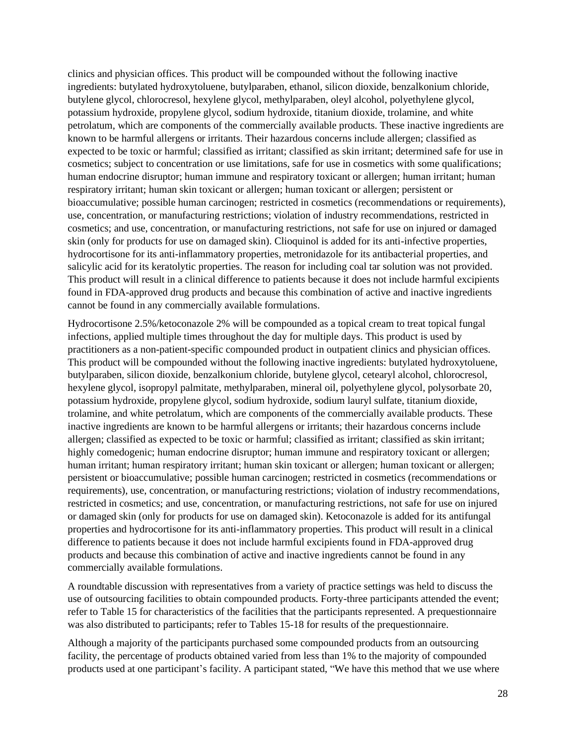clinics and physician offices. This product will be compounded without the following inactive ingredients: butylated hydroxytoluene, butylparaben, ethanol, silicon dioxide, benzalkonium chloride, butylene glycol, chlorocresol, hexylene glycol, methylparaben, oleyl alcohol, polyethylene glycol, potassium hydroxide, propylene glycol, sodium hydroxide, titanium dioxide, trolamine, and white petrolatum, which are components of the commercially available products. These inactive ingredients are known to be harmful allergens or irritants. Their hazardous concerns include allergen; classified as expected to be toxic or harmful; classified as irritant; classified as skin irritant; determined safe for use in cosmetics; subject to concentration or use limitations, safe for use in cosmetics with some qualifications; human endocrine disruptor; human immune and respiratory toxicant or allergen; human irritant; human respiratory irritant; human skin toxicant or allergen; human toxicant or allergen; persistent or bioaccumulative; possible human carcinogen; restricted in cosmetics (recommendations or requirements), use, concentration, or manufacturing restrictions; violation of industry recommendations, restricted in cosmetics; and use, concentration, or manufacturing restrictions, not safe for use on injured or damaged skin (only for products for use on damaged skin). Clioquinol is added for its anti-infective properties, hydrocortisone for its anti-inflammatory properties, metronidazole for its antibacterial properties, and salicylic acid for its keratolytic properties. The reason for including coal tar solution was not provided. This product will result in a clinical difference to patients because it does not include harmful excipients found in FDA-approved drug products and because this combination of active and inactive ingredients cannot be found in any commercially available formulations.

Hydrocortisone 2.5%/ketoconazole 2% will be compounded as a topical cream to treat topical fungal infections, applied multiple times throughout the day for multiple days. This product is used by practitioners as a non-patient-specific compounded product in outpatient clinics and physician offices. This product will be compounded without the following inactive ingredients: butylated hydroxytoluene, butylparaben, silicon dioxide, benzalkonium chloride, butylene glycol, cetearyl alcohol, chlorocresol, hexylene glycol, isopropyl palmitate, methylparaben, mineral oil, polyethylene glycol, polysorbate 20, potassium hydroxide, propylene glycol, sodium hydroxide, sodium lauryl sulfate, titanium dioxide, trolamine, and white petrolatum, which are components of the commercially available products. These inactive ingredients are known to be harmful allergens or irritants; their hazardous concerns include allergen; classified as expected to be toxic or harmful; classified as irritant; classified as skin irritant; highly comedogenic; human endocrine disruptor; human immune and respiratory toxicant or allergen; human irritant; human respiratory irritant; human skin toxicant or allergen; human toxicant or allergen; persistent or bioaccumulative; possible human carcinogen; restricted in cosmetics (recommendations or requirements), use, concentration, or manufacturing restrictions; violation of industry recommendations, restricted in cosmetics; and use, concentration, or manufacturing restrictions, not safe for use on injured or damaged skin (only for products for use on damaged skin). Ketoconazole is added for its antifungal properties and hydrocortisone for its anti-inflammatory properties. This product will result in a clinical difference to patients because it does not include harmful excipients found in FDA-approved drug products and because this combination of active and inactive ingredients cannot be found in any commercially available formulations.

A roundtable discussion with representatives from a variety of practice settings was held to discuss the use of outsourcing facilities to obtain compounded products. Forty-three participants attended the event; refer to Table 15 for characteristics of the facilities that the participants represented. A prequestionnaire was also distributed to participants; refer to Tables 15-18 for results of the prequestionnaire.

Although a majority of the participants purchased some compounded products from an outsourcing facility, the percentage of products obtained varied from less than 1% to the majority of compounded products used at one participant's facility. A participant stated, "We have this method that we use where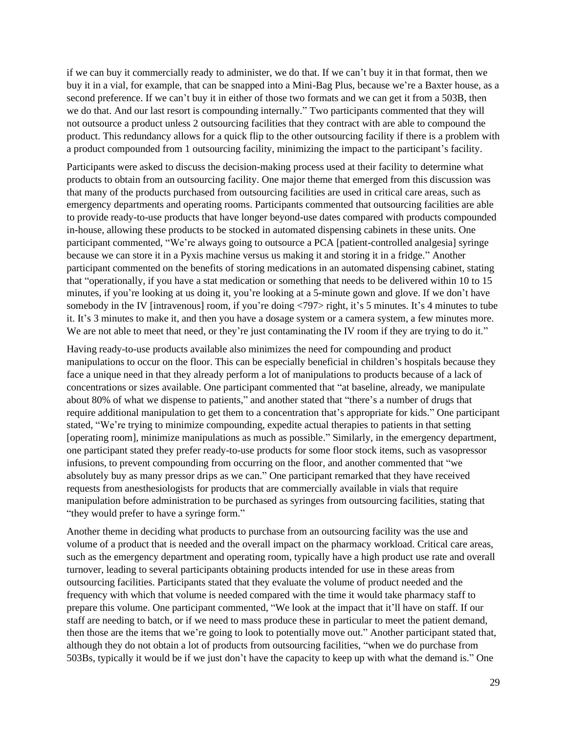if we can buy it commercially ready to administer, we do that. If we can't buy it in that format, then we buy it in a vial, for example, that can be snapped into a Mini-Bag Plus, because we're a Baxter house, as a second preference. If we can't buy it in either of those two formats and we can get it from a 503B, then we do that. And our last resort is compounding internally." Two participants commented that they will not outsource a product unless 2 outsourcing facilities that they contract with are able to compound the product. This redundancy allows for a quick flip to the other outsourcing facility if there is a problem with a product compounded from 1 outsourcing facility, minimizing the impact to the participant's facility.

Participants were asked to discuss the decision-making process used at their facility to determine what products to obtain from an outsourcing facility. One major theme that emerged from this discussion was that many of the products purchased from outsourcing facilities are used in critical care areas, such as emergency departments and operating rooms. Participants commented that outsourcing facilities are able to provide ready-to-use products that have longer beyond-use dates compared with products compounded in-house, allowing these products to be stocked in automated dispensing cabinets in these units. One participant commented, "We're always going to outsource a PCA [patient-controlled analgesia] syringe because we can store it in a Pyxis machine versus us making it and storing it in a fridge." Another participant commented on the benefits of storing medications in an automated dispensing cabinet, stating that "operationally, if you have a stat medication or something that needs to be delivered within 10 to 15 minutes, if you're looking at us doing it, you're looking at a 5-minute gown and glove. If we don't have somebody in the IV [intravenous] room, if you're doing <797> right, it's 5 minutes. It's 4 minutes to tube it. It's 3 minutes to make it, and then you have a dosage system or a camera system, a few minutes more. We are not able to meet that need, or they're just contaminating the IV room if they are trying to do it."

Having ready-to-use products available also minimizes the need for compounding and product manipulations to occur on the floor. This can be especially beneficial in children's hospitals because they face a unique need in that they already perform a lot of manipulations to products because of a lack of concentrations or sizes available. One participant commented that "at baseline, already, we manipulate about 80% of what we dispense to patients," and another stated that "there's a number of drugs that require additional manipulation to get them to a concentration that's appropriate for kids." One participant stated, "We're trying to minimize compounding, expedite actual therapies to patients in that setting [operating room], minimize manipulations as much as possible." Similarly, in the emergency department, one participant stated they prefer ready-to-use products for some floor stock items, such as vasopressor infusions, to prevent compounding from occurring on the floor, and another commented that "we absolutely buy as many pressor drips as we can." One participant remarked that they have received requests from anesthesiologists for products that are commercially available in vials that require manipulation before administration to be purchased as syringes from outsourcing facilities, stating that "they would prefer to have a syringe form."

Another theme in deciding what products to purchase from an outsourcing facility was the use and volume of a product that is needed and the overall impact on the pharmacy workload. Critical care areas, such as the emergency department and operating room, typically have a high product use rate and overall turnover, leading to several participants obtaining products intended for use in these areas from outsourcing facilities. Participants stated that they evaluate the volume of product needed and the frequency with which that volume is needed compared with the time it would take pharmacy staff to prepare this volume. One participant commented, "We look at the impact that it'll have on staff. If our staff are needing to batch, or if we need to mass produce these in particular to meet the patient demand, then those are the items that we're going to look to potentially move out." Another participant stated that, although they do not obtain a lot of products from outsourcing facilities, "when we do purchase from 503Bs, typically it would be if we just don't have the capacity to keep up with what the demand is." One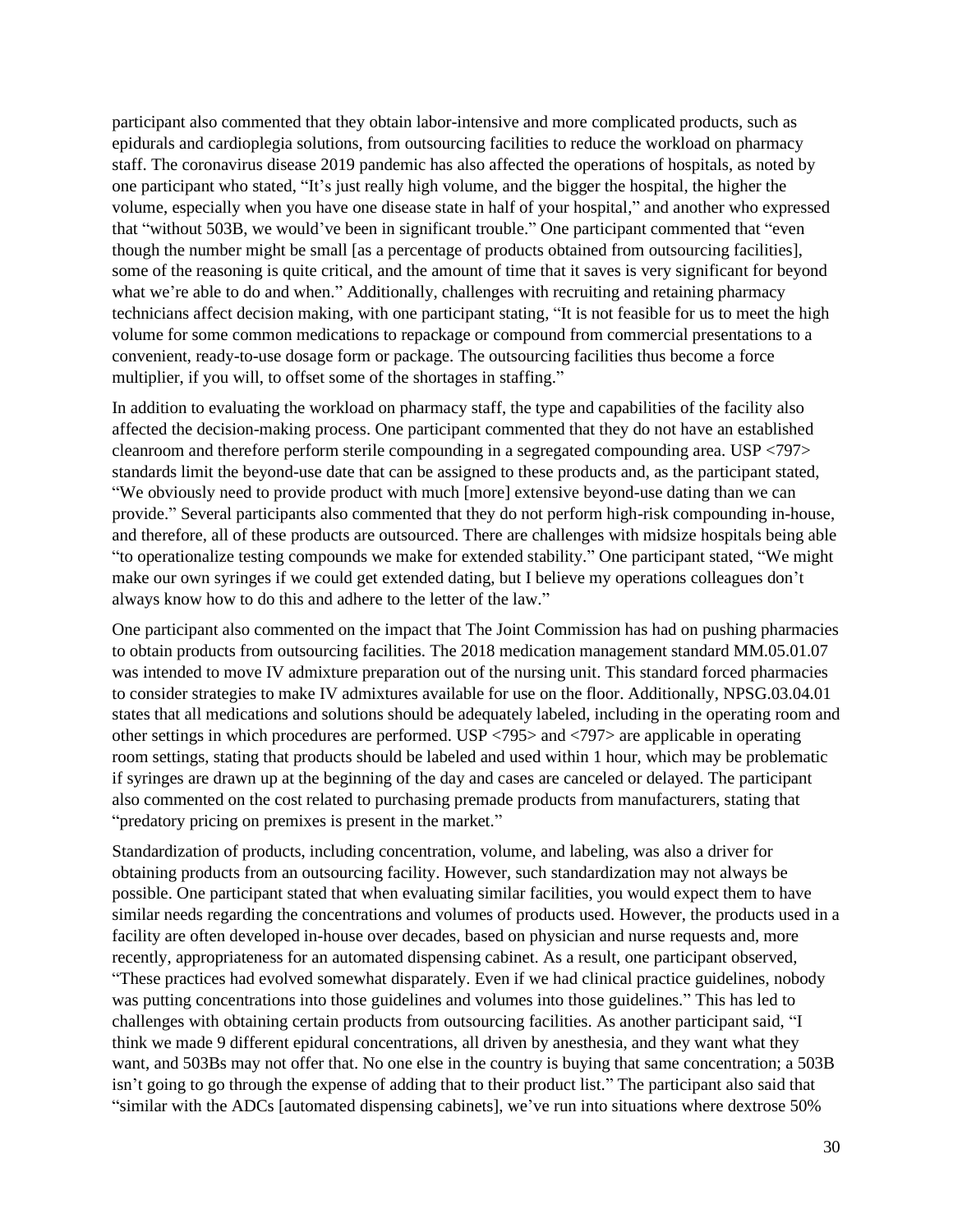participant also commented that they obtain labor-intensive and more complicated products, such as epidurals and cardioplegia solutions, from outsourcing facilities to reduce the workload on pharmacy staff. The coronavirus disease 2019 pandemic has also affected the operations of hospitals, as noted by one participant who stated, "It's just really high volume, and the bigger the hospital, the higher the volume, especially when you have one disease state in half of your hospital," and another who expressed that "without 503B, we would've been in significant trouble." One participant commented that "even though the number might be small [as a percentage of products obtained from outsourcing facilities], some of the reasoning is quite critical, and the amount of time that it saves is very significant for beyond what we're able to do and when." Additionally, challenges with recruiting and retaining pharmacy technicians affect decision making, with one participant stating, "It is not feasible for us to meet the high volume for some common medications to repackage or compound from commercial presentations to a convenient, ready-to-use dosage form or package. The outsourcing facilities thus become a force multiplier, if you will, to offset some of the shortages in staffing."

In addition to evaluating the workload on pharmacy staff, the type and capabilities of the facility also affected the decision-making process. One participant commented that they do not have an established cleanroom and therefore perform sterile compounding in a segregated compounding area. USP <797> standards limit the beyond-use date that can be assigned to these products and, as the participant stated, "We obviously need to provide product with much [more] extensive beyond-use dating than we can provide." Several participants also commented that they do not perform high-risk compounding in-house, and therefore, all of these products are outsourced. There are challenges with midsize hospitals being able "to operationalize testing compounds we make for extended stability." One participant stated, "We might make our own syringes if we could get extended dating, but I believe my operations colleagues don't always know how to do this and adhere to the letter of the law."

One participant also commented on the impact that The Joint Commission has had on pushing pharmacies to obtain products from outsourcing facilities. The 2018 medication management standard MM.05.01.07 was intended to move IV admixture preparation out of the nursing unit. This standard forced pharmacies to consider strategies to make IV admixtures available for use on the floor. Additionally, NPSG.03.04.01 states that all medications and solutions should be adequately labeled, including in the operating room and other settings in which procedures are performed. USP <795> and <797> are applicable in operating room settings, stating that products should be labeled and used within 1 hour, which may be problematic if syringes are drawn up at the beginning of the day and cases are canceled or delayed. The participant also commented on the cost related to purchasing premade products from manufacturers, stating that "predatory pricing on premixes is present in the market."

Standardization of products, including concentration, volume, and labeling, was also a driver for obtaining products from an outsourcing facility. However, such standardization may not always be possible. One participant stated that when evaluating similar facilities, you would expect them to have similar needs regarding the concentrations and volumes of products used. However, the products used in a facility are often developed in-house over decades, based on physician and nurse requests and, more recently, appropriateness for an automated dispensing cabinet. As a result, one participant observed, "These practices had evolved somewhat disparately. Even if we had clinical practice guidelines, nobody was putting concentrations into those guidelines and volumes into those guidelines." This has led to challenges with obtaining certain products from outsourcing facilities. As another participant said, "I think we made 9 different epidural concentrations, all driven by anesthesia, and they want what they want, and 503Bs may not offer that. No one else in the country is buying that same concentration; a 503B isn't going to go through the expense of adding that to their product list." The participant also said that "similar with the ADCs [automated dispensing cabinets], we've run into situations where dextrose 50%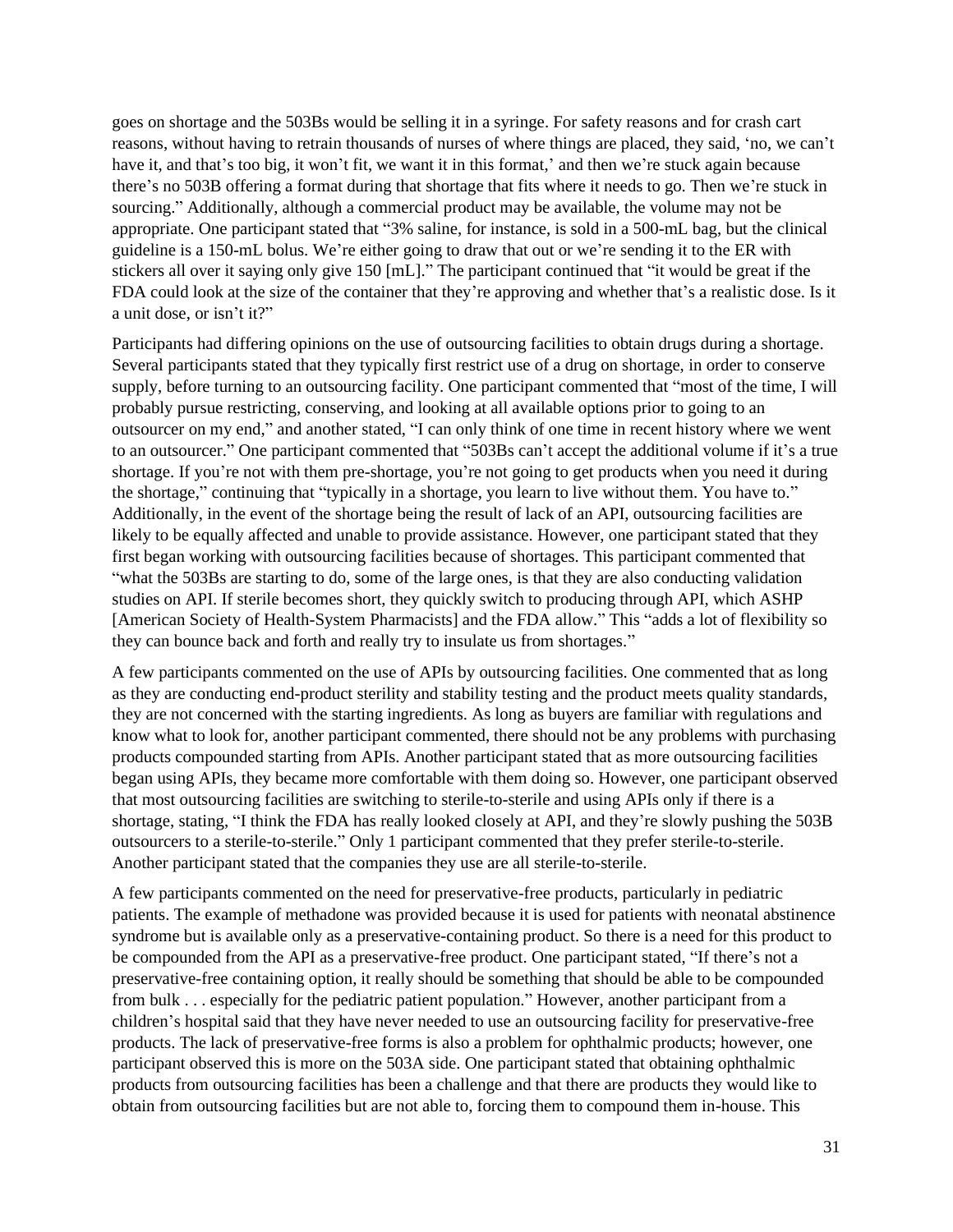goes on shortage and the 503Bs would be selling it in a syringe. For safety reasons and for crash cart reasons, without having to retrain thousands of nurses of where things are placed, they said, 'no, we can't have it, and that's too big, it won't fit, we want it in this format,' and then we're stuck again because there's no 503B offering a format during that shortage that fits where it needs to go. Then we're stuck in sourcing." Additionally, although a commercial product may be available, the volume may not be appropriate. One participant stated that "3% saline, for instance, is sold in a 500-mL bag, but the clinical guideline is a 150-mL bolus. We're either going to draw that out or we're sending it to the ER with stickers all over it saying only give 150 [mL]." The participant continued that "it would be great if the FDA could look at the size of the container that they're approving and whether that's a realistic dose. Is it a unit dose, or isn't it?"

Participants had differing opinions on the use of outsourcing facilities to obtain drugs during a shortage. Several participants stated that they typically first restrict use of a drug on shortage, in order to conserve supply, before turning to an outsourcing facility. One participant commented that "most of the time, I will probably pursue restricting, conserving, and looking at all available options prior to going to an outsourcer on my end," and another stated, "I can only think of one time in recent history where we went to an outsourcer." One participant commented that "503Bs can't accept the additional volume if it's a true shortage. If you're not with them pre-shortage, you're not going to get products when you need it during the shortage," continuing that "typically in a shortage, you learn to live without them. You have to." Additionally, in the event of the shortage being the result of lack of an API, outsourcing facilities are likely to be equally affected and unable to provide assistance. However, one participant stated that they first began working with outsourcing facilities because of shortages. This participant commented that "what the 503Bs are starting to do, some of the large ones, is that they are also conducting validation studies on API. If sterile becomes short, they quickly switch to producing through API, which ASHP [American Society of Health-System Pharmacists] and the FDA allow." This "adds a lot of flexibility so they can bounce back and forth and really try to insulate us from shortages."

A few participants commented on the use of APIs by outsourcing facilities. One commented that as long as they are conducting end-product sterility and stability testing and the product meets quality standards, they are not concerned with the starting ingredients. As long as buyers are familiar with regulations and know what to look for, another participant commented, there should not be any problems with purchasing products compounded starting from APIs. Another participant stated that as more outsourcing facilities began using APIs, they became more comfortable with them doing so. However, one participant observed that most outsourcing facilities are switching to sterile-to-sterile and using APIs only if there is a shortage, stating, "I think the FDA has really looked closely at API, and they're slowly pushing the 503B outsourcers to a sterile-to-sterile." Only 1 participant commented that they prefer sterile-to-sterile. Another participant stated that the companies they use are all sterile-to-sterile.

A few participants commented on the need for preservative-free products, particularly in pediatric patients. The example of methadone was provided because it is used for patients with neonatal abstinence syndrome but is available only as a preservative-containing product. So there is a need for this product to be compounded from the API as a preservative-free product. One participant stated, "If there's not a preservative-free containing option, it really should be something that should be able to be compounded from bulk . . . especially for the pediatric patient population." However, another participant from a children's hospital said that they have never needed to use an outsourcing facility for preservative-free products. The lack of preservative-free forms is also a problem for ophthalmic products; however, one participant observed this is more on the 503A side. One participant stated that obtaining ophthalmic products from outsourcing facilities has been a challenge and that there are products they would like to obtain from outsourcing facilities but are not able to, forcing them to compound them in-house. This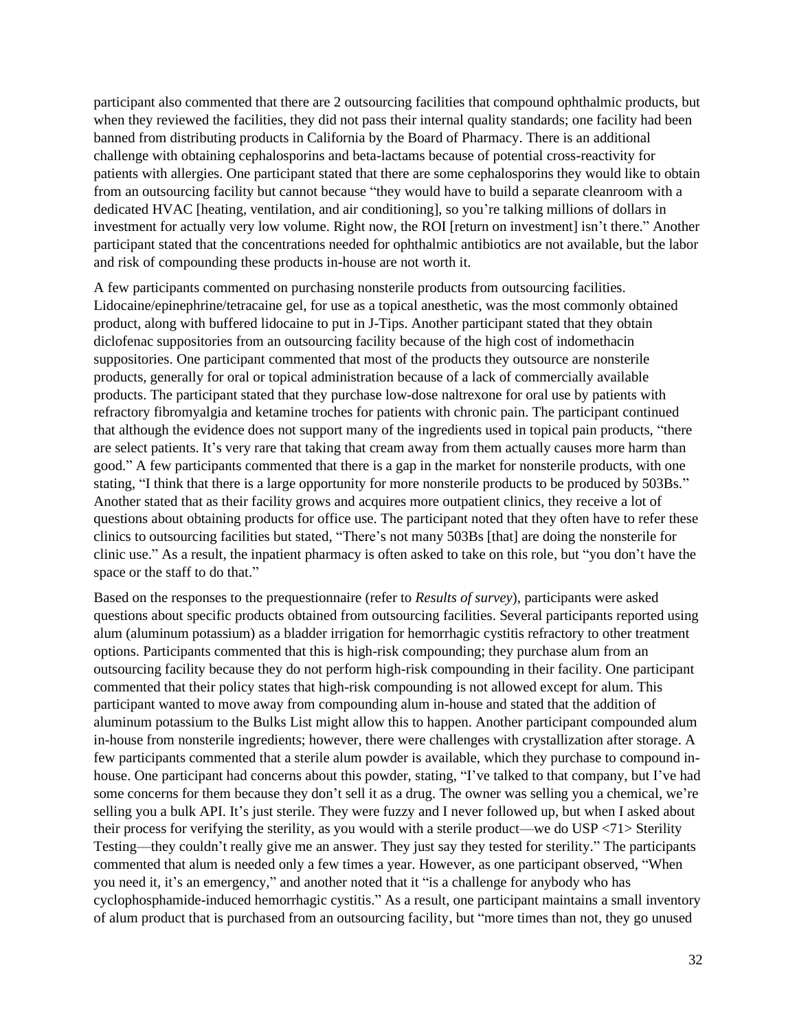participant also commented that there are 2 outsourcing facilities that compound ophthalmic products, but when they reviewed the facilities, they did not pass their internal quality standards; one facility had been banned from distributing products in California by the Board of Pharmacy. There is an additional challenge with obtaining cephalosporins and beta-lactams because of potential cross-reactivity for patients with allergies. One participant stated that there are some cephalosporins they would like to obtain from an outsourcing facility but cannot because "they would have to build a separate cleanroom with a dedicated HVAC [heating, ventilation, and air conditioning], so you're talking millions of dollars in investment for actually very low volume. Right now, the ROI [return on investment] isn't there." Another participant stated that the concentrations needed for ophthalmic antibiotics are not available, but the labor and risk of compounding these products in-house are not worth it.

A few participants commented on purchasing nonsterile products from outsourcing facilities. Lidocaine/epinephrine/tetracaine gel, for use as a topical anesthetic, was the most commonly obtained product, along with buffered lidocaine to put in J-Tips. Another participant stated that they obtain diclofenac suppositories from an outsourcing facility because of the high cost of indomethacin suppositories. One participant commented that most of the products they outsource are nonsterile products, generally for oral or topical administration because of a lack of commercially available products. The participant stated that they purchase low-dose naltrexone for oral use by patients with refractory fibromyalgia and ketamine troches for patients with chronic pain. The participant continued that although the evidence does not support many of the ingredients used in topical pain products, "there are select patients. It's very rare that taking that cream away from them actually causes more harm than good." A few participants commented that there is a gap in the market for nonsterile products, with one stating, "I think that there is a large opportunity for more nonsterile products to be produced by 503Bs." Another stated that as their facility grows and acquires more outpatient clinics, they receive a lot of questions about obtaining products for office use. The participant noted that they often have to refer these clinics to outsourcing facilities but stated, "There's not many 503Bs [that] are doing the nonsterile for clinic use." As a result, the inpatient pharmacy is often asked to take on this role, but "you don't have the space or the staff to do that."

Based on the responses to the prequestionnaire (refer to *Results of survey*), participants were asked questions about specific products obtained from outsourcing facilities. Several participants reported using alum (aluminum potassium) as a bladder irrigation for hemorrhagic cystitis refractory to other treatment options. Participants commented that this is high-risk compounding; they purchase alum from an outsourcing facility because they do not perform high-risk compounding in their facility. One participant commented that their policy states that high-risk compounding is not allowed except for alum. This participant wanted to move away from compounding alum in-house and stated that the addition of aluminum potassium to the Bulks List might allow this to happen. Another participant compounded alum in-house from nonsterile ingredients; however, there were challenges with crystallization after storage. A few participants commented that a sterile alum powder is available, which they purchase to compound in-house. One participant had concerns about this powder, stating, "I've talked to that company, but I've had some concerns for them because they don't sell it as a drug. The owner was selling you a chemical, we're selling you a bulk API. It's just sterile. They were fuzzy and I never followed up, but when I asked about their process for verifying the sterility, as you would with a sterile product—we do USP <71> Sterility Testing—they couldn't really give me an answer. They just say they tested for sterility." The participants commented that alum is needed only a few times a year. However, as one participant observed, "When you need it, it's an emergency," and another noted that it "is a challenge for anybody who has cyclophosphamide-induced hemorrhagic cystitis." As a result, one participant maintains a small inventory of alum product that is purchased from an outsourcing facility, but "more times than not, they go unused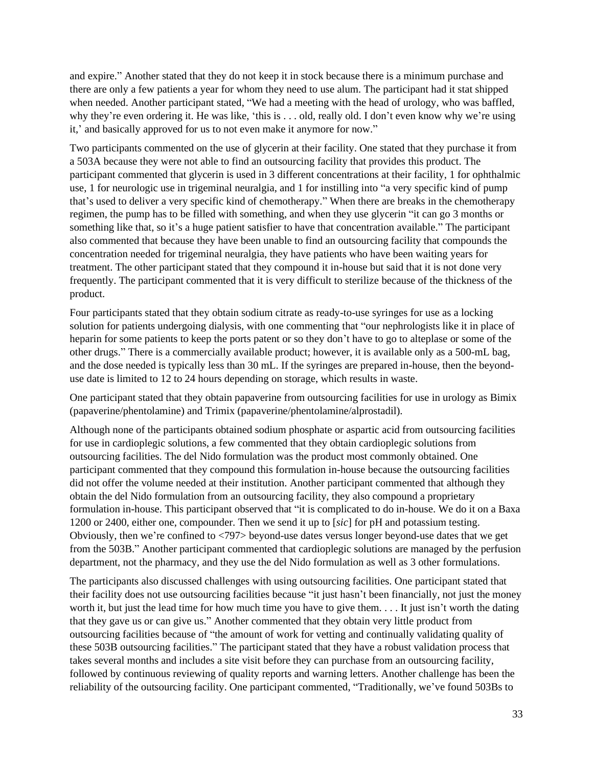and expire." Another stated that they do not keep it in stock because there is a minimum purchase and there are only a few patients a year for whom they need to use alum. The participant had it stat shipped when needed. Another participant stated, "We had a meeting with the head of urology, who was baffled, why they're even ordering it. He was like, 'this is . . . old, really old. I don't even know why we're using it,' and basically approved for us to not even make it anymore for now."

Two participants commented on the use of glycerin at their facility. One stated that they purchase it from a 503A because they were not able to find an outsourcing facility that provides this product. The participant commented that glycerin is used in 3 different concentrations at their facility, 1 for ophthalmic use, 1 for neurologic use in trigeminal neuralgia, and 1 for instilling into "a very specific kind of pump that's used to deliver a very specific kind of chemotherapy." When there are breaks in the chemotherapy regimen, the pump has to be filled with something, and when they use glycerin "it can go 3 months or something like that, so it's a huge patient satisfier to have that concentration available." The participant also commented that because they have been unable to find an outsourcing facility that compounds the concentration needed for trigeminal neuralgia, they have patients who have been waiting years for treatment. The other participant stated that they compound it in-house but said that it is not done very frequently. The participant commented that it is very difficult to sterilize because of the thickness of the product.

Four participants stated that they obtain sodium citrate as ready-to-use syringes for use as a locking solution for patients undergoing dialysis, with one commenting that "our nephrologists like it in place of heparin for some patients to keep the ports patent or so they don't have to go to alteplase or some of the other drugs." There is a commercially available product; however, it is available only as a 500-mL bag, and the dose needed is typically less than 30 mL. If the syringes are prepared in-house, then the beyond-use date is limited to 12 to 24 hours depending on storage, which results in waste.

One participant stated that they obtain papaverine from outsourcing facilities for use in urology as Bimix (papaverine/phentolamine) and Trimix (papaverine/phentolamine/alprostadil).

Although none of the participants obtained sodium phosphate or aspartic acid from outsourcing facilities for use in cardioplegic solutions, a few commented that they obtain cardioplegic solutions from outsourcing facilities. The del Nido formulation was the product most commonly obtained. One participant commented that they compound this formulation in-house because the outsourcing facilities did not offer the volume needed at their institution. Another participant commented that although they obtain the del Nido formulation from an outsourcing facility, they also compound a proprietary formulation in-house. This participant observed that "it is complicated to do in-house. We do it on a Baxa 1200 or 2400, either one, compounder. Then we send it up to [*sic*] for pH and potassium testing. Obviously, then we're confined to <797> beyond-use dates versus longer beyond-use dates that we get from the 503B." Another participant commented that cardioplegic solutions are managed by the perfusion department, not the pharmacy, and they use the del Nido formulation as well as 3 other formulations.

The participants also discussed challenges with using outsourcing facilities. One participant stated that their facility does not use outsourcing facilities because "it just hasn't been financially, not just the money worth it, but just the lead time for how much time you have to give them. . . . It just isn't worth the dating that they gave us or can give us." Another commented that they obtain very little product from outsourcing facilities because of "the amount of work for vetting and continually validating quality of these 503B outsourcing facilities." The participant stated that they have a robust validation process that takes several months and includes a site visit before they can purchase from an outsourcing facility, followed by continuous reviewing of quality reports and warning letters. Another challenge has been the reliability of the outsourcing facility. One participant commented, "Traditionally, we've found 503Bs to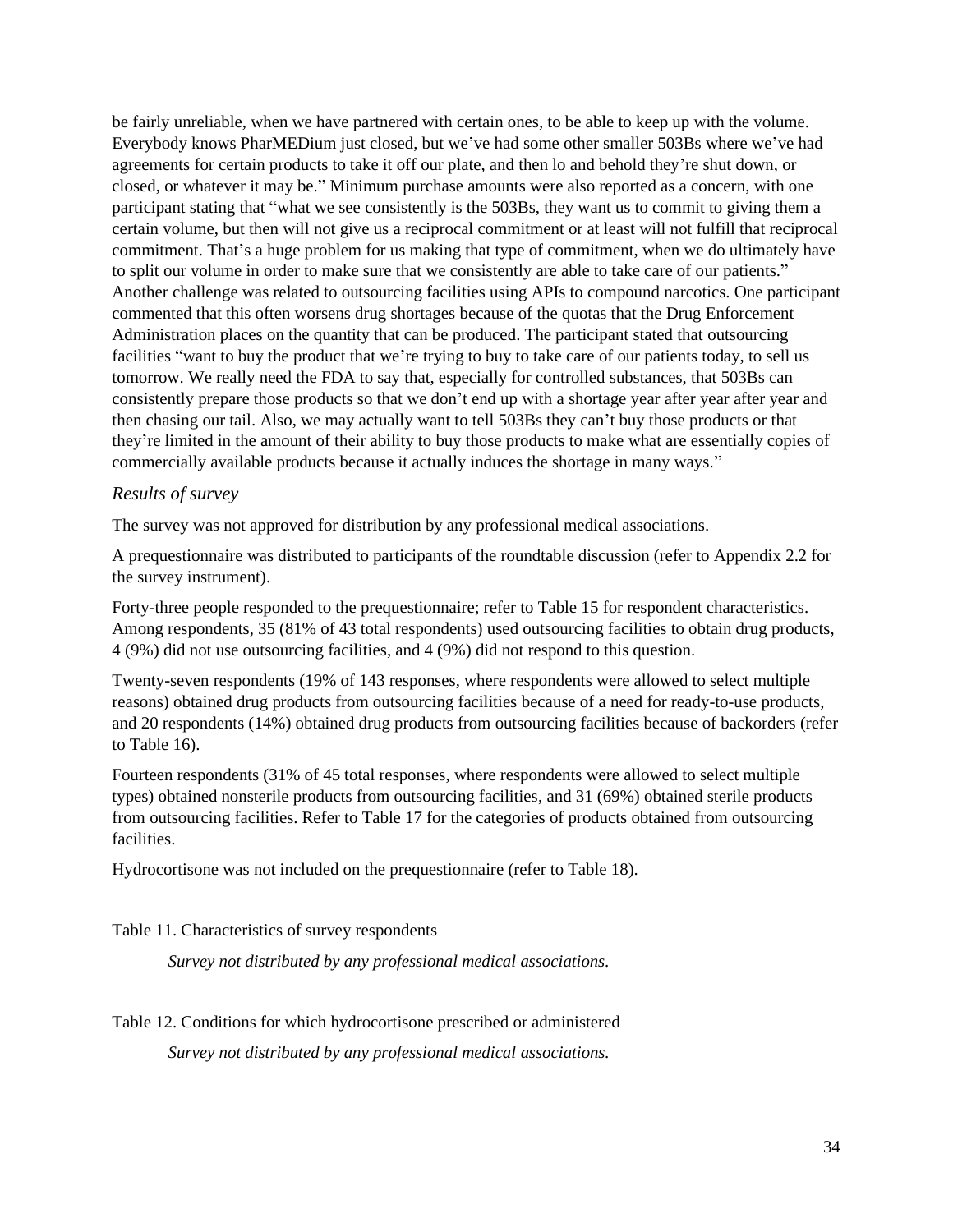be fairly unreliable, when we have partnered with certain ones, to be able to keep up with the volume. Everybody knows PharMEDium just closed, but we've had some other smaller 503Bs where we've had agreements for certain products to take it off our plate, and then lo and behold they're shut down, or closed, or whatever it may be." Minimum purchase amounts were also reported as a concern, with one participant stating that "what we see consistently is the 503Bs, they want us to commit to giving them a certain volume, but then will not give us a reciprocal commitment or at least will not fulfill that reciprocal commitment. That's a huge problem for us making that type of commitment, when we do ultimately have to split our volume in order to make sure that we consistently are able to take care of our patients." Another challenge was related to outsourcing facilities using APIs to compound narcotics. One participant commented that this often worsens drug shortages because of the quotas that the Drug Enforcement Administration places on the quantity that can be produced. The participant stated that outsourcing facilities "want to buy the product that we're trying to buy to take care of our patients today, to sell us tomorrow. We really need the FDA to say that, especially for controlled substances, that 503Bs can consistently prepare those products so that we don't end up with a shortage year after year after year and then chasing our tail. Also, we may actually want to tell 503Bs they can't buy those products or that they're limited in the amount of their ability to buy those products to make what are essentially copies of commercially available products because it actually induces the shortage in many ways."

### *Results of survey*

The survey was not approved for distribution by any professional medical associations.

A prequestionnaire was distributed to participants of the roundtable discussion (refer to Appendix 2.2 for the survey instrument).

Forty-three people responded to the prequestionnaire; refer to Table 15 for respondent characteristics. Among respondents, 35 (81% of 43 total respondents) used outsourcing facilities to obtain drug products, 4 (9%) did not use outsourcing facilities, and 4 (9%) did not respond to this question.

Twenty-seven respondents (19% of 143 responses, where respondents were allowed to select multiple reasons) obtained drug products from outsourcing facilities because of a need for ready-to-use products, and 20 respondents (14%) obtained drug products from outsourcing facilities because of backorders (refer to Table 16).

Fourteen respondents (31% of 45 total responses, where respondents were allowed to select multiple types) obtained nonsterile products from outsourcing facilities, and 31 (69%) obtained sterile products from outsourcing facilities. Refer to Table 17 for the categories of products obtained from outsourcing facilities.

Hydrocortisone was not included on the prequestionnaire (refer to Table 18).

Table 11. Characteristics of survey respondents

*Survey not distributed by any professional medical associations.*

Table 12. Conditions for which hydrocortisone prescribed or administered

*Survey not distributed by any professional medical associations.*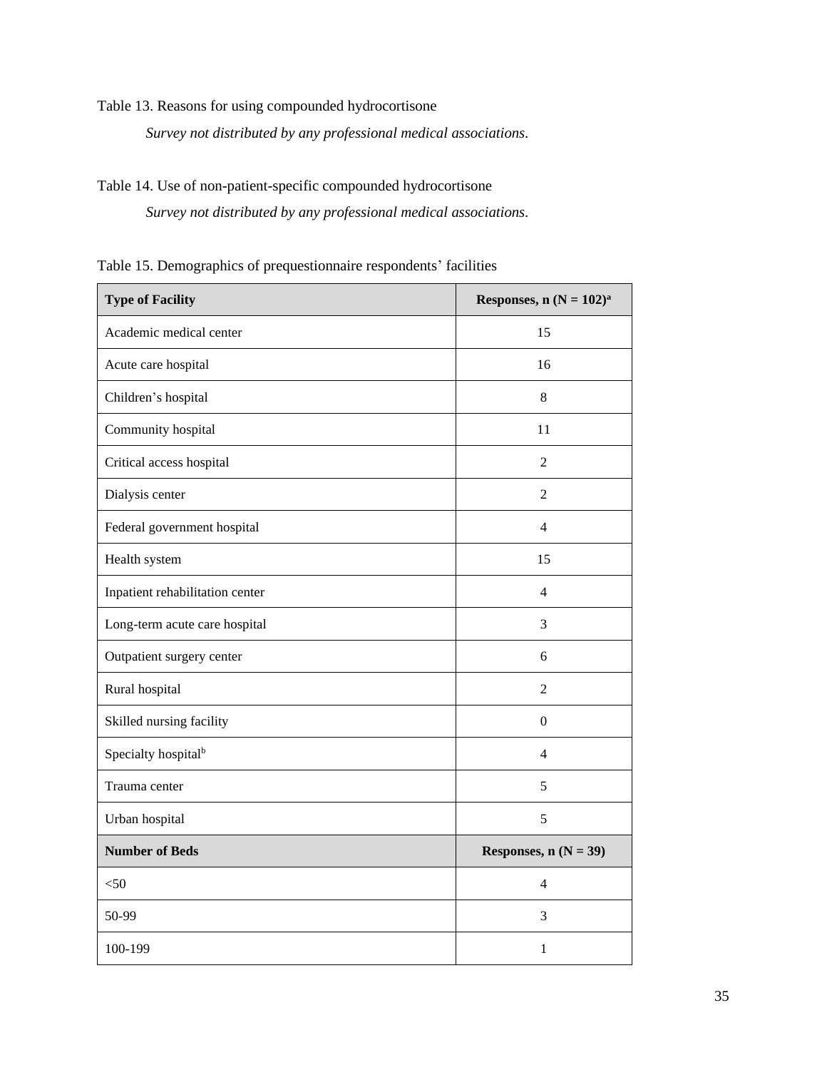Table 13. Reasons for using compounded hydrocortisone

*Survey not distributed by any professional medical associations.*

Table 14. Use of non-patient-specific compounded hydrocortisone

*Survey not distributed by any professional medical associations.*

Table 15. Demographics of prequestionnaire respondents' facilities

| Type of Facility | Responses, n (N = 102)[a] |
|---|---|
| Academic medical center | 15 |
| Acute care hospital | 16 |
| Children's hospital | 8 |
| Community hospital | 11 |
| Critical access hospital | 2 |
| Dialysis center | 2 |
| Federal government hospital | 4 |
| Health system | 15 |
| Inpatient rehabilitation center | 4 |
| Long-term acute care hospital | 3 |
| Outpatient surgery center | 6 |
| Rural hospital | 2 |
| Skilled nursing facility | 0 |
| Specialty hospital[b] | 4 |
| Trauma center | 5 |
| Urban hospital | 5 |
| **Number of Beds** | **Responses, n (N = 39)** |
| <50 | 4 |
| 50-99 | 3 |
| 100-199 | 1 |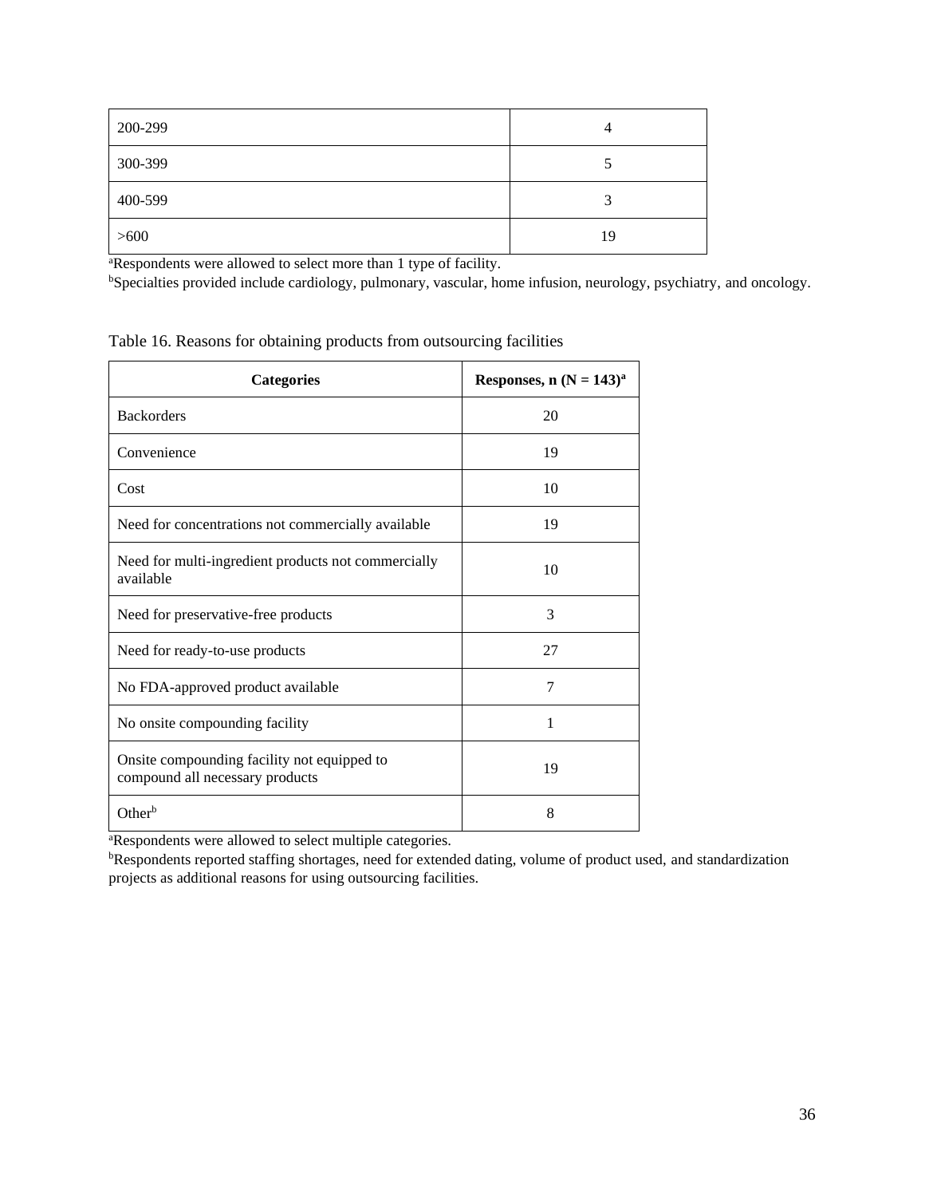| 200-299 | 4 |
|---|---|
| 300-399 | 5 |
| 400-599 | 3 |
| >600 | 19 |

[a]Respondents were allowed to select more than 1 type of facility.
[b]Specialties provided include cardiology, pulmonary, vascular, home infusion, neurology, psychiatry, and oncology.

Table 16. Reasons for obtaining products from outsourcing facilities

| Categories | Responses, n (N = 143)[a] |
|---|---|
| Backorders | 20 |
| Convenience | 19 |
| Cost | 10 |
| Need for concentrations not commercially available | 19 |
| Need for multi-ingredient products not commercially available | 10 |
| Need for preservative-free products | 3 |
| Need for ready-to-use products | 27 |
| No FDA-approved product available | 7 |
| No onsite compounding facility | 1 |
| Onsite compounding facility not equipped to compound all necessary products | 19 |
| Other[b] | 8 |

[a]Respondents were allowed to select multiple categories.
[b]Respondents reported staffing shortages, need for extended dating, volume of product used, and standardization projects as additional reasons for using outsourcing facilities.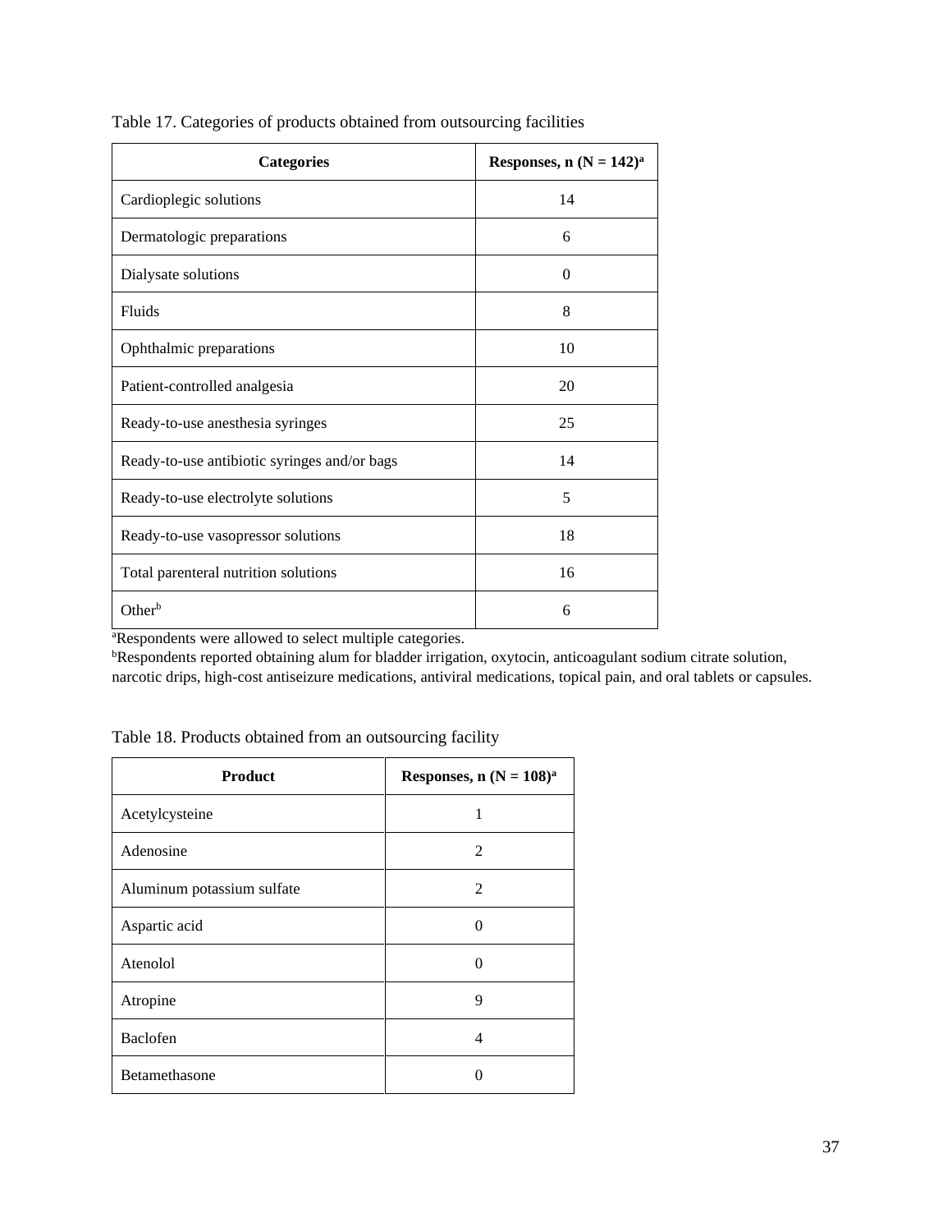Table 17. Categories of products obtained from outsourcing facilities

| Categories | Responses, n (N = 142)[a] |
|---|---|
| Cardioplegic solutions | 14 |
| Dermatologic preparations | 6 |
| Dialysate solutions | 0 |
| Fluids | 8 |
| Ophthalmic preparations | 10 |
| Patient-controlled analgesia | 20 |
| Ready-to-use anesthesia syringes | 25 |
| Ready-to-use antibiotic syringes and/or bags | 14 |
| Ready-to-use electrolyte solutions | 5 |
| Ready-to-use vasopressor solutions | 18 |
| Total parenteral nutrition solutions | 16 |
| Other[b] | 6 |

[a]Respondents were allowed to select multiple categories.
[b]Respondents reported obtaining alum for bladder irrigation, oxytocin, anticoagulant sodium citrate solution, narcotic drips, high-cost antiseizure medications, antiviral medications, topical pain, and oral tablets or capsules.

Table 18. Products obtained from an outsourcing facility

| Product | Responses, n (N = 108)[a] |
|---|---|
| Acetylcysteine | 1 |
| Adenosine | 2 |
| Aluminum potassium sulfate | 2 |
| Aspartic acid | 0 |
| Atenolol | 0 |
| Atropine | 9 |
| Baclofen | 4 |
| Betamethasone | 0 |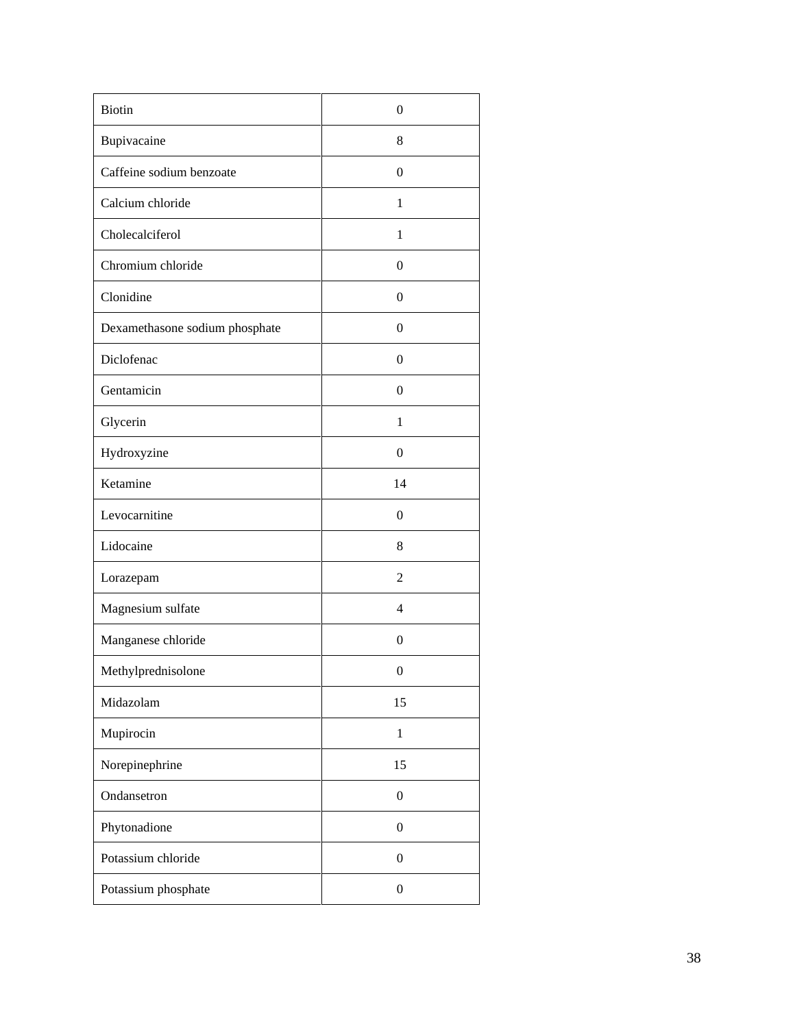| Biotin | 0 |
|---|---|
| Bupivacaine | 8 |
| Caffeine sodium benzoate | 0 |
| Calcium chloride | 1 |
| Cholecalciferol | 1 |
| Chromium chloride | 0 |
| Clonidine | 0 |
| Dexamethasone sodium phosphate | 0 |
| Diclofenac | 0 |
| Gentamicin | 0 |
| Glycerin | 1 |
| Hydroxyzine | 0 |
| Ketamine | 14 |
| Levocarnitine | 0 |
| Lidocaine | 8 |
| Lorazepam | 2 |
| Magnesium sulfate | 4 |
| Manganese chloride | 0 |
| Methylprednisolone | 0 |
| Midazolam | 15 |
| Mupirocin | 1 |
| Norepinephrine | 15 |
| Ondansetron | 0 |
| Phytonadione | 0 |
| Potassium chloride | 0 |
| Potassium phosphate | 0 |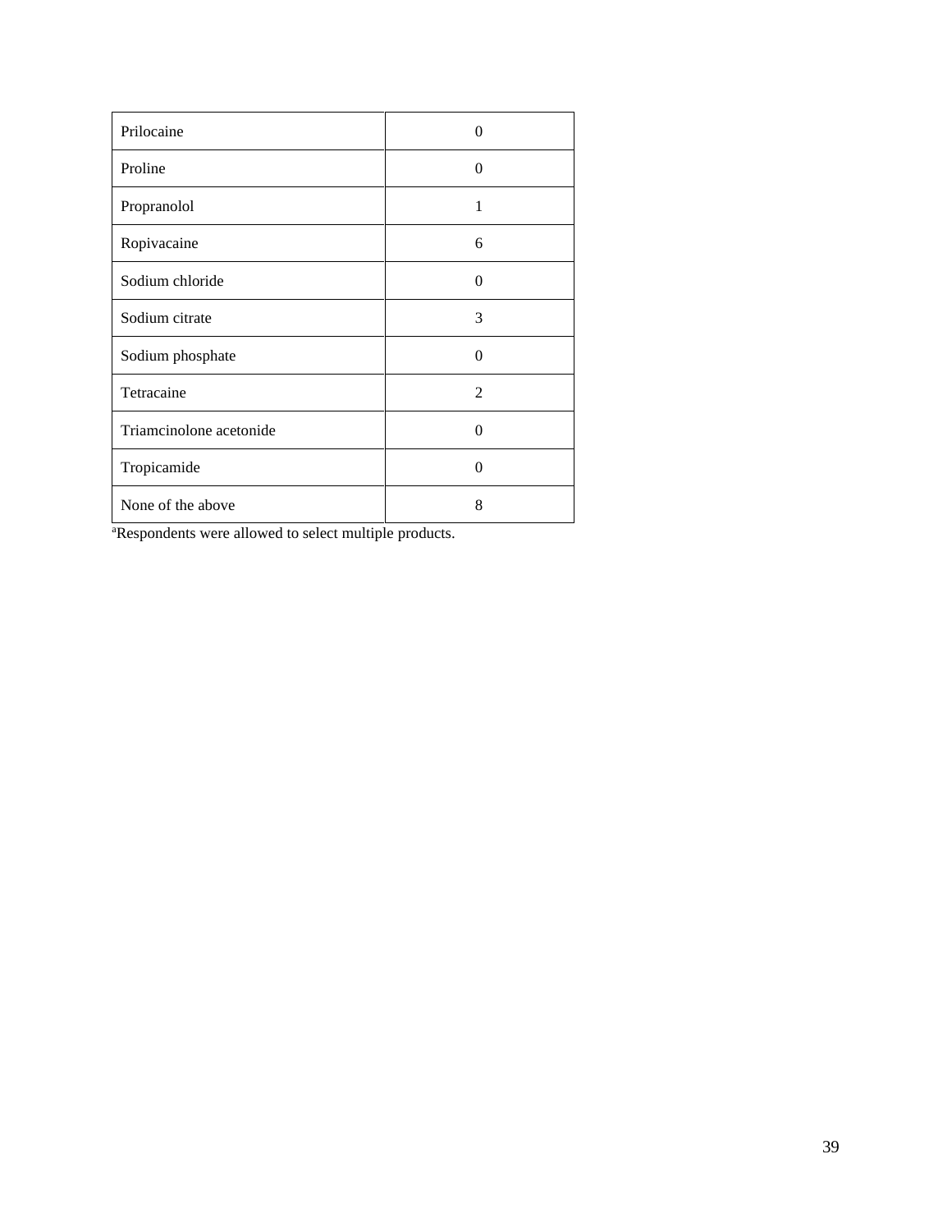| | |
|---|---|
| Prilocaine | 0 |
| Proline | 0 |
| Propranolol | 1 |
| Ropivacaine | 6 |
| Sodium chloride | 0 |
| Sodium citrate | 3 |
| Sodium phosphate | 0 |
| Tetracaine | 2 |
| Triamcinolone acetonide | 0 |
| Tropicamide | 0 |
| None of the above | 8 |

[a]Respondents were allowed to select multiple products.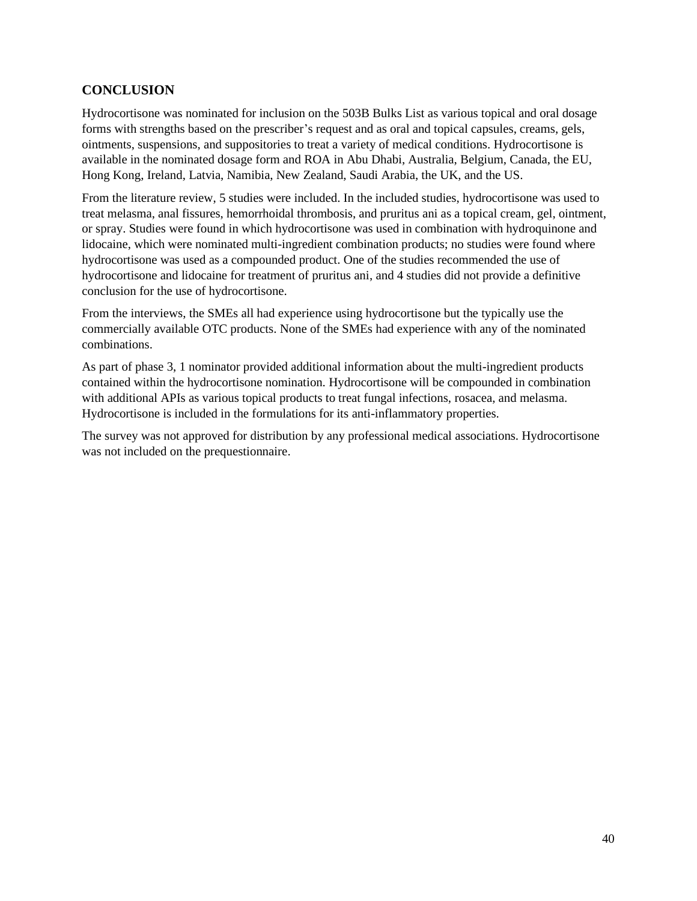## CONCLUSION

Hydrocortisone was nominated for inclusion on the 503B Bulks List as various topical and oral dosage forms with strengths based on the prescriber's request and as oral and topical capsules, creams, gels, ointments, suspensions, and suppositories to treat a variety of medical conditions. Hydrocortisone is available in the nominated dosage form and ROA in Abu Dhabi, Australia, Belgium, Canada, the EU, Hong Kong, Ireland, Latvia, Namibia, New Zealand, Saudi Arabia, the UK, and the US.

From the literature review, 5 studies were included. In the included studies, hydrocortisone was used to treat melasma, anal fissures, hemorrhoidal thrombosis, and pruritus ani as a topical cream, gel, ointment, or spray. Studies were found in which hydrocortisone was used in combination with hydroquinone and lidocaine, which were nominated multi-ingredient combination products; no studies were found where hydrocortisone was used as a compounded product. One of the studies recommended the use of hydrocortisone and lidocaine for treatment of pruritus ani, and 4 studies did not provide a definitive conclusion for the use of hydrocortisone.

From the interviews, the SMEs all had experience using hydrocortisone but the typically use the commercially available OTC products. None of the SMEs had experience with any of the nominated combinations.

As part of phase 3, 1 nominator provided additional information about the multi-ingredient products contained within the hydrocortisone nomination. Hydrocortisone will be compounded in combination with additional APIs as various topical products to treat fungal infections, rosacea, and melasma. Hydrocortisone is included in the formulations for its anti-inflammatory properties.

The survey was not approved for distribution by any professional medical associations. Hydrocortisone was not included on the prequestionnaire.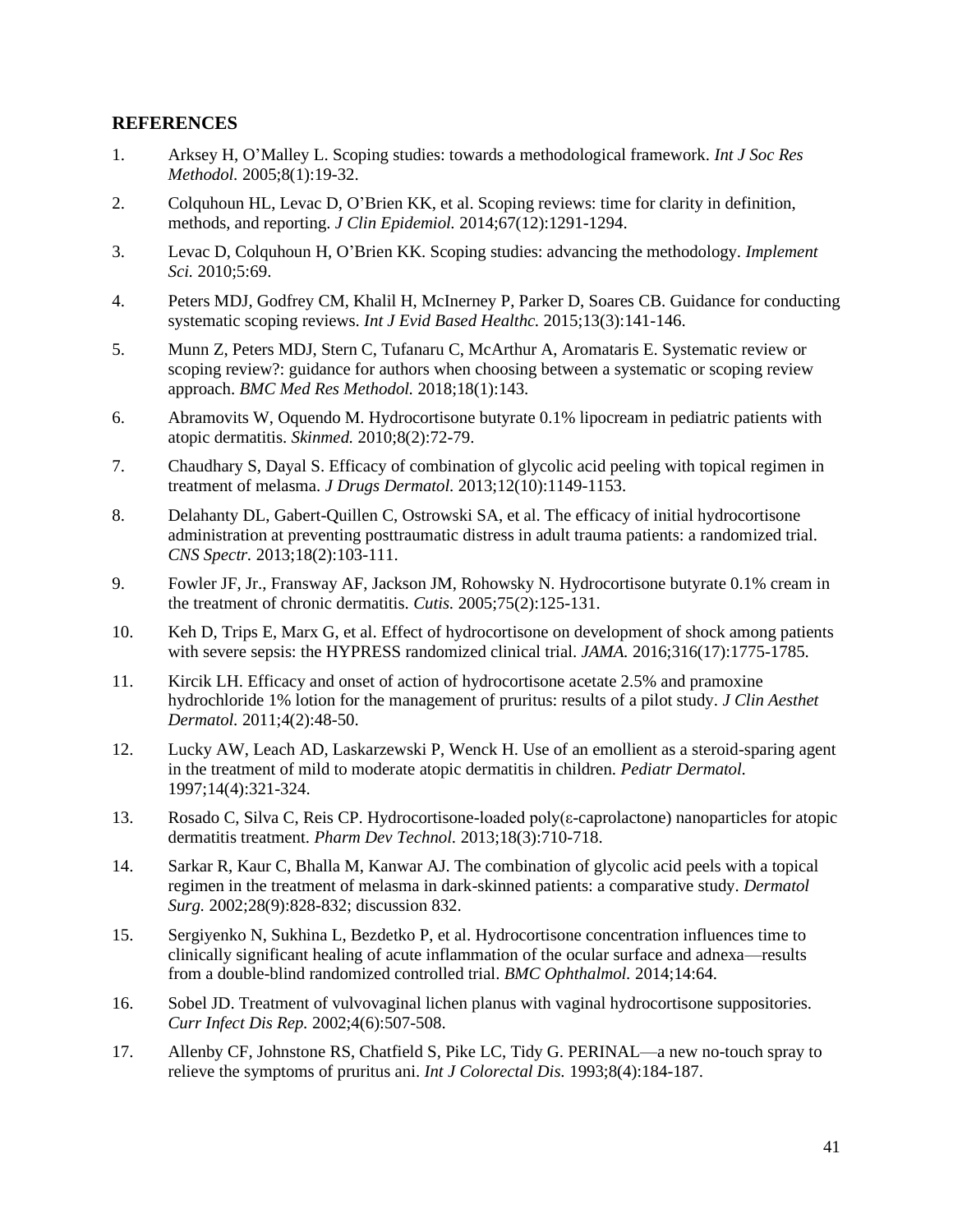## REFERENCES

1. Arksey H, O'Malley L. Scoping studies: towards a methodological framework. *Int J Soc Res Methodol.* 2005;8(1):19-32.
2. Colquhoun HL, Levac D, O'Brien KK, et al. Scoping reviews: time for clarity in definition, methods, and reporting. *J Clin Epidemiol.* 2014;67(12):1291-1294.
3. Levac D, Colquhoun H, O'Brien KK. Scoping studies: advancing the methodology. *Implement Sci.* 2010;5:69.
4. Peters MDJ, Godfrey CM, Khalil H, McInerney P, Parker D, Soares CB. Guidance for conducting systematic scoping reviews. *Int J Evid Based Healthc.* 2015;13(3):141-146.
5. Munn Z, Peters MDJ, Stern C, Tufanaru C, McArthur A, Aromataris E. Systematic review or scoping review?: guidance for authors when choosing between a systematic or scoping review approach. *BMC Med Res Methodol.* 2018;18(1):143.
6. Abramovits W, Oquendo M. Hydrocortisone butyrate 0.1% lipocream in pediatric patients with atopic dermatitis. *Skinmed.* 2010;8(2):72-79.
7. Chaudhary S, Dayal S. Efficacy of combination of glycolic acid peeling with topical regimen in treatment of melasma. *J Drugs Dermatol.* 2013;12(10):1149-1153.
8. Delahanty DL, Gabert-Quillen C, Ostrowski SA, et al. The efficacy of initial hydrocortisone administration at preventing posttraumatic distress in adult trauma patients: a randomized trial. *CNS Spectr.* 2013;18(2):103-111.
9. Fowler JF, Jr., Fransway AF, Jackson JM, Rohowsky N. Hydrocortisone butyrate 0.1% cream in the treatment of chronic dermatitis. *Cutis.* 2005;75(2):125-131.
10. Keh D, Trips E, Marx G, et al. Effect of hydrocortisone on development of shock among patients with severe sepsis: the HYPRESS randomized clinical trial. *JAMA.* 2016;316(17):1775-1785.
11. Kircik LH. Efficacy and onset of action of hydrocortisone acetate 2.5% and pramoxine hydrochloride 1% lotion for the management of pruritus: results of a pilot study. *J Clin Aesthet Dermatol.* 2011;4(2):48-50.
12. Lucky AW, Leach AD, Laskarzewski P, Wenck H. Use of an emollient as a steroid-sparing agent in the treatment of mild to moderate atopic dermatitis in children. *Pediatr Dermatol.* 1997;14(4):321-324.
13. Rosado C, Silva C, Reis CP. Hydrocortisone-loaded poly(ε-caprolactone) nanoparticles for atopic dermatitis treatment. *Pharm Dev Technol.* 2013;18(3):710-718.
14. Sarkar R, Kaur C, Bhalla M, Kanwar AJ. The combination of glycolic acid peels with a topical regimen in the treatment of melasma in dark-skinned patients: a comparative study. *Dermatol Surg.* 2002;28(9):828-832; discussion 832.
15. Sergiyenko N, Sukhina L, Bezdetko P, et al. Hydrocortisone concentration influences time to clinically significant healing of acute inflammation of the ocular surface and adnexa—results from a double-blind randomized controlled trial. *BMC Ophthalmol.* 2014;14:64.
16. Sobel JD. Treatment of vulvovaginal lichen planus with vaginal hydrocortisone suppositories. *Curr Infect Dis Rep.* 2002;4(6):507-508.
17. Allenby CF, Johnstone RS, Chatfield S, Pike LC, Tidy G. PERINAL—a new no-touch spray to relieve the symptoms of pruritus ani. *Int J Colorectal Dis.* 1993;8(4):184-187.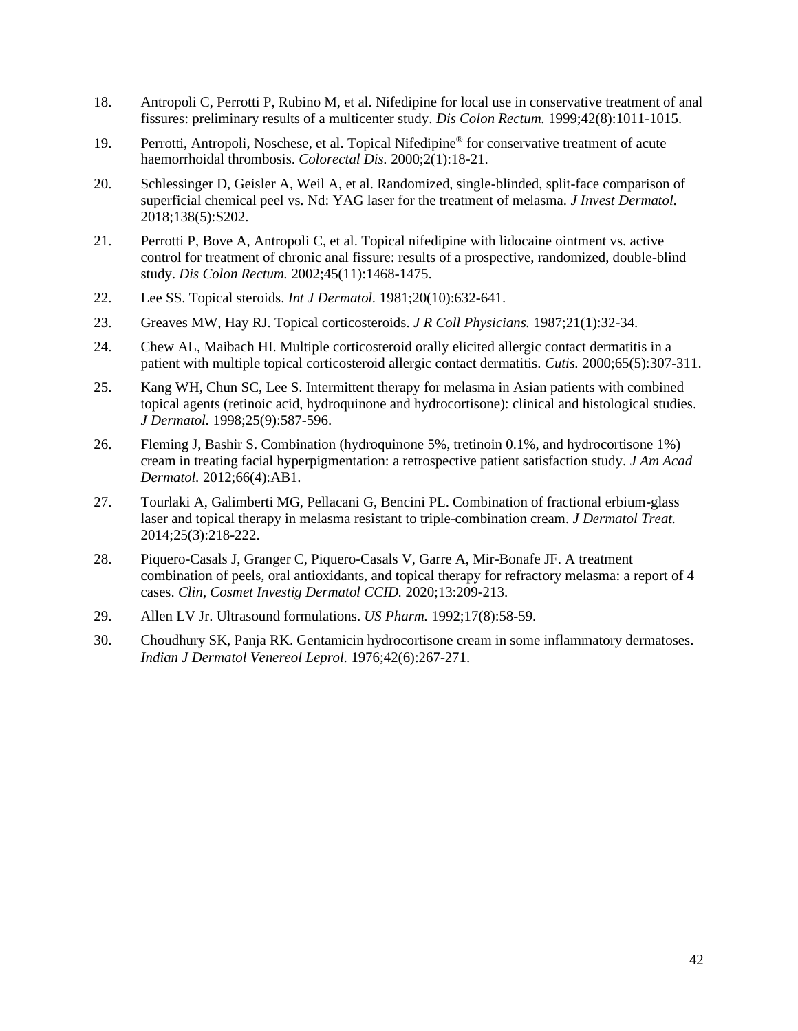18. Antropoli C, Perrotti P, Rubino M, et al. Nifedipine for local use in conservative treatment of anal fissures: preliminary results of a multicenter study. *Dis Colon Rectum.* 1999;42(8):1011-1015.

19. Perrotti, Antropoli, Noschese, et al. Topical Nifedipine® for conservative treatment of acute haemorrhoidal thrombosis. *Colorectal Dis.* 2000;2(1):18-21.

20. Schlessinger D, Geisler A, Weil A, et al. Randomized, single-blinded, split-face comparison of superficial chemical peel vs. Nd: YAG laser for the treatment of melasma. *J Invest Dermatol.* 2018;138(5):S202.

21. Perrotti P, Bove A, Antropoli C, et al. Topical nifedipine with lidocaine ointment vs. active control for treatment of chronic anal fissure: results of a prospective, randomized, double-blind study. *Dis Colon Rectum.* 2002;45(11):1468-1475.

22. Lee SS. Topical steroids. *Int J Dermatol.* 1981;20(10):632-641.

23. Greaves MW, Hay RJ. Topical corticosteroids. *J R Coll Physicians.* 1987;21(1):32-34.

24. Chew AL, Maibach HI. Multiple corticosteroid orally elicited allergic contact dermatitis in a patient with multiple topical corticosteroid allergic contact dermatitis. *Cutis.* 2000;65(5):307-311.

25. Kang WH, Chun SC, Lee S. Intermittent therapy for melasma in Asian patients with combined topical agents (retinoic acid, hydroquinone and hydrocortisone): clinical and histological studies. *J Dermatol.* 1998;25(9):587-596.

26. Fleming J, Bashir S. Combination (hydroquinone 5%, tretinoin 0.1%, and hydrocortisone 1%) cream in treating facial hyperpigmentation: a retrospective patient satisfaction study. *J Am Acad Dermatol.* 2012;66(4):AB1.

27. Tourlaki A, Galimberti MG, Pellacani G, Bencini PL. Combination of fractional erbium-glass laser and topical therapy in melasma resistant to triple-combination cream. *J Dermatol Treat.* 2014;25(3):218-222.

28. Piquero-Casals J, Granger C, Piquero-Casals V, Garre A, Mir-Bonafe JF. A treatment combination of peels, oral antioxidants, and topical therapy for refractory melasma: a report of 4 cases. *Clin, Cosmet Investig Dermatol CCID.* 2020;13:209-213.

29. Allen LV Jr. Ultrasound formulations. *US Pharm.* 1992;17(8):58-59.

30. Choudhury SK, Panja RK. Gentamicin hydrocortisone cream in some inflammatory dermatoses. *Indian J Dermatol Venereol Leprol.* 1976;42(6):267-271.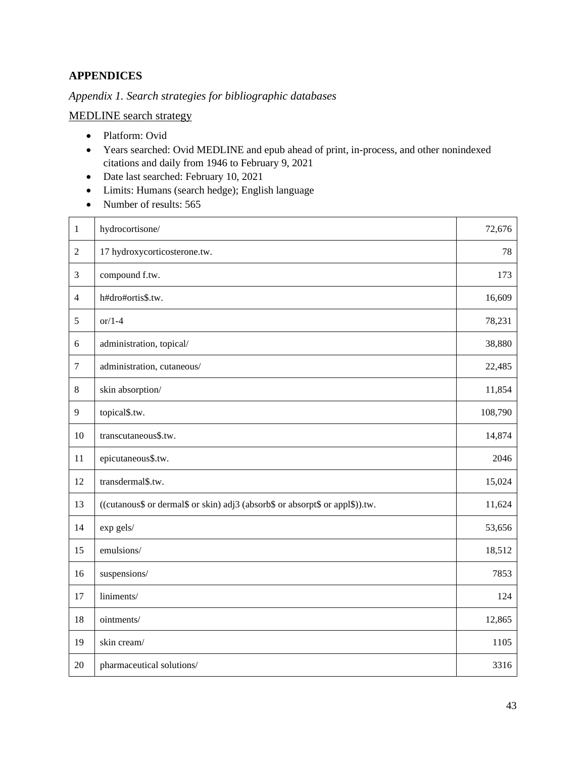## APPENDICES

### *Appendix 1. Search strategies for bibliographic databases*

MEDLINE search strategy

- Platform: Ovid
- Years searched: Ovid MEDLINE and epub ahead of print, in-process, and other nonindexed citations and daily from 1946 to February 9, 2021
- Date last searched: February 10, 2021
- Limits: Humans (search hedge); English language
- Number of results: 565

| | | |
|---|---|---|
| 1 | hydrocortisone/ | 72,676 |
| 2 | 17 hydroxycorticosterone.tw. | 78 |
| 3 | compound f.tw. | 173 |
| 4 | h#dro#ortis$.tw. | 16,609 |
| 5 | or/1-4 | 78,231 |
| 6 | administration, topical/ | 38,880 |
| 7 | administration, cutaneous/ | 22,485 |
| 8 | skin absorption/ | 11,854 |
| 9 | topical$.tw. | 108,790 |
| 10 | transcutaneous$.tw. | 14,874 |
| 11 | epicutaneous$.tw. | 2046 |
| 12 | transdermal$.tw. | 15,024 |
| 13 | ((cutanous$ or dermal$ or skin) adj3 (absorb$ or absorpt$ or appl$)).tw. | 11,624 |
| 14 | exp gels/ | 53,656 |
| 15 | emulsions/ | 18,512 |
| 16 | suspensions/ | 7853 |
| 17 | liniments/ | 124 |
| 18 | ointments/ | 12,865 |
| 19 | skin cream/ | 1105 |
| 20 | pharmaceutical solutions/ | 3316 |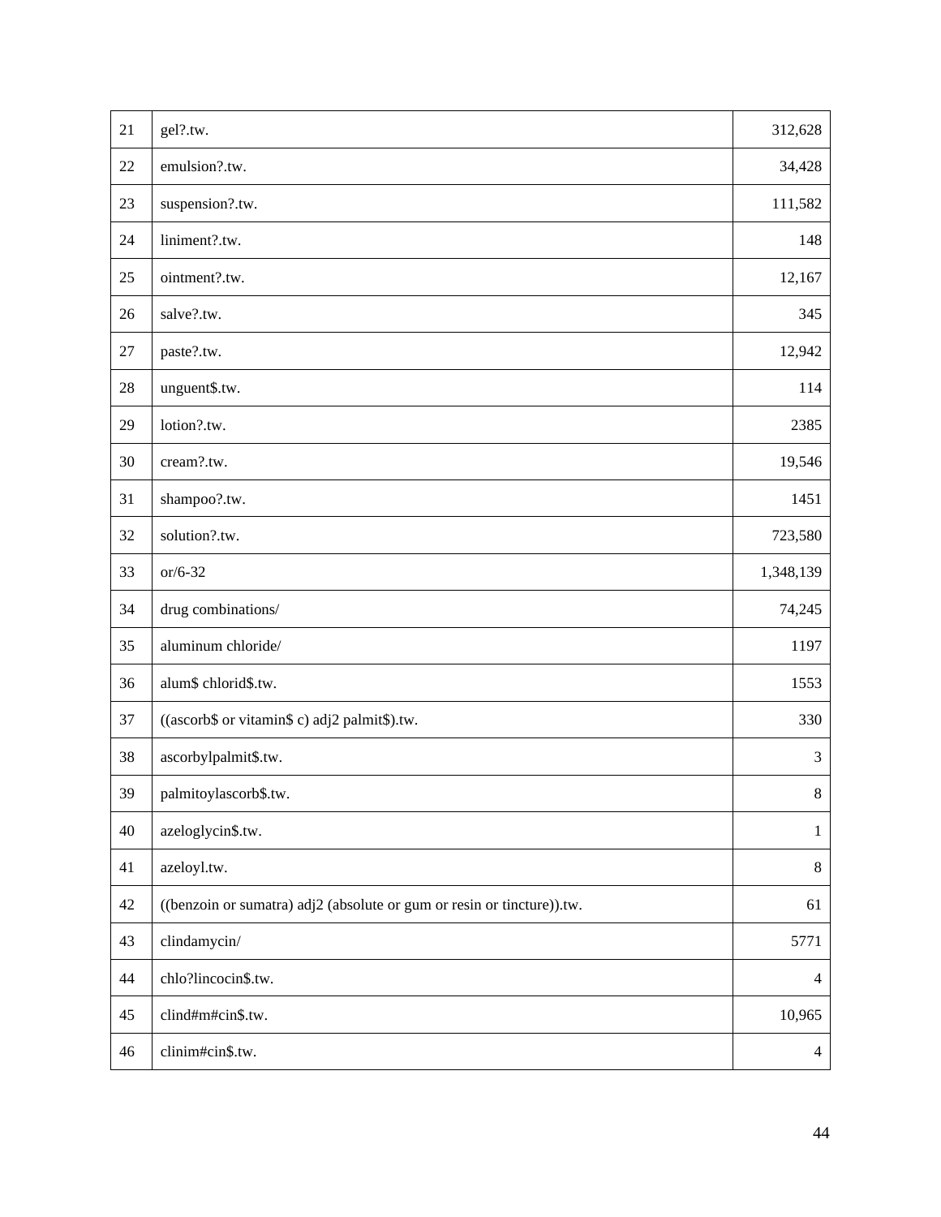| | | |
|---|---|---|
| 21 | gel?.tw. | 312,628 |
| 22 | emulsion?.tw. | 34,428 |
| 23 | suspension?.tw. | 111,582 |
| 24 | liniment?.tw. | 148 |
| 25 | ointment?.tw. | 12,167 |
| 26 | salve?.tw. | 345 |
| 27 | paste?.tw. | 12,942 |
| 28 | unguent$.tw. | 114 |
| 29 | lotion?.tw. | 2385 |
| 30 | cream?.tw. | 19,546 |
| 31 | shampoo?.tw. | 1451 |
| 32 | solution?.tw. | 723,580 |
| 33 | or/6-32 | 1,348,139 |
| 34 | drug combinations/ | 74,245 |
| 35 | aluminum chloride/ | 1197 |
| 36 | alum$ chlorid$.tw. | 1553 |
| 37 | ((ascorb$ or vitamin$ c) adj2 palmit$).tw. | 330 |
| 38 | ascorbylpalmit$.tw. | 3 |
| 39 | palmitoylascorb$.tw. | 8 |
| 40 | azeloglycin$.tw. | 1 |
| 41 | azeloyl.tw. | 8 |
| 42 | ((benzoin or sumatra) adj2 (absolute or gum or resin or tincture)).tw. | 61 |
| 43 | clindamycin/ | 5771 |
| 44 | chlo?lincocin$.tw. | 4 |
| 45 | clind#m#cin$.tw. | 10,965 |
| 46 | clinim#cin$.tw. | 4 |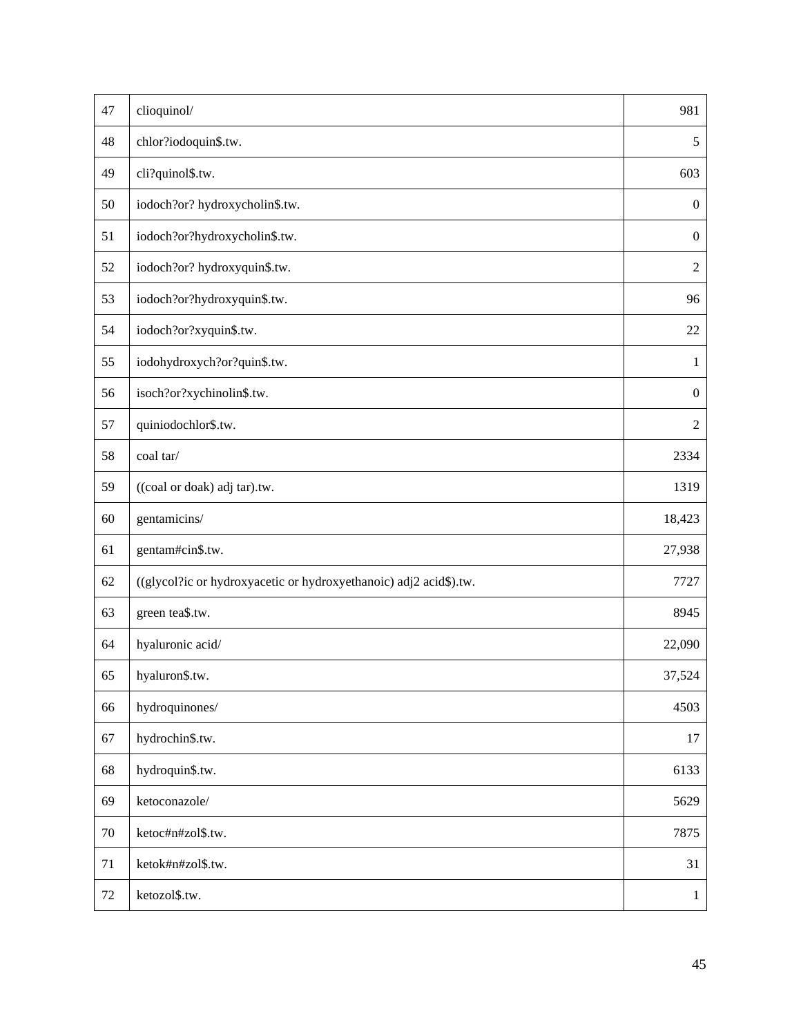| | | |
|---|---|---|
| 47 | clioquinol/ | 981 |
| 48 | chlor?iodoquin$.tw. | 5 |
| 49 | cli?quinol$.tw. | 603 |
| 50 | iodoch?or? hydroxycholin$.tw. | 0 |
| 51 | iodoch?or?hydroxycholin$.tw. | 0 |
| 52 | iodoch?or? hydroxyquin$.tw. | 2 |
| 53 | iodoch?or?hydroxyquin$.tw. | 96 |
| 54 | iodoch?or?xyquin$.tw. | 22 |
| 55 | iodohydroxych?or?quin$.tw. | 1 |
| 56 | isoch?or?xychinolin$.tw. | 0 |
| 57 | quiniodochlor$.tw. | 2 |
| 58 | coal tar/ | 2334 |
| 59 | ((coal or doak) adj tar).tw. | 1319 |
| 60 | gentamicins/ | 18,423 |
| 61 | gentam#cin$.tw. | 27,938 |
| 62 | ((glycol?ic or hydroxyacetic or hydroxyethanoic) adj2 acid$).tw. | 7727 |
| 63 | green tea$.tw. | 8945 |
| 64 | hyaluronic acid/ | 22,090 |
| 65 | hyaluron$.tw. | 37,524 |
| 66 | hydroquinones/ | 4503 |
| 67 | hydrochin$.tw. | 17 |
| 68 | hydroquin$.tw. | 6133 |
| 69 | ketoconazole/ | 5629 |
| 70 | ketoc#n#zol$.tw. | 7875 |
| 71 | ketok#n#zol$.tw. | 31 |
| 72 | ketozol$.tw. | 1 |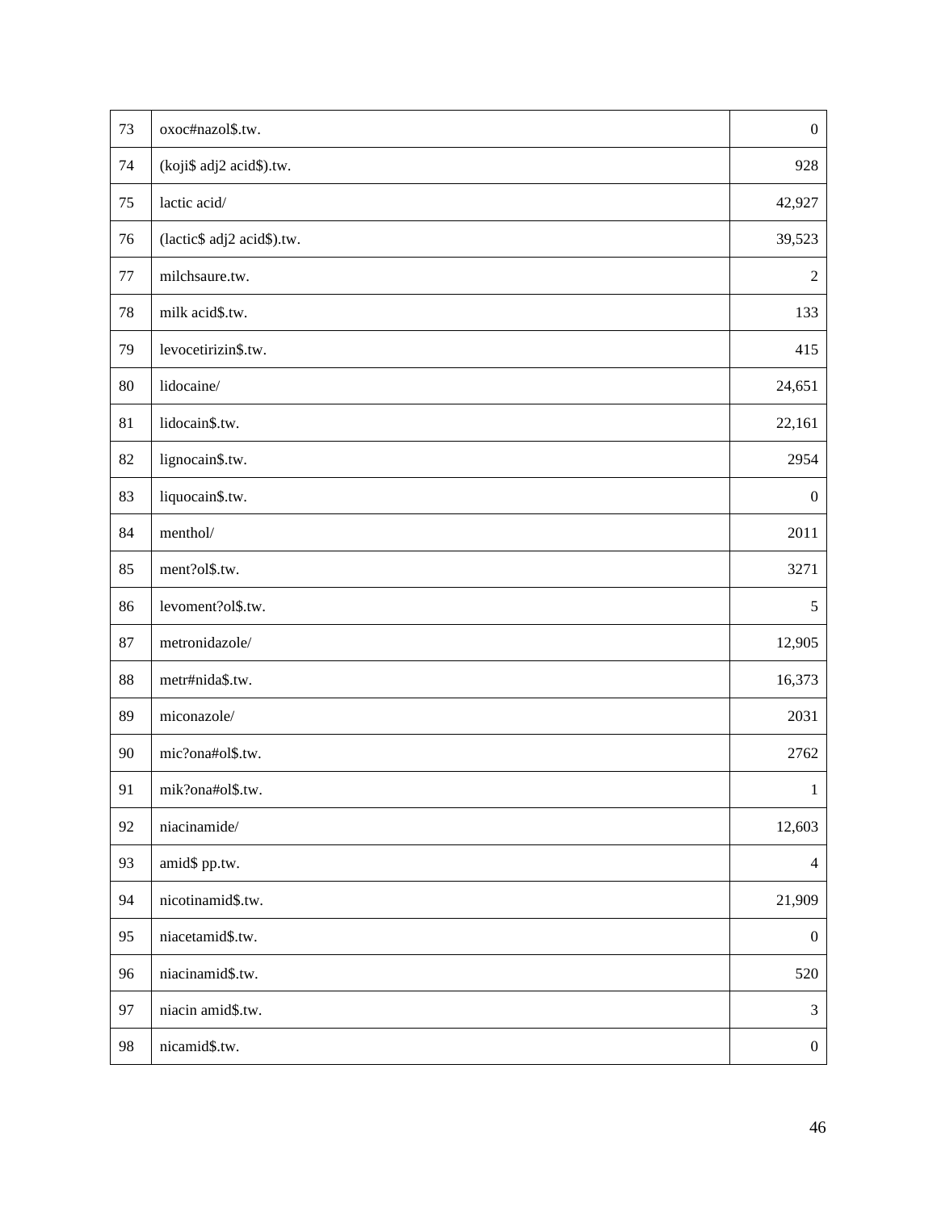| | | |
|---|---|---|
| 73 | oxoc#nazol$.tw. | 0 |
| 74 | (koji$ adj2 acid$).tw. | 928 |
| 75 | lactic acid/ | 42,927 |
| 76 | (lactic$ adj2 acid$).tw. | 39,523 |
| 77 | milchsaure.tw. | 2 |
| 78 | milk acid$.tw. | 133 |
| 79 | levocetirizin$.tw. | 415 |
| 80 | lidocaine/ | 24,651 |
| 81 | lidocain$.tw. | 22,161 |
| 82 | lignocain$.tw. | 2954 |
| 83 | liquocain$.tw. | 0 |
| 84 | menthol/ | 2011 |
| 85 | ment?ol$.tw. | 3271 |
| 86 | levoment?ol$.tw. | 5 |
| 87 | metronidazole/ | 12,905 |
| 88 | metr#nida$.tw. | 16,373 |
| 89 | miconazole/ | 2031 |
| 90 | mic?ona#ol$.tw. | 2762 |
| 91 | mik?ona#ol$.tw. | 1 |
| 92 | niacinamide/ | 12,603 |
| 93 | amid$ pp.tw. | 4 |
| 94 | nicotinamid$.tw. | 21,909 |
| 95 | niacetamid$.tw. | 0 |
| 96 | niacinamid$.tw. | 520 |
| 97 | niacin amid$.tw. | 3 |
| 98 | nicamid$.tw. | 0 |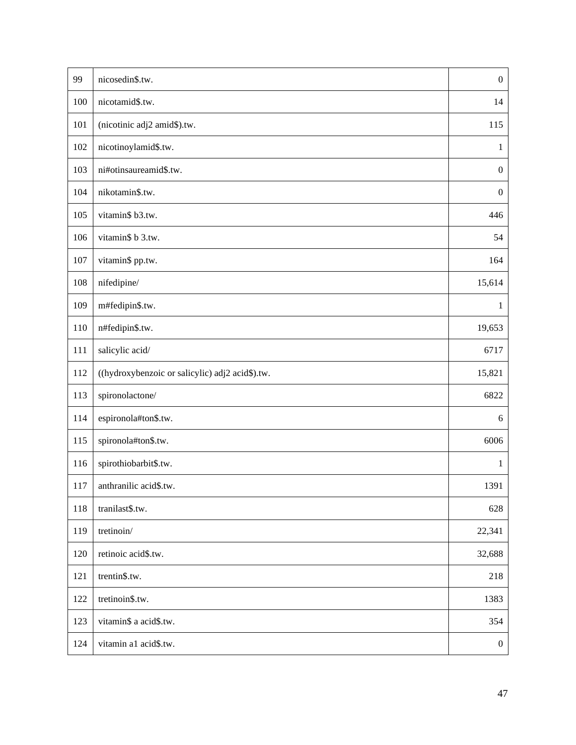| 99 | nicosedin$.tw. | 0 |
|---|---|---|
| 100 | nicotamid$.tw. | 14 |
| 101 | (nicotinic adj2 amid$).tw. | 115 |
| 102 | nicotinoylamid$.tw. | 1 |
| 103 | ni#otinsaureamid$.tw. | 0 |
| 104 | nikotamin$.tw. | 0 |
| 105 | vitamin$ b3.tw. | 446 |
| 106 | vitamin$ b 3.tw. | 54 |
| 107 | vitamin$ pp.tw. | 164 |
| 108 | nifedipine/ | 15,614 |
| 109 | m#fedipin$.tw. | 1 |
| 110 | n#fedipin$.tw. | 19,653 |
| 111 | salicylic acid/ | 6717 |
| 112 | ((hydroxybenzoic or salicylic) adj2 acid$).tw. | 15,821 |
| 113 | spironolactone/ | 6822 |
| 114 | espironola#ton$.tw. | 6 |
| 115 | spironola#ton$.tw. | 6006 |
| 116 | spirothiobarbit$.tw. | 1 |
| 117 | anthranilic acid$.tw. | 1391 |
| 118 | tranilast$.tw. | 628 |
| 119 | tretinoin/ | 22,341 |
| 120 | retinoic acid$.tw. | 32,688 |
| 121 | trentin$.tw. | 218 |
| 122 | tretinoin$.tw. | 1383 |
| 123 | vitamin$ a acid$.tw. | 354 |
| 124 | vitamin a1 acid$.tw. | 0 |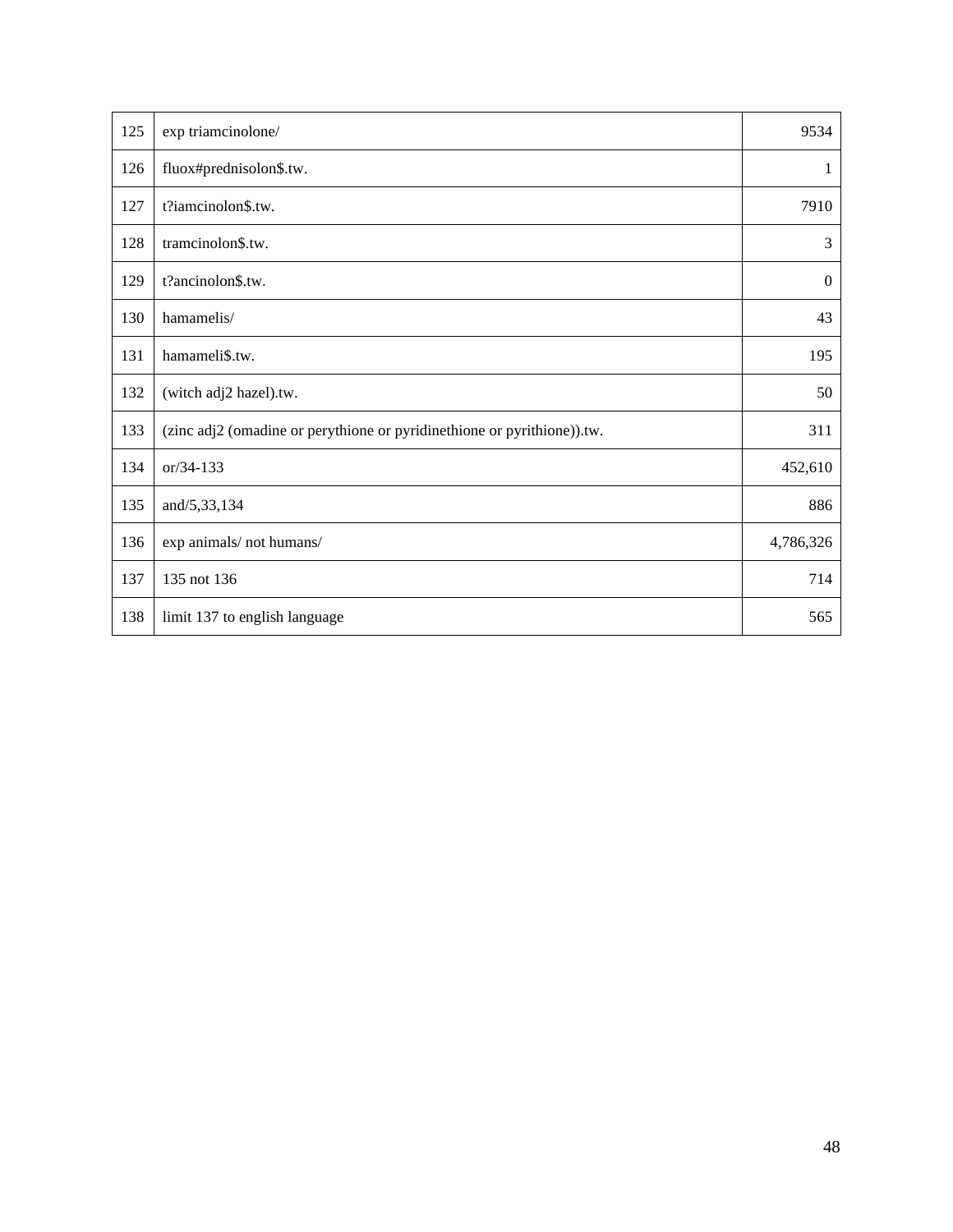| | | |
|---|---|---|
| 125 | exp triamcinolone/ | 9534 |
| 126 | fluox#prednisolon$.tw. | 1 |
| 127 | t?iamcinolon$.tw. | 7910 |
| 128 | tramcinolon$.tw. | 3 |
| 129 | t?ancinolon$.tw. | 0 |
| 130 | hamamelis/ | 43 |
| 131 | hamameli$.tw. | 195 |
| 132 | (witch adj2 hazel).tw. | 50 |
| 133 | (zinc adj2 (omadine or perythione or pyridinethione or pyrithione)).tw. | 311 |
| 134 | or/34-133 | 452,610 |
| 135 | and/5,33,134 | 886 |
| 136 | exp animals/ not humans/ | 4,786,326 |
| 137 | 135 not 136 | 714 |
| 138 | limit 137 to english language | 565 |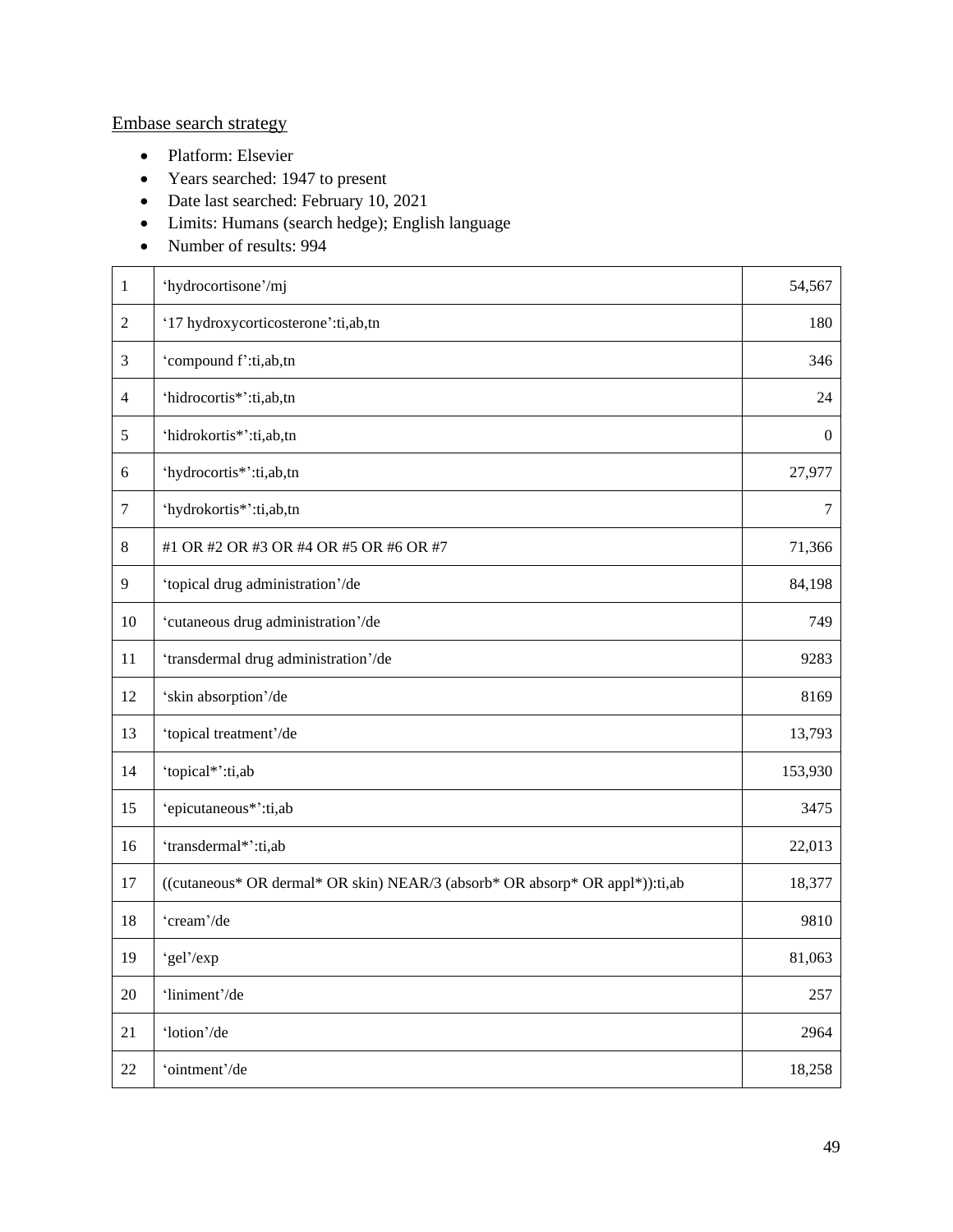Embase search strategy

- Platform: Elsevier
- Years searched: 1947 to present
- Date last searched: February 10, 2021
- Limits: Humans (search hedge); English language
- Number of results: 994

| | | |
|---|---|---|
| 1 | 'hydrocortisone'/mj | 54,567 |
| 2 | '17 hydroxycorticosterone':ti,ab,tn | 180 |
| 3 | 'compound f':ti,ab,tn | 346 |
| 4 | 'hidrocortis*':ti,ab,tn | 24 |
| 5 | 'hidrokortis*':ti,ab,tn | 0 |
| 6 | 'hydrocortis*':ti,ab,tn | 27,977 |
| 7 | 'hydrokortis*':ti,ab,tn | 7 |
| 8 | #1 OR #2 OR #3 OR #4 OR #5 OR #6 OR #7 | 71,366 |
| 9 | 'topical drug administration'/de | 84,198 |
| 10 | 'cutaneous drug administration'/de | 749 |
| 11 | 'transdermal drug administration'/de | 9283 |
| 12 | 'skin absorption'/de | 8169 |
| 13 | 'topical treatment'/de | 13,793 |
| 14 | 'topical*':ti,ab | 153,930 |
| 15 | 'epicutaneous*':ti,ab | 3475 |
| 16 | 'transdermal*':ti,ab | 22,013 |
| 17 | ((cutaneous* OR dermal* OR skin) NEAR/3 (absorb* OR absorp* OR appl*)):ti,ab | 18,377 |
| 18 | 'cream'/de | 9810 |
| 19 | 'gel'/exp | 81,063 |
| 20 | 'liniment'/de | 257 |
| 21 | 'lotion'/de | 2964 |
| 22 | 'ointment'/de | 18,258 |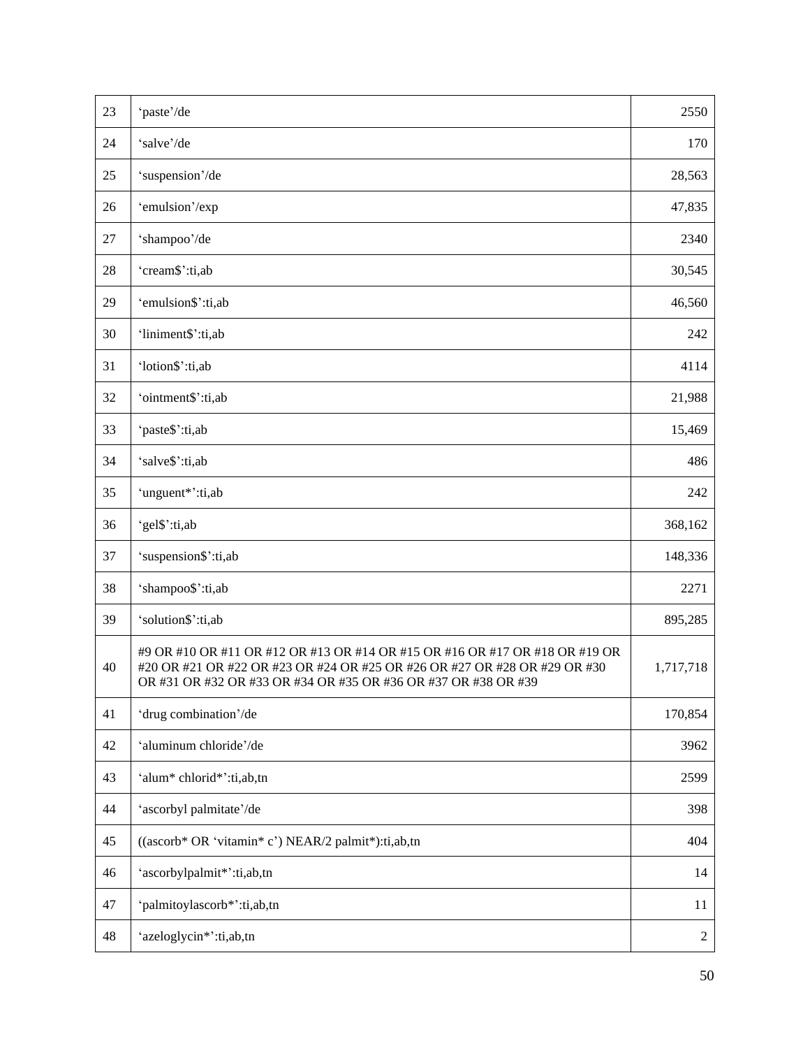| | | |
|---|---|---|
| 23 | ‘paste’/de | 2550 |
| 24 | ‘salve’/de | 170 |
| 25 | ‘suspension’/de | 28,563 |
| 26 | ‘emulsion’/exp | 47,835 |
| 27 | ‘shampoo’/de | 2340 |
| 28 | ‘cream$’:ti,ab | 30,545 |
| 29 | ‘emulsion$’:ti,ab | 46,560 |
| 30 | ‘liniment$’:ti,ab | 242 |
| 31 | ‘lotion$’:ti,ab | 4114 |
| 32 | ‘ointment$’:ti,ab | 21,988 |
| 33 | ‘paste$’:ti,ab | 15,469 |
| 34 | ‘salve$’:ti,ab | 486 |
| 35 | ‘unguent*’:ti,ab | 242 |
| 36 | ‘gel$’:ti,ab | 368,162 |
| 37 | ‘suspension$’:ti,ab | 148,336 |
| 38 | ‘shampoo$’:ti,ab | 2271 |
| 39 | ‘solution$’:ti,ab | 895,285 |
| 40 | #9 OR #10 OR #11 OR #12 OR #13 OR #14 OR #15 OR #16 OR #17 OR #18 OR #19 OR #20 OR #21 OR #22 OR #23 OR #24 OR #25 OR #26 OR #27 OR #28 OR #29 OR #30 OR #31 OR #32 OR #33 OR #34 OR #35 OR #36 OR #37 OR #38 OR #39 | 1,717,718 |
| 41 | ‘drug combination’/de | 170,854 |
| 42 | ‘aluminum chloride’/de | 3962 |
| 43 | ‘alum* chlorid*’:ti,ab,tn | 2599 |
| 44 | ‘ascorbyl palmitate’/de | 398 |
| 45 | ((ascorb* OR ‘vitamin* c’) NEAR/2 palmit*):ti,ab,tn | 404 |
| 46 | ‘ascorbylpalmit*’:ti,ab,tn | 14 |
| 47 | ‘palmitoylascorb*’:ti,ab,tn | 11 |
| 48 | ‘azeloglycin*’:ti,ab,tn | 2 |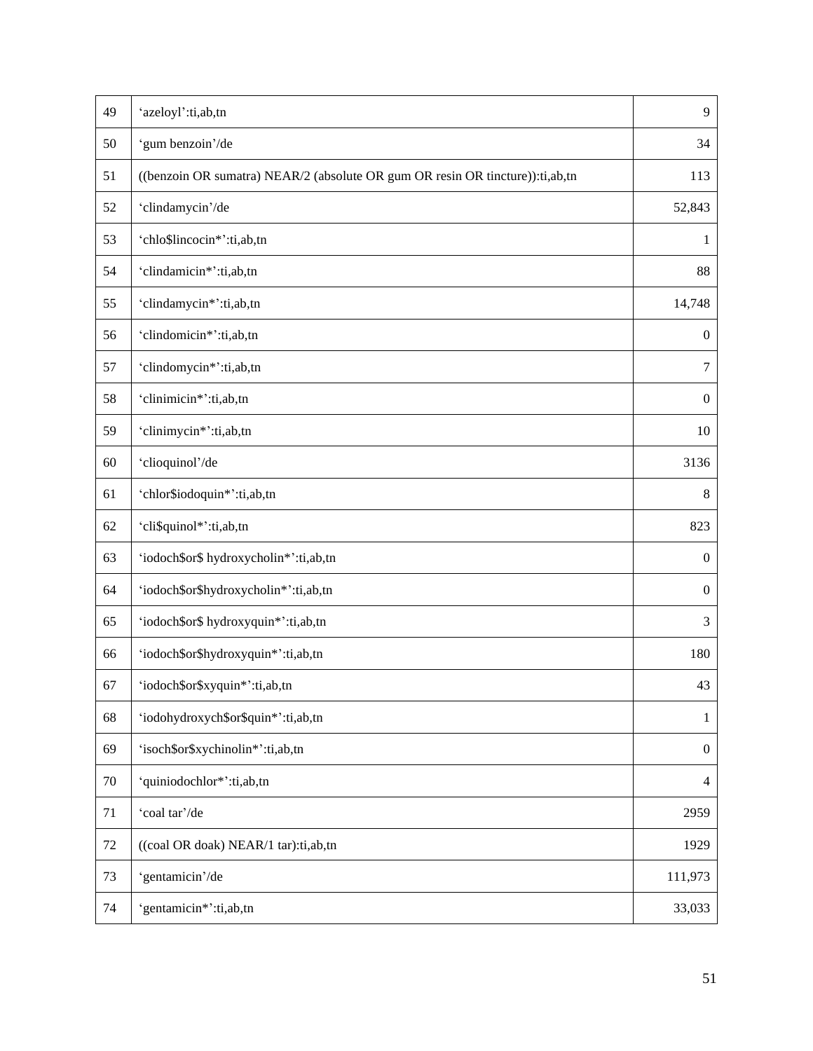| | | |
|---|---|---|
| 49 | ‘azeloyl’:ti,ab,tn | 9 |
| 50 | ‘gum benzoin’/de | 34 |
| 51 | ((benzoin OR sumatra) NEAR/2 (absolute OR gum OR resin OR tincture)):ti,ab,tn | 113 |
| 52 | ‘clindamycin’/de | 52,843 |
| 53 | ‘chlo$lincocin*’:ti,ab,tn | 1 |
| 54 | ‘clindamicin*’:ti,ab,tn | 88 |
| 55 | ‘clindamycin*’:ti,ab,tn | 14,748 |
| 56 | ‘clindomicin*’:ti,ab,tn | 0 |
| 57 | ‘clindomycin*’:ti,ab,tn | 7 |
| 58 | ‘clinimicin*’:ti,ab,tn | 0 |
| 59 | ‘clinimycin*’:ti,ab,tn | 10 |
| 60 | ‘clioquinol’/de | 3136 |
| 61 | ‘chlor$iodoquin*’:ti,ab,tn | 8 |
| 62 | ‘cli$quinol*’:ti,ab,tn | 823 |
| 63 | ‘iodoch$or$ hydroxycholin*’:ti,ab,tn | 0 |
| 64 | ‘iodoch$or$hydroxycholin*’:ti,ab,tn | 0 |
| 65 | ‘iodoch$or$ hydroxyquin*’:ti,ab,tn | 3 |
| 66 | ‘iodoch$or$hydroxyquin*’:ti,ab,tn | 180 |
| 67 | ‘iodoch$or$xyquin*’:ti,ab,tn | 43 |
| 68 | ‘iodohydroxych$or$quin*’:ti,ab,tn | 1 |
| 69 | ‘isoch$or$xychinolin*’:ti,ab,tn | 0 |
| 70 | ‘quiniodochlor*’:ti,ab,tn | 4 |
| 71 | ‘coal tar’/de | 2959 |
| 72 | ((coal OR doak) NEAR/1 tar):ti,ab,tn | 1929 |
| 73 | ‘gentamicin’/de | 111,973 |
| 74 | ‘gentamicin*’:ti,ab,tn | 33,033 |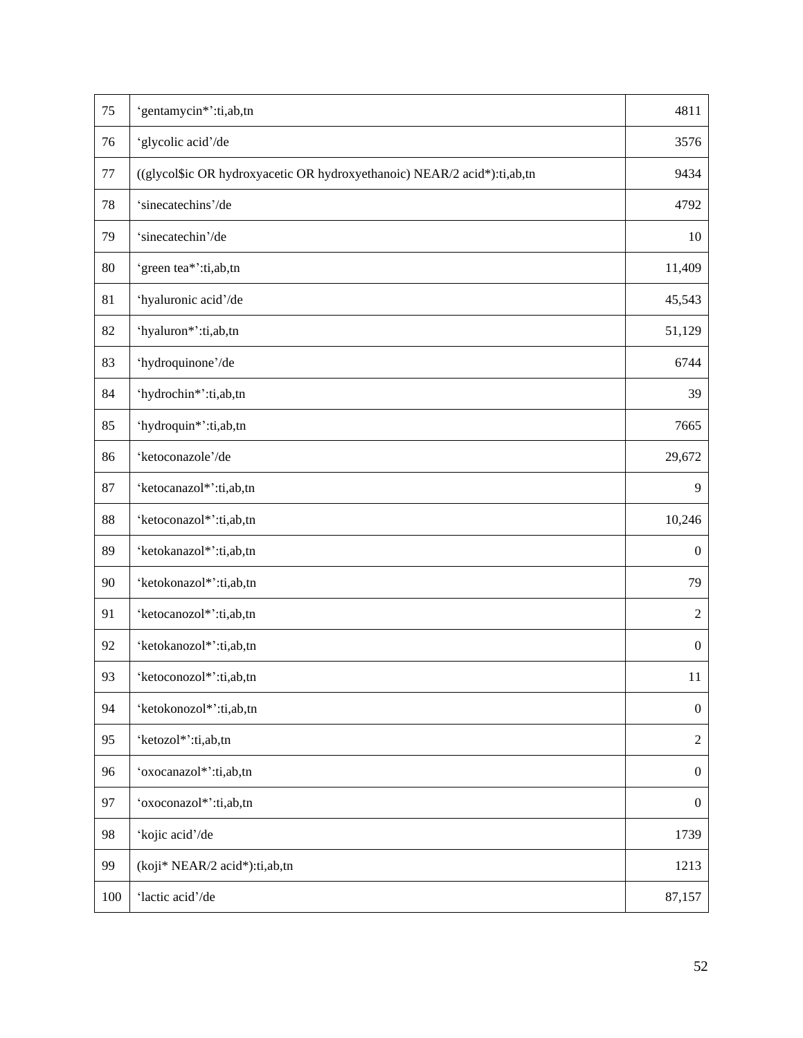| | | |
|---|---|---|
| 75 | ‘gentamycin*’:ti,ab,tn | 4811 |
| 76 | ‘glycolic acid’/de | 3576 |
| 77 | ((glycol$ic OR hydroxyacetic OR hydroxyethanoic) NEAR/2 acid*):ti,ab,tn | 9434 |
| 78 | ‘sinecatechins’/de | 4792 |
| 79 | ‘sinecatechin’/de | 10 |
| 80 | ‘green tea*’:ti,ab,tn | 11,409 |
| 81 | ‘hyaluronic acid’/de | 45,543 |
| 82 | ‘hyaluron*’:ti,ab,tn | 51,129 |
| 83 | ‘hydroquinone’/de | 6744 |
| 84 | ‘hydrochin*’:ti,ab,tn | 39 |
| 85 | ‘hydroquin*’:ti,ab,tn | 7665 |
| 86 | ‘ketoconazole’/de | 29,672 |
| 87 | ‘ketocanazol*’:ti,ab,tn | 9 |
| 88 | ‘ketoconazol*’:ti,ab,tn | 10,246 |
| 89 | ‘ketokanazol*’:ti,ab,tn | 0 |
| 90 | ‘ketokonazol*’:ti,ab,tn | 79 |
| 91 | ‘ketocanozol*’:ti,ab,tn | 2 |
| 92 | ‘ketokanozol*’:ti,ab,tn | 0 |
| 93 | ‘ketoconozol*’:ti,ab,tn | 11 |
| 94 | ‘ketokonozol*’:ti,ab,tn | 0 |
| 95 | ‘ketozol*’:ti,ab,tn | 2 |
| 96 | ‘oxocanazol*’:ti,ab,tn | 0 |
| 97 | ‘oxoconazol*’:ti,ab,tn | 0 |
| 98 | ‘kojic acid’/de | 1739 |
| 99 | (koji* NEAR/2 acid*):ti,ab,tn | 1213 |
| 100 | ‘lactic acid’/de | 87,157 |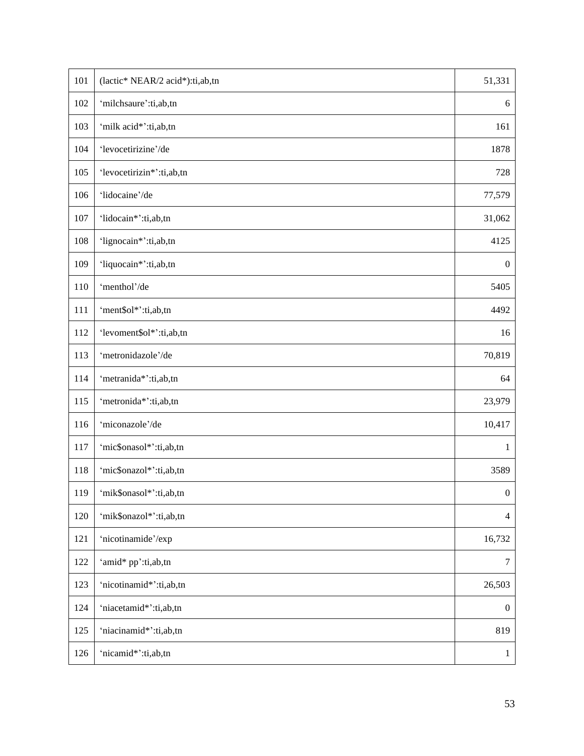| | | |
|---|---|---|
| 101 | (lactic* NEAR/2 acid*):ti,ab,tn | 51,331 |
| 102 | ‘milchsaure’:ti,ab,tn | 6 |
| 103 | ‘milk acid*’:ti,ab,tn | 161 |
| 104 | ‘levocetirizine’/de | 1878 |
| 105 | ‘levocetirizin*’:ti,ab,tn | 728 |
| 106 | ‘lidocaine’/de | 77,579 |
| 107 | ‘lidocain*’:ti,ab,tn | 31,062 |
| 108 | ‘lignocain*’:ti,ab,tn | 4125 |
| 109 | ‘liquocain*’:ti,ab,tn | 0 |
| 110 | ‘menthol’/de | 5405 |
| 111 | ‘ment$ol*’:ti,ab,tn | 4492 |
| 112 | ‘levoment$ol*’:ti,ab,tn | 16 |
| 113 | ‘metronidazole’/de | 70,819 |
| 114 | ‘metranida*’:ti,ab,tn | 64 |
| 115 | ‘metronida*’:ti,ab,tn | 23,979 |
| 116 | ‘miconazole’/de | 10,417 |
| 117 | ‘mic$onasol*’:ti,ab,tn | 1 |
| 118 | ‘mic$onazol*’:ti,ab,tn | 3589 |
| 119 | ‘mik$onasol*’:ti,ab,tn | 0 |
| 120 | ‘mik$onazol*’:ti,ab,tn | 4 |
| 121 | ‘nicotinamide’/exp | 16,732 |
| 122 | ‘amid* pp’:ti,ab,tn | 7 |
| 123 | ‘nicotinamid*’:ti,ab,tn | 26,503 |
| 124 | ‘niacetamid*’:ti,ab,tn | 0 |
| 125 | ‘niacinamid*’:ti,ab,tn | 819 |
| 126 | ‘nicamid*’:ti,ab,tn | 1 |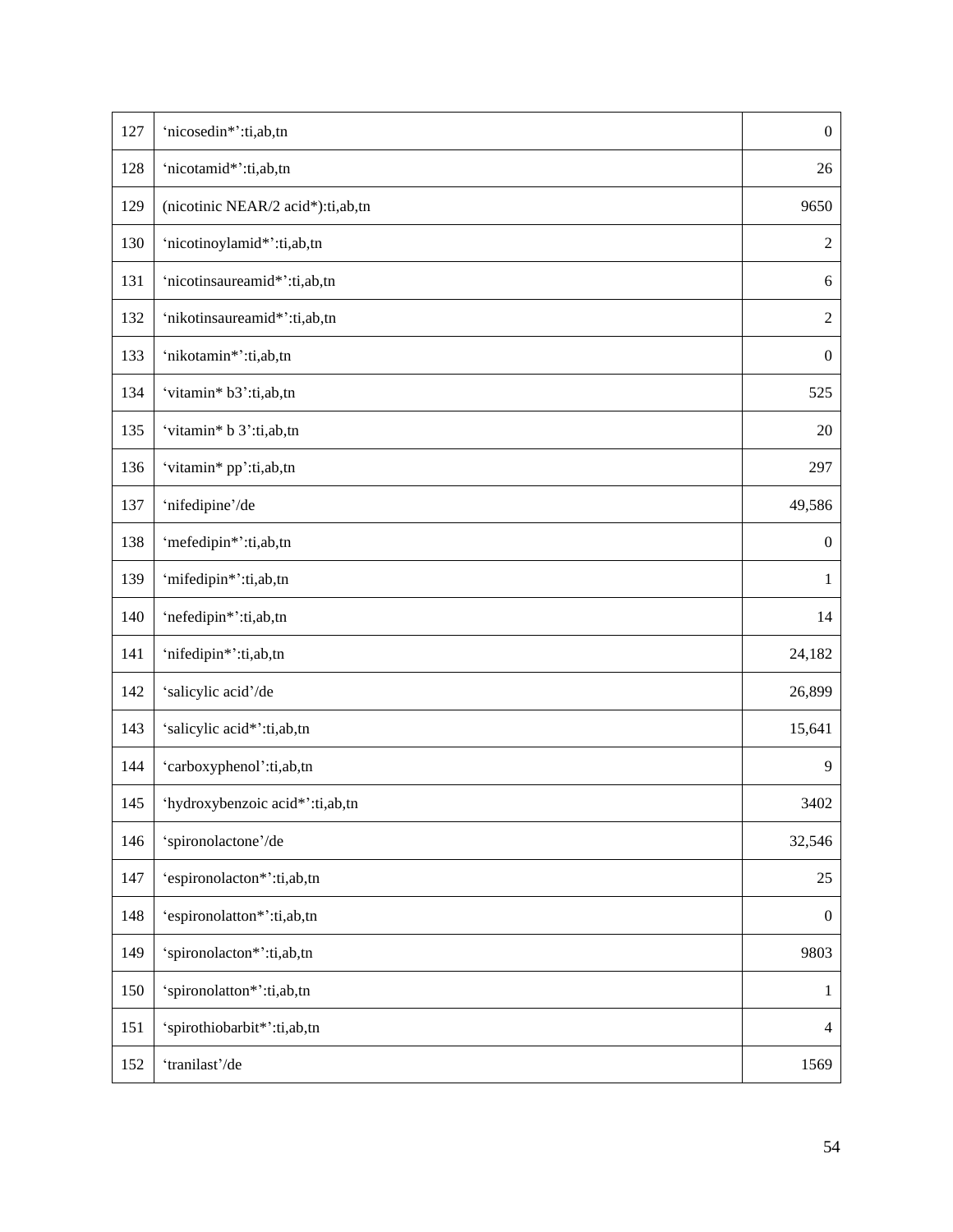| | | |
|---|---|---|
| 127 | ‘nicosedin*’:ti,ab,tn | 0 |
| 128 | ‘nicotamid*’:ti,ab,tn | 26 |
| 129 | (nicotinic NEAR/2 acid*):ti,ab,tn | 9650 |
| 130 | ‘nicotinoylamid*’:ti,ab,tn | 2 |
| 131 | ‘nicotinsaureamid*’:ti,ab,tn | 6 |
| 132 | ‘nikotinsaureamid*’:ti,ab,tn | 2 |
| 133 | ‘nikotamin*’:ti,ab,tn | 0 |
| 134 | ‘vitamin* b3’:ti,ab,tn | 525 |
| 135 | ‘vitamin* b 3’:ti,ab,tn | 20 |
| 136 | ‘vitamin* pp’:ti,ab,tn | 297 |
| 137 | ‘nifedipine’/de | 49,586 |
| 138 | ‘mefedipin*’:ti,ab,tn | 0 |
| 139 | ‘mifedipin*’:ti,ab,tn | 1 |
| 140 | ‘nefedipin*’:ti,ab,tn | 14 |
| 141 | ‘nifedipin*’:ti,ab,tn | 24,182 |
| 142 | ‘salicylic acid’/de | 26,899 |
| 143 | ‘salicylic acid*’:ti,ab,tn | 15,641 |
| 144 | ‘carboxyphenol’:ti,ab,tn | 9 |
| 145 | ‘hydroxybenzoic acid*’:ti,ab,tn | 3402 |
| 146 | ‘spironolactone’/de | 32,546 |
| 147 | ‘espironolacton*’:ti,ab,tn | 25 |
| 148 | ‘espironolatton*’:ti,ab,tn | 0 |
| 149 | ‘spironolacton*’:ti,ab,tn | 9803 |
| 150 | ‘spironolatton*’:ti,ab,tn | 1 |
| 151 | ‘spirothiobarbit*’:ti,ab,tn | 4 |
| 152 | ‘tranilast’/de | 1569 |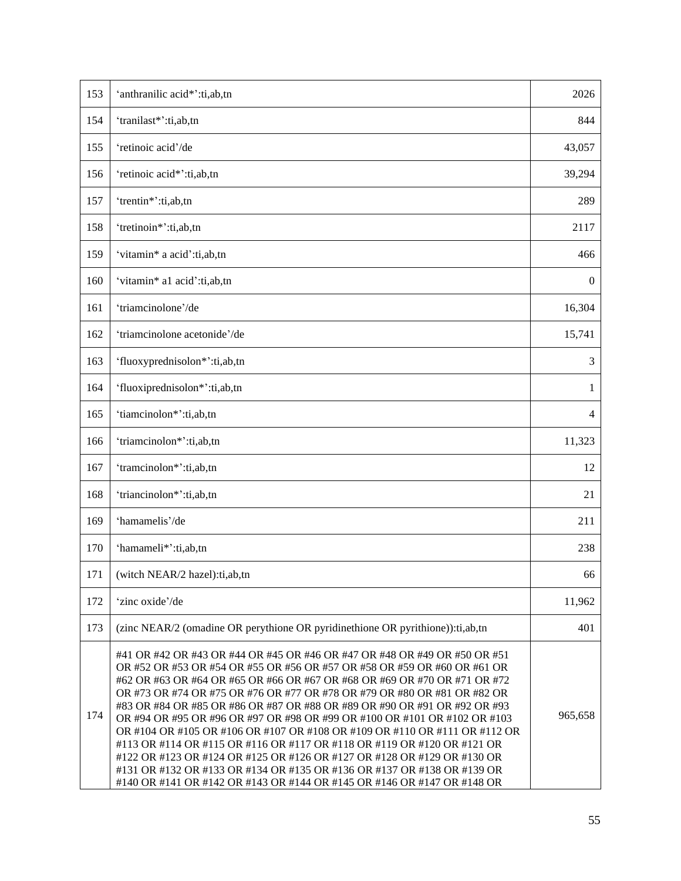| | | |
|---|---|---|
| 153 | ‘anthranilic acid*’:ti,ab,tn | 2026 |
| 154 | ‘tranilast*’:ti,ab,tn | 844 |
| 155 | ‘retinoic acid’/de | 43,057 |
| 156 | ‘retinoic acid*’:ti,ab,tn | 39,294 |
| 157 | ‘trentin*’:ti,ab,tn | 289 |
| 158 | ‘tretinoin*’:ti,ab,tn | 2117 |
| 159 | ‘vitamin* a acid’:ti,ab,tn | 466 |
| 160 | ‘vitamin* a1 acid’:ti,ab,tn | 0 |
| 161 | ‘triamcinolone’/de | 16,304 |
| 162 | ‘triamcinolone acetonide’/de | 15,741 |
| 163 | ‘fluoxyprednisolon*’:ti,ab,tn | 3 |
| 164 | ‘fluoxiprednisolon*’:ti,ab,tn | 1 |
| 165 | ‘tiamcinolon*’:ti,ab,tn | 4 |
| 166 | ‘triamcinolon*’:ti,ab,tn | 11,323 |
| 167 | ‘tramcinolon*’:ti,ab,tn | 12 |
| 168 | ‘triancinolon*’:ti,ab,tn | 21 |
| 169 | ‘hamamelis’/de | 211 |
| 170 | ‘hamameli*’:ti,ab,tn | 238 |
| 171 | (witch NEAR/2 hazel):ti,ab,tn | 66 |
| 172 | ‘zinc oxide’/de | 11,962 |
| 173 | (zinc NEAR/2 (omadine OR perythione OR pyridinethione OR pyrithione)):ti,ab,tn | 401 |
| 174 | #41 OR #42 OR #43 OR #44 OR #45 OR #46 OR #47 OR #48 OR #49 OR #50 OR #51 OR #52 OR #53 OR #54 OR #55 OR #56 OR #57 OR #58 OR #59 OR #60 OR #61 OR #62 OR #63 OR #64 OR #65 OR #66 OR #67 OR #68 OR #69 OR #70 OR #71 OR #72 OR #73 OR #74 OR #75 OR #76 OR #77 OR #78 OR #79 OR #80 OR #81 OR #82 OR #83 OR #84 OR #85 OR #86 OR #87 OR #88 OR #89 OR #90 OR #91 OR #92 OR #93 OR #94 OR #95 OR #96 OR #97 OR #98 OR #99 OR #100 OR #101 OR #102 OR #103 OR #104 OR #105 OR #106 OR #107 OR #108 OR #109 OR #110 OR #111 OR #112 OR #113 OR #114 OR #115 OR #116 OR #117 OR #118 OR #119 OR #120 OR #121 OR #122 OR #123 OR #124 OR #125 OR #126 OR #127 OR #128 OR #129 OR #130 OR #131 OR #132 OR #133 OR #134 OR #135 OR #136 OR #137 OR #138 OR #139 OR #140 OR #141 OR #142 OR #143 OR #144 OR #145 OR #146 OR #147 OR #148 OR | 965,658 |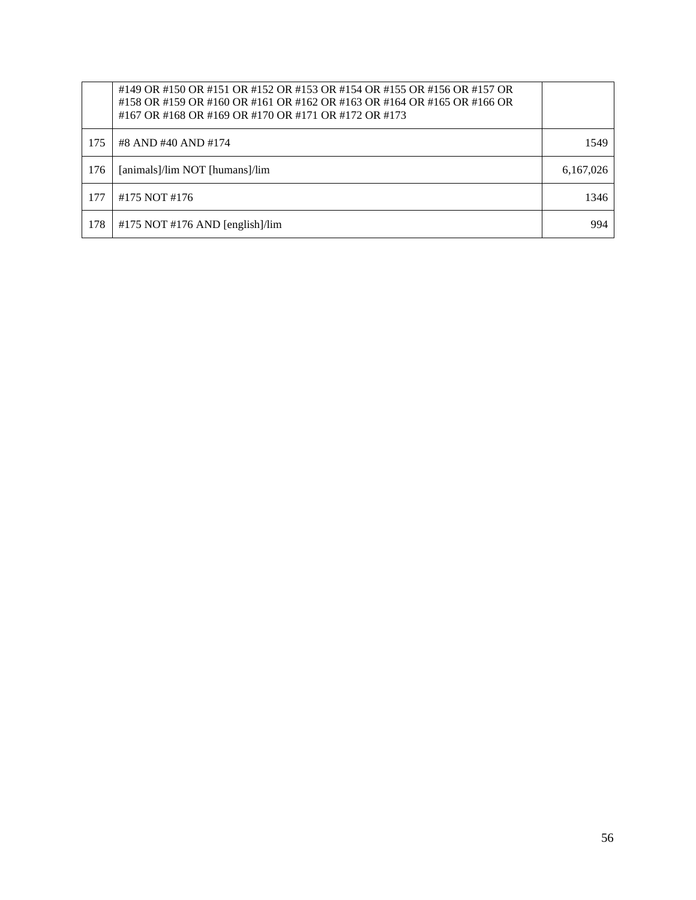| | | |
|---|---|---|
| | #149 OR #150 OR #151 OR #152 OR #153 OR #154 OR #155 OR #156 OR #157 OR #158 OR #159 OR #160 OR #161 OR #162 OR #163 OR #164 OR #165 OR #166 OR #167 OR #168 OR #169 OR #170 OR #171 OR #172 OR #173 | |
| 175 | #8 AND #40 AND #174 | 1549 |
| 176 | [animals]/lim NOT [humans]/lim | 6,167,026 |
| 177 | #175 NOT #176 | 1346 |
| 178 | #175 NOT #176 AND [english]/lim | 994 |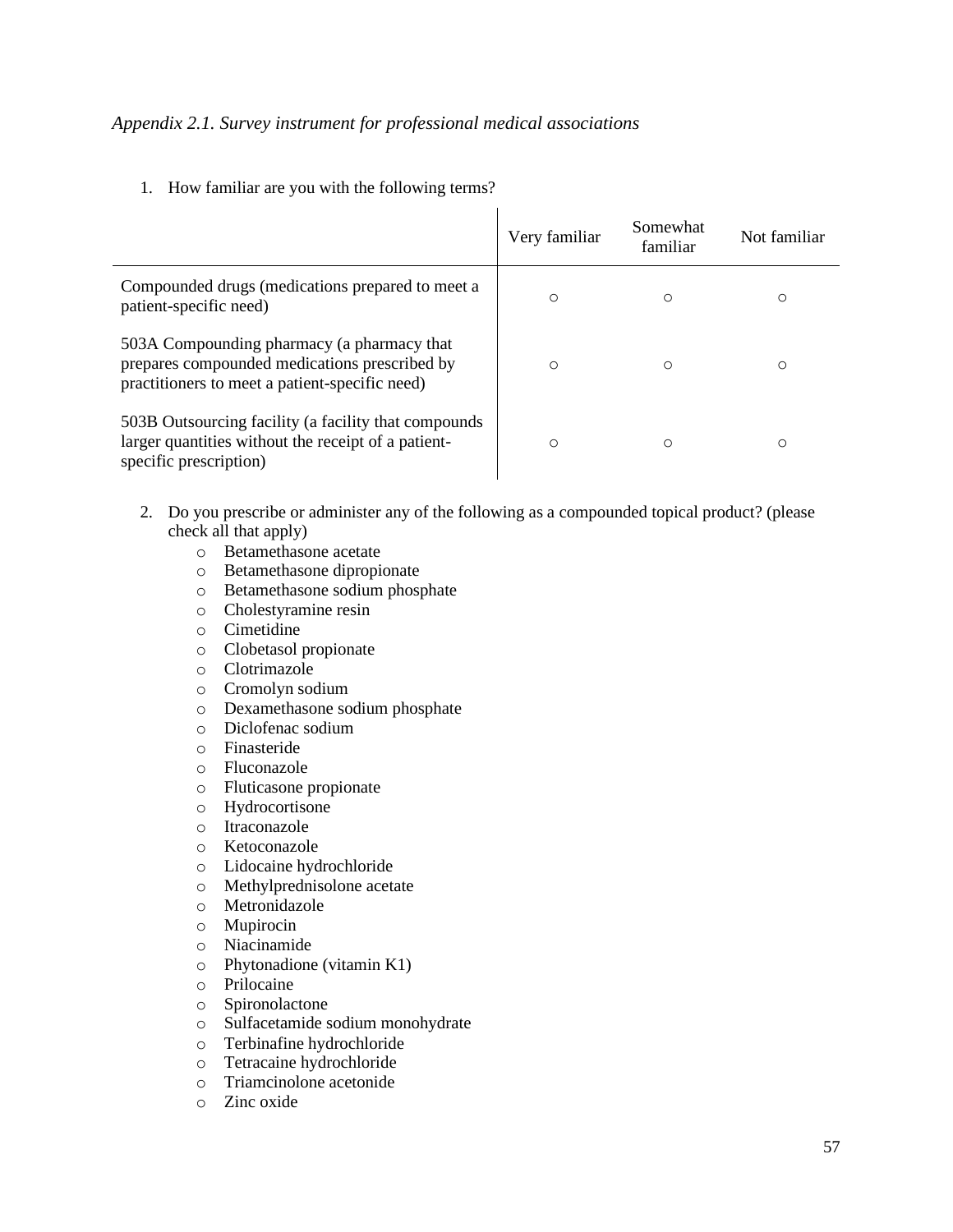*Appendix 2.1. Survey instrument for professional medical associations*

1. How familiar are you with the following terms?

| | Very familiar | Somewhat familiar | Not familiar |
|---|---|---|---|
| Compounded drugs (medications prepared to meet a patient-specific need) | ○ | ○ | ○ |
| 503A Compounding pharmacy (a pharmacy that prepares compounded medications prescribed by practitioners to meet a patient-specific need) | ○ | ○ | ○ |
| 503B Outsourcing facility (a facility that compounds larger quantities without the receipt of a patient-specific prescription) | ○ | ○ | ○ |

2. Do you prescribe or administer any of the following as a compounded topical product? (please check all that apply)
   - Betamethasone acetate
   - Betamethasone dipropionate
   - Betamethasone sodium phosphate
   - Cholestyramine resin
   - Cimetidine
   - Clobetasol propionate
   - Clotrimazole
   - Cromolyn sodium
   - Dexamethasone sodium phosphate
   - Diclofenac sodium
   - Finasteride
   - Fluconazole
   - Fluticasone propionate
   - Hydrocortisone
   - Itraconazole
   - Ketoconazole
   - Lidocaine hydrochloride
   - Methylprednisolone acetate
   - Metronidazole
   - Mupirocin
   - Niacinamide
   - Phytonadione (vitamin K1)
   - Prilocaine
   - Spironolactone
   - Sulfacetamide sodium monohydrate
   - Terbinafine hydrochloride
   - Tetracaine hydrochloride
   - Triamcinolone acetonide
   - Zinc oxide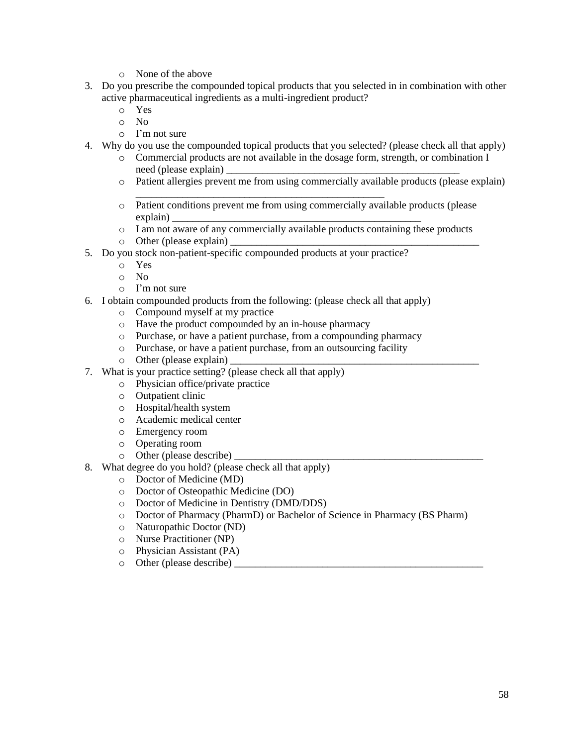- None of the above

3. Do you prescribe the compounded topical products that you selected in in combination with other active pharmaceutical ingredients as a multi-ingredient product?
    - Yes
    - No
    - I'm not sure
4. Why do you use the compounded topical products that you selected? (please check all that apply)
    - Commercial products are not available in the dosage form, strength, or combination I need (please explain) _____________________________________________
    - Patient allergies prevent me from using commercially available products (please explain) _________________________________________________
    - Patient conditions prevent me from using commercially available products (please explain) ________________________________________________
    - I am not aware of any commercially available products containing these products
    - Other (please explain) _________________________________________________
5. Do you stock non-patient-specific compounded products at your practice?
    - Yes
    - No
    - I'm not sure
6. I obtain compounded products from the following: (please check all that apply)
    - Compound myself at my practice
    - Have the product compounded by an in-house pharmacy
    - Purchase, or have a patient purchase, from a compounding pharmacy
    - Purchase, or have a patient purchase, from an outsourcing facility
    - Other (please explain) _________________________________________________
7. What is your practice setting? (please check all that apply)
    - Physician office/private practice
    - Outpatient clinic
    - Hospital/health system
    - Academic medical center
    - Emergency room
    - Operating room
    - Other (please describe) _________________________________________________
8. What degree do you hold? (please check all that apply)
    - Doctor of Medicine (MD)
    - Doctor of Osteopathic Medicine (DO)
    - Doctor of Medicine in Dentistry (DMD/DDS)
    - Doctor of Pharmacy (PharmD) or Bachelor of Science in Pharmacy (BS Pharm)
    - Naturopathic Doctor (ND)
    - Nurse Practitioner (NP)
    - Physician Assistant (PA)
    - Other (please describe) _________________________________________________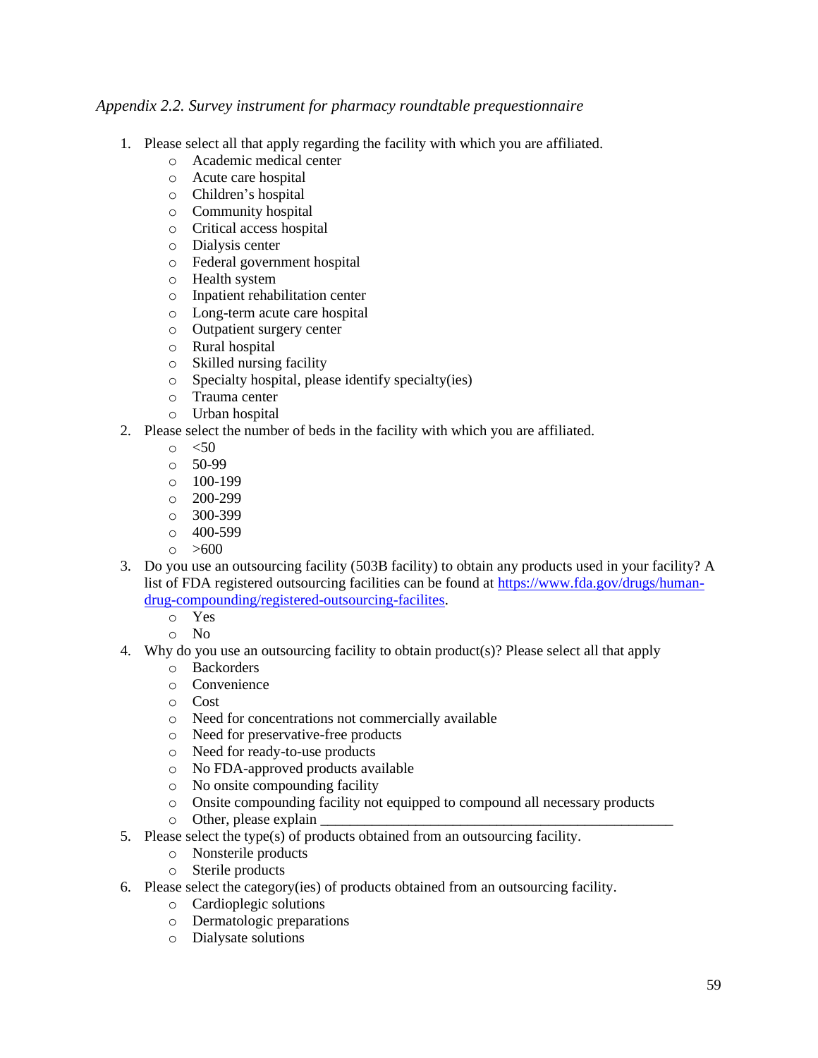*Appendix 2.2. Survey instrument for pharmacy roundtable prequestionnaire*

1. Please select all that apply regarding the facility with which you are affiliated.
    - Academic medical center
    - Acute care hospital
    - Children's hospital
    - Community hospital
    - Critical access hospital
    - Dialysis center
    - Federal government hospital
    - Health system
    - Inpatient rehabilitation center
    - Long-term acute care hospital
    - Outpatient surgery center
    - Rural hospital
    - Skilled nursing facility
    - Specialty hospital, please identify specialty(ies)
    - Trauma center
    - Urban hospital
2. Please select the number of beds in the facility with which you are affiliated.
    - <50
    - 50-99
    - 100-199
    - 200-299
    - 300-399
    - 400-599
    - >600
3. Do you use an outsourcing facility (503B facility) to obtain any products used in your facility? A list of FDA registered outsourcing facilities can be found at [https://www.fda.gov/drugs/human-drug-compounding/registered-outsourcing-facilites](https://www.fda.gov/drugs/human-drug-compounding/registered-outsourcing-facilites).
    - Yes
    - No
4. Why do you use an outsourcing facility to obtain product(s)? Please select all that apply
    - Backorders
    - Convenience
    - Cost
    - Need for concentrations not commercially available
    - Need for preservative-free products
    - Need for ready-to-use products
    - No FDA-approved products available
    - No onsite compounding facility
    - Onsite compounding facility not equipped to compound all necessary products
    - Other, please explain ___________________________________________________
5. Please select the type(s) of products obtained from an outsourcing facility.
    - Nonsterile products
    - Sterile products
6. Please select the category(ies) of products obtained from an outsourcing facility.
    - Cardioplegic solutions
    - Dermatologic preparations
    - Dialysate solutions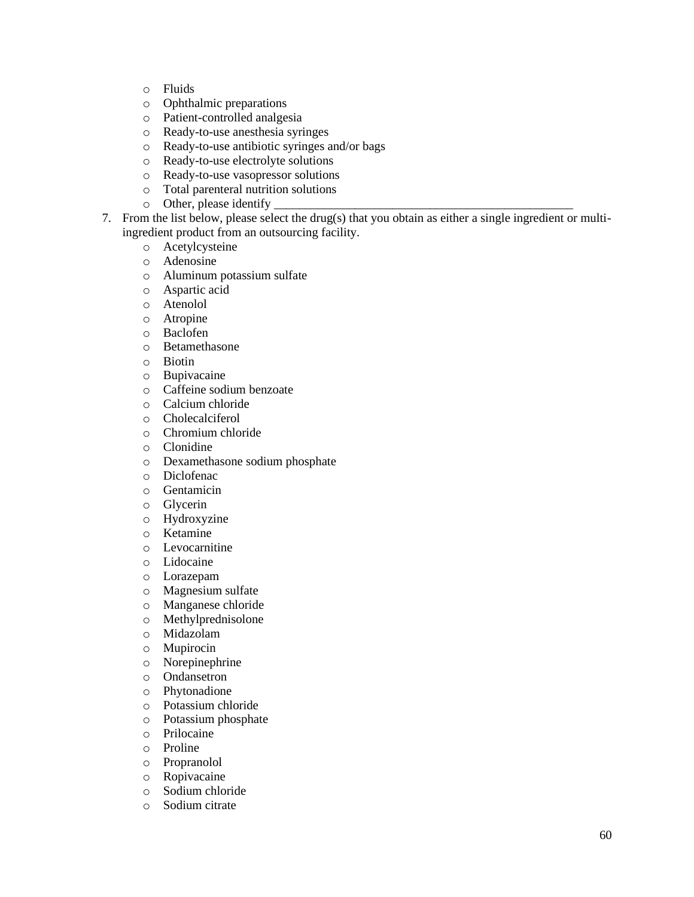- Fluids
- Ophthalmic preparations
- Patient-controlled analgesia
- Ready-to-use anesthesia syringes
- Ready-to-use antibiotic syringes and/or bags
- Ready-to-use electrolyte solutions
- Ready-to-use vasopressor solutions
- Total parenteral nutrition solutions
- Other, please identify _______________________________________________

7. From the list below, please select the drug(s) that you obtain as either a single ingredient or multi-ingredient product from an outsourcing facility.
   - Acetylcysteine
   - Adenosine
   - Aluminum potassium sulfate
   - Aspartic acid
   - Atenolol
   - Atropine
   - Baclofen
   - Betamethasone
   - Biotin
   - Bupivacaine
   - Caffeine sodium benzoate
   - Calcium chloride
   - Cholecalciferol
   - Chromium chloride
   - Clonidine
   - Dexamethasone sodium phosphate
   - Diclofenac
   - Gentamicin
   - Glycerin
   - Hydroxyzine
   - Ketamine
   - Levocarnitine
   - Lidocaine
   - Lorazepam
   - Magnesium sulfate
   - Manganese chloride
   - Methylprednisolone
   - Midazolam
   - Mupirocin
   - Norepinephrine
   - Ondansetron
   - Phytonadione
   - Potassium chloride
   - Potassium phosphate
   - Prilocaine
   - Proline
   - Propranolol
   - Ropivacaine
   - Sodium chloride
   - Sodium citrate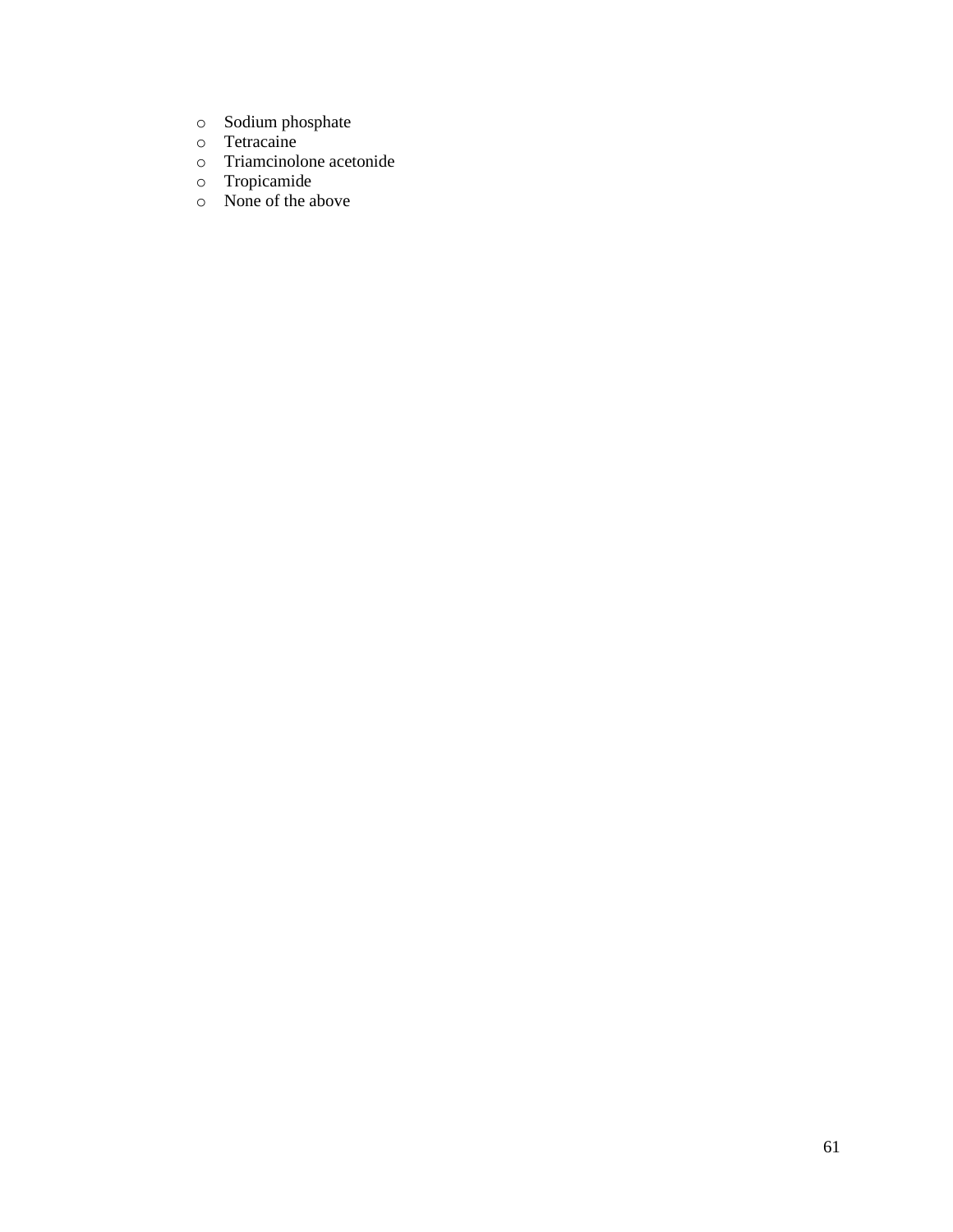- Sodium phosphate
- Tetracaine
- Triamcinolone acetonide
- Tropicamide
- None of the above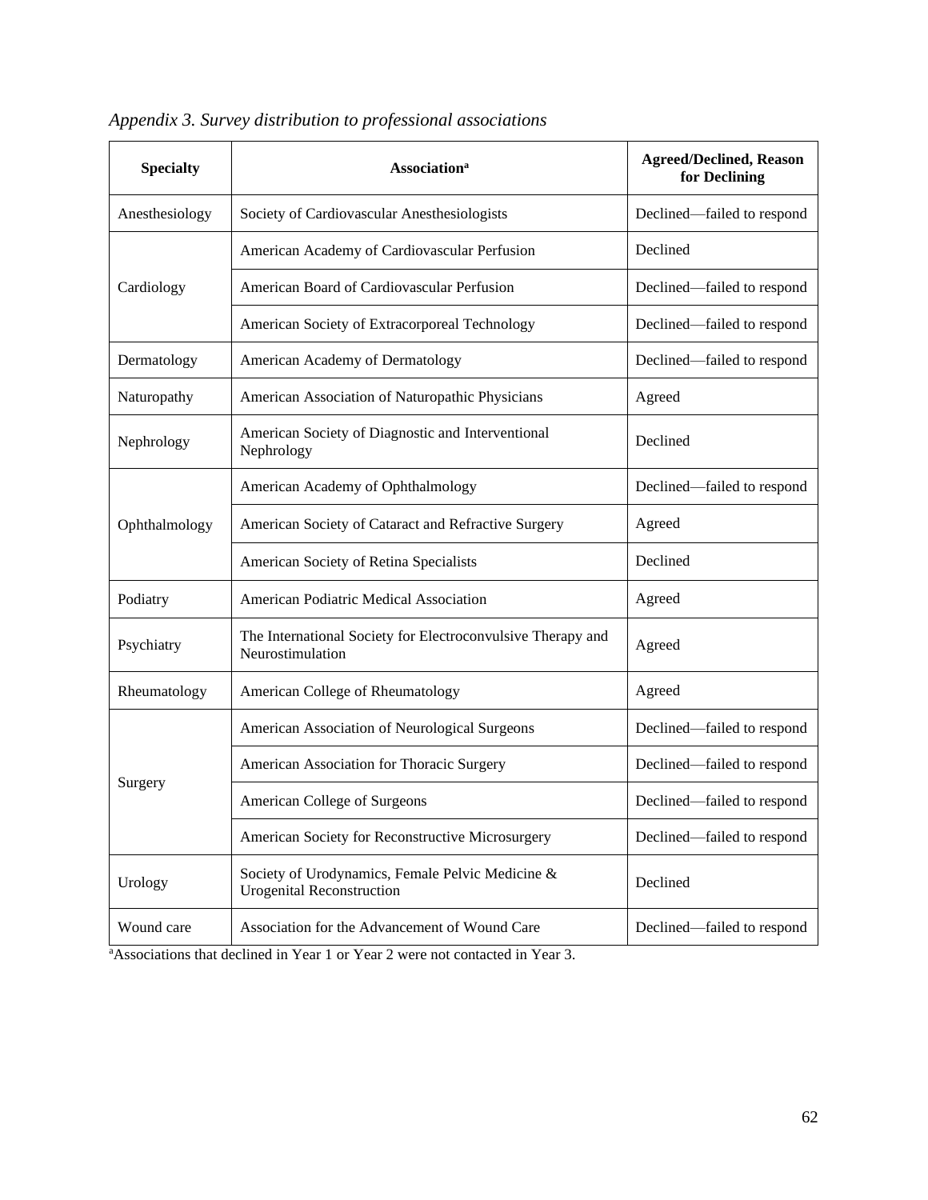*Appendix 3. Survey distribution to professional associations*

| Specialty | Association[a] | Agreed/Declined, Reason for Declining |
|---|---|---|
| Anesthesiology | Society of Cardiovascular Anesthesiologists | Declined—failed to respond |
| Cardiology | American Academy of Cardiovascular Perfusion | Declined |
| | American Board of Cardiovascular Perfusion | Declined—failed to respond |
| | American Society of Extracorporeal Technology | Declined—failed to respond |
| Dermatology | American Academy of Dermatology | Declined—failed to respond |
| Naturopathy | American Association of Naturopathic Physicians | Agreed |
| Nephrology | American Society of Diagnostic and Interventional Nephrology | Declined |
| Ophthalmology | American Academy of Ophthalmology | Declined—failed to respond |
| | American Society of Cataract and Refractive Surgery | Agreed |
| | American Society of Retina Specialists | Declined |
| Podiatry | American Podiatric Medical Association | Agreed |
| Psychiatry | The International Society for Electroconvulsive Therapy and Neurostimulation | Agreed |
| Rheumatology | American College of Rheumatology | Agreed |
| Surgery | American Association of Neurological Surgeons | Declined—failed to respond |
| | American Association for Thoracic Surgery | Declined—failed to respond |
| | American College of Surgeons | Declined—failed to respond |
| | American Society for Reconstructive Microsurgery | Declined—failed to respond |
| Urology | Society of Urodynamics, Female Pelvic Medicine & Urogenital Reconstruction | Declined |
| Wound care | Association for the Advancement of Wound Care | Declined—failed to respond |

[a]Associations that declined in Year 1 or Year 2 were not contacted in Year 3.